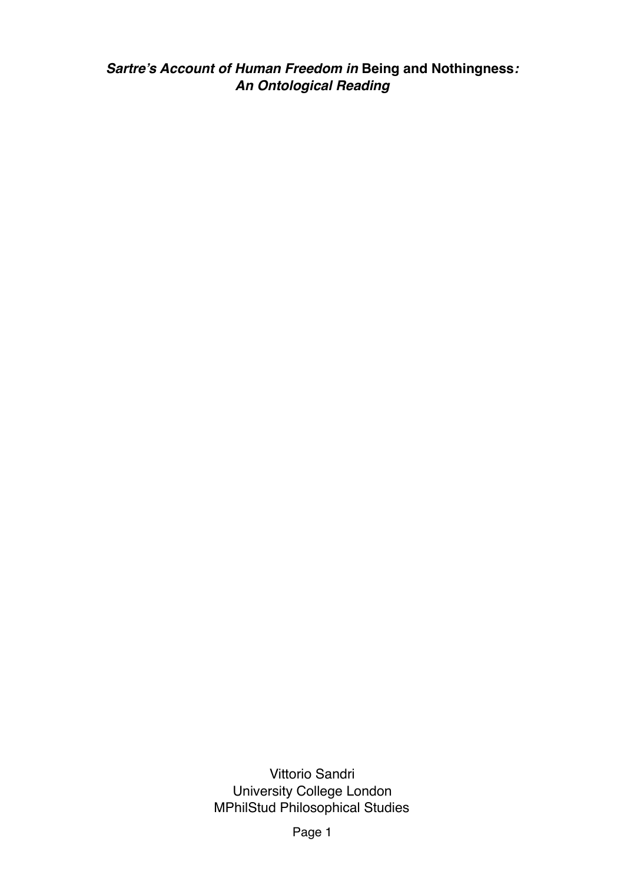# *Sartre's Account of Human Freedom in* **Being and Nothingness***: An Ontological Reading*

Vittorio Sandri
University College London
MPhilStud Philosophical Studies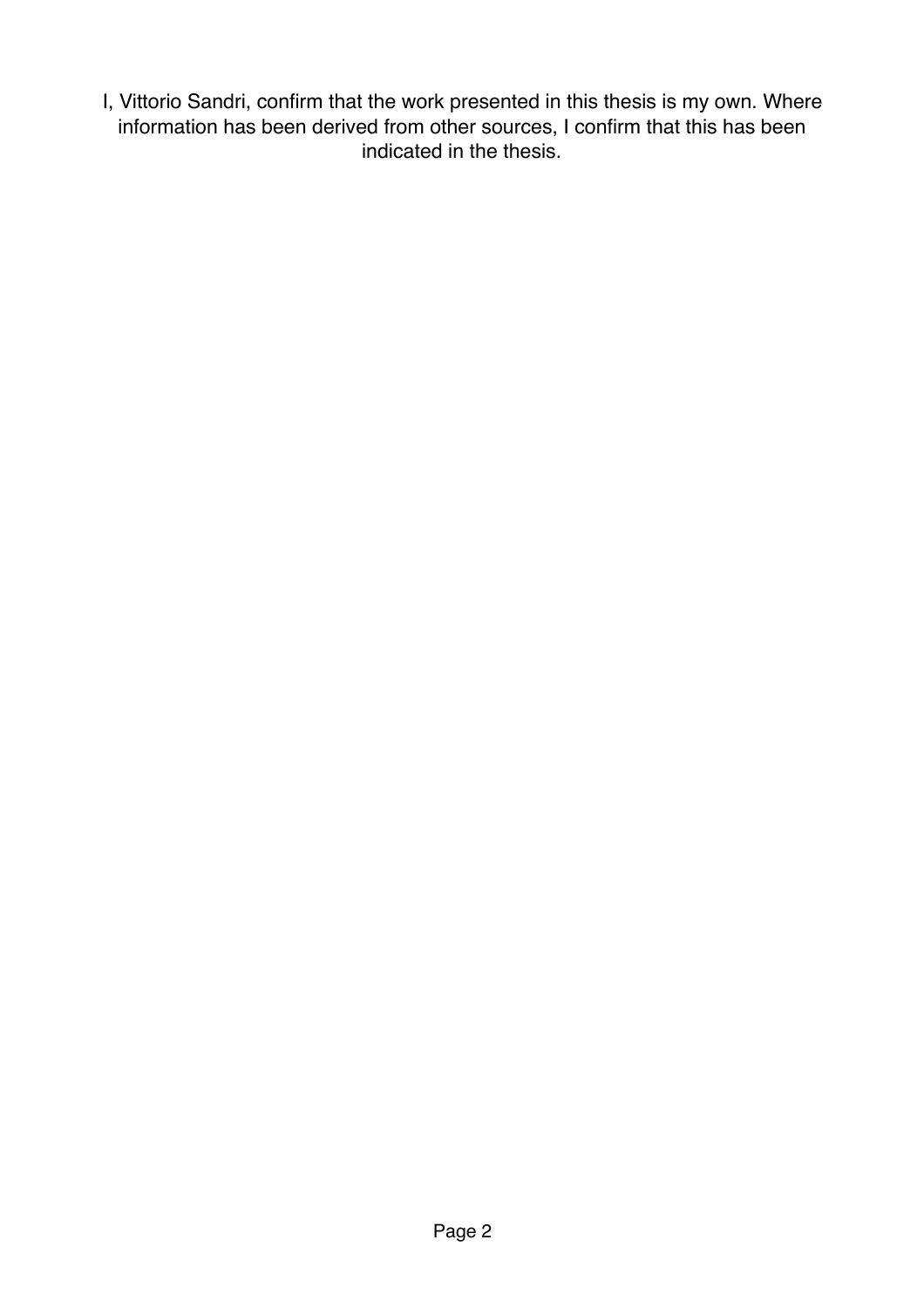I, Vittorio Sandri, confirm that the work presented in this thesis is my own. Where information has been derived from other sources, I confirm that this has been indicated in the thesis.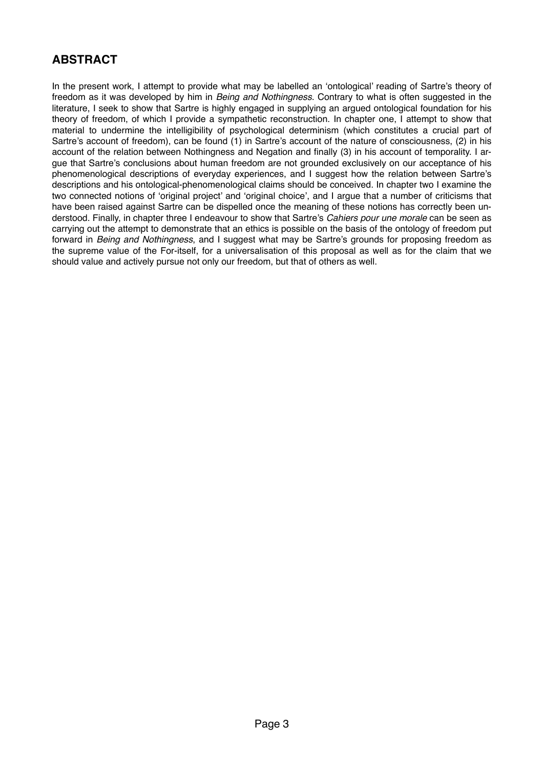## ABSTRACT

In the present work, I attempt to provide what may be labelled an 'ontological' reading of Sartre's theory of freedom as it was developed by him in *Being and Nothingness*. Contrary to what is often suggested in the literature, I seek to show that Sartre is highly engaged in supplying an argued ontological foundation for his theory of freedom, of which I provide a sympathetic reconstruction. In chapter one, I attempt to show that material to undermine the intelligibility of psychological determinism (which constitutes a crucial part of Sartre's account of freedom), can be found (1) in Sartre's account of the nature of consciousness, (2) in his account of the relation between Nothingness and Negation and finally (3) in his account of temporality. I argue that Sartre's conclusions about human freedom are not grounded exclusively on our acceptance of his phenomenological descriptions of everyday experiences, and I suggest how the relation between Sartre's descriptions and his ontological-phenomenological claims should be conceived. In chapter two I examine the two connected notions of 'original project' and 'original choice', and I argue that a number of criticisms that have been raised against Sartre can be dispelled once the meaning of these notions has correctly been understood. Finally, in chapter three I endeavour to show that Sartre's *Cahiers pour une morale* can be seen as carrying out the attempt to demonstrate that an ethics is possible on the basis of the ontology of freedom put forward in *Being and Nothingness*, and I suggest what may be Sartre's grounds for proposing freedom as the supreme value of the For-itself, for a universalisation of this proposal as well as for the claim that we should value and actively pursue not only our freedom, but that of others as well.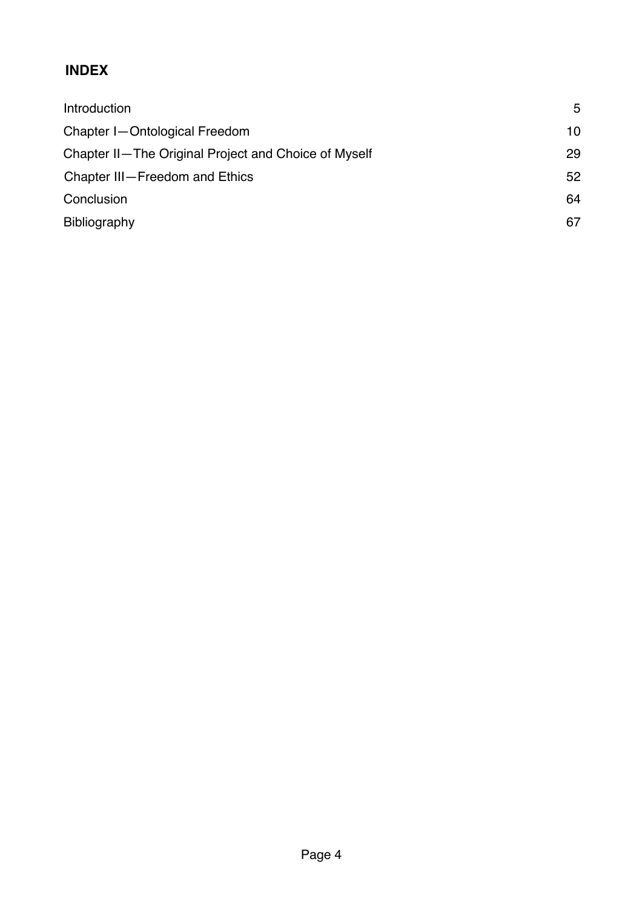## INDEX

| | |
|---|---|
| Introduction | 5 |
| Chapter I—Ontological Freedom | 10 |
| Chapter II—The Original Project and Choice of Myself | 29 |
| Chapter III—Freedom and Ethics | 52 |
| Conclusion | 64 |
| Bibliography | 67 |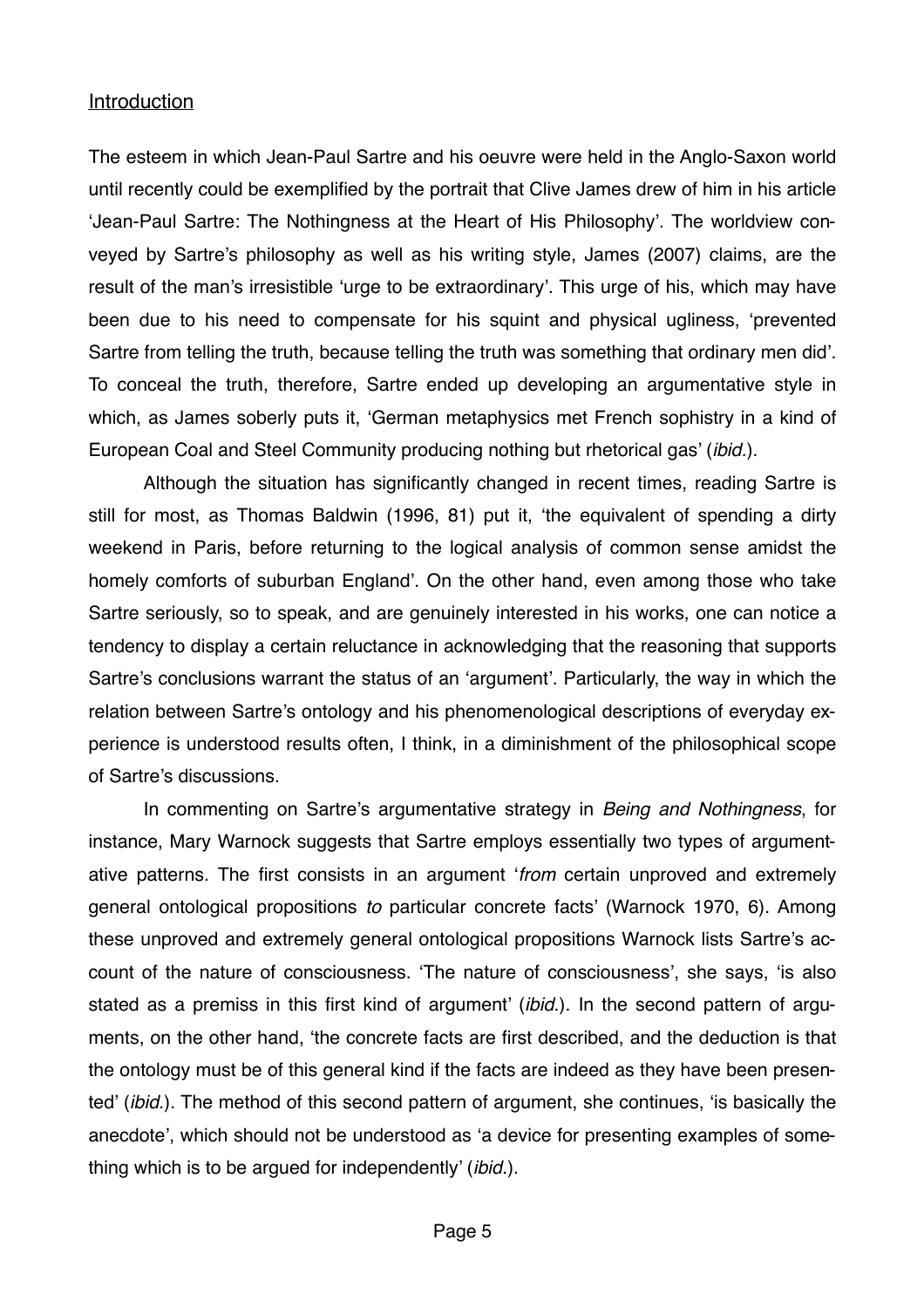## Introduction

The esteem in which Jean-Paul Sartre and his oeuvre were held in the Anglo-Saxon world until recently could be exemplified by the portrait that Clive James drew of him in his article 'Jean-Paul Sartre: The Nothingness at the Heart of His Philosophy'. The worldview conveyed by Sartre's philosophy as well as his writing style, James (2007) claims, are the result of the man's irresistible 'urge to be extraordinary'. This urge of his, which may have been due to his need to compensate for his squint and physical ugliness, 'prevented Sartre from telling the truth, because telling the truth was something that ordinary men did'. To conceal the truth, therefore, Sartre ended up developing an argumentative style in which, as James soberly puts it, 'German metaphysics met French sophistry in a kind of European Coal and Steel Community producing nothing but rhetorical gas' (*ibid.*).

Although the situation has significantly changed in recent times, reading Sartre is still for most, as Thomas Baldwin (1996, 81) put it, 'the equivalent of spending a dirty weekend in Paris, before returning to the logical analysis of common sense amidst the homely comforts of suburban England'. On the other hand, even among those who take Sartre seriously, so to speak, and are genuinely interested in his works, one can notice a tendency to display a certain reluctance in acknowledging that the reasoning that supports Sartre's conclusions warrant the status of an 'argument'. Particularly, the way in which the relation between Sartre's ontology and his phenomenological descriptions of everyday experience is understood results often, I think, in a diminishment of the philosophical scope of Sartre's discussions.

In commenting on Sartre's argumentative strategy in *Being and Nothingness*, for instance, Mary Warnock suggests that Sartre employs essentially two types of argumentative patterns. The first consists in an argument '*from* certain unproved and extremely general ontological propositions *to* particular concrete facts' (Warnock 1970, 6). Among these unproved and extremely general ontological propositions Warnock lists Sartre's account of the nature of consciousness. 'The nature of consciousness', she says, 'is also stated as a premiss in this first kind of argument' (*ibid.*). In the second pattern of arguments, on the other hand, 'the concrete facts are first described, and the deduction is that the ontology must be of this general kind if the facts are indeed as they have been presented' (*ibid.*). The method of this second pattern of argument, she continues, 'is basically the anecdote', which should not be understood as 'a device for presenting examples of something which is to be argued for independently' (*ibid.*).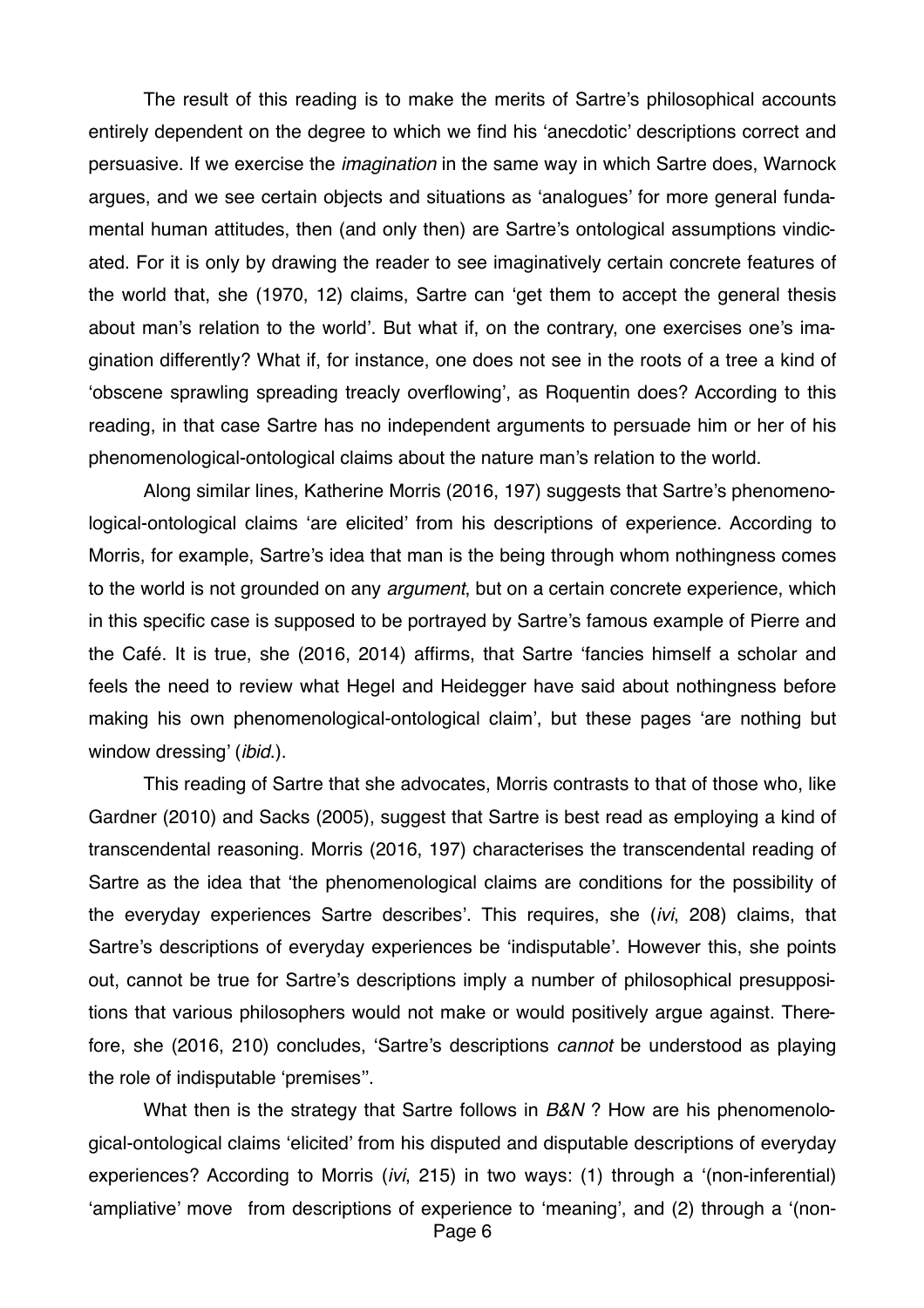The result of this reading is to make the merits of Sartre's philosophical accounts entirely dependent on the degree to which we find his 'anecdotic' descriptions correct and persuasive. If we exercise the *imagination* in the same way in which Sartre does, Warnock argues, and we see certain objects and situations as 'analogues' for more general fundamental human attitudes, then (and only then) are Sartre's ontological assumptions vindicated. For it is only by drawing the reader to see imaginatively certain concrete features of the world that, she (1970, 12) claims, Sartre can 'get them to accept the general thesis about man's relation to the world'. But what if, on the contrary, one exercises one's imagination differently? What if, for instance, one does not see in the roots of a tree a kind of 'obscene sprawling spreading treacly overflowing', as Roquentin does? According to this reading, in that case Sartre has no independent arguments to persuade him or her of his phenomenological-ontological claims about the nature man's relation to the world.

Along similar lines, Katherine Morris (2016, 197) suggests that Sartre's phenomenological-ontological claims 'are elicited' from his descriptions of experience. According to Morris, for example, Sartre's idea that man is the being through whom nothingness comes to the world is not grounded on any *argument*, but on a certain concrete experience, which in this specific case is supposed to be portrayed by Sartre's famous example of Pierre and the Café. It is true, she (2016, 2014) affirms, that Sartre 'fancies himself a scholar and feels the need to review what Hegel and Heidegger have said about nothingness before making his own phenomenological-ontological claim', but these pages 'are nothing but window dressing' (*ibid.*).

This reading of Sartre that she advocates, Morris contrasts to that of those who, like Gardner (2010) and Sacks (2005), suggest that Sartre is best read as employing a kind of transcendental reasoning. Morris (2016, 197) characterises the transcendental reading of Sartre as the idea that 'the phenomenological claims are conditions for the possibility of the everyday experiences Sartre describes'. This requires, she (*ivi*, 208) claims, that Sartre's descriptions of everyday experiences be 'indisputable'. However this, she points out, cannot be true for Sartre's descriptions imply a number of philosophical presuppositions that various philosophers would not make or would positively argue against. Therefore, she (2016, 210) concludes, 'Sartre's descriptions *cannot* be understood as playing the role of indisputable 'premises''.

What then is the strategy that Sartre follows in *B&N* ? How are his phenomenological-ontological claims 'elicited' from his disputed and disputable descriptions of everyday experiences? According to Morris (*ivi*, 215) in two ways: (1) through a '(non-inferential) 'ampliative' move from descriptions of experience to 'meaning', and (2) through a '(non-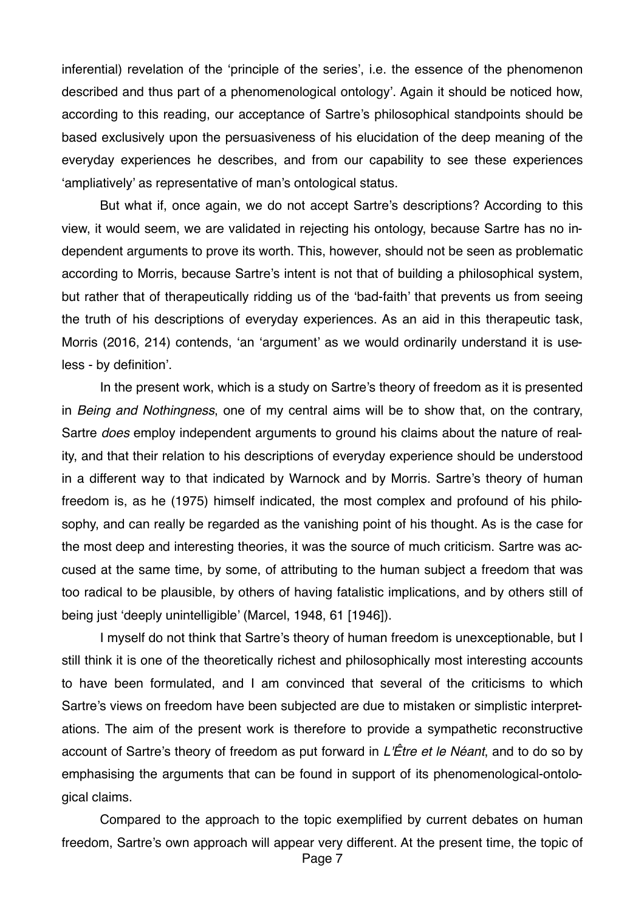inferential) revelation of the 'principle of the series', i.e. the essence of the phenomenon described and thus part of a phenomenological ontology'. Again it should be noticed how, according to this reading, our acceptance of Sartre's philosophical standpoints should be based exclusively upon the persuasiveness of his elucidation of the deep meaning of the everyday experiences he describes, and from our capability to see these experiences 'ampliatively' as representative of man's ontological status.

But what if, once again, we do not accept Sartre's descriptions? According to this view, it would seem, we are validated in rejecting his ontology, because Sartre has no independent arguments to prove its worth. This, however, should not be seen as problematic according to Morris, because Sartre's intent is not that of building a philosophical system, but rather that of therapeutically ridding us of the 'bad-faith' that prevents us from seeing the truth of his descriptions of everyday experiences. As an aid in this therapeutic task, Morris (2016, 214) contends, 'an 'argument' as we would ordinarily understand it is useless - by definition'.

In the present work, which is a study on Sartre's theory of freedom as it is presented in *Being and Nothingness*, one of my central aims will be to show that, on the contrary, Sartre *does* employ independent arguments to ground his claims about the nature of reality, and that their relation to his descriptions of everyday experience should be understood in a different way to that indicated by Warnock and by Morris. Sartre's theory of human freedom is, as he (1975) himself indicated, the most complex and profound of his philosophy, and can really be regarded as the vanishing point of his thought. As is the case for the most deep and interesting theories, it was the source of much criticism. Sartre was accused at the same time, by some, of attributing to the human subject a freedom that was too radical to be plausible, by others of having fatalistic implications, and by others still of being just 'deeply unintelligible' (Marcel, 1948, 61 [1946]).

I myself do not think that Sartre's theory of human freedom is unexceptionable, but I still think it is one of the theoretically richest and philosophically most interesting accounts to have been formulated, and I am convinced that several of the criticisms to which Sartre's views on freedom have been subjected are due to mistaken or simplistic interpretations. The aim of the present work is therefore to provide a sympathetic reconstructive account of Sartre's theory of freedom as put forward in *L'Être et le Néant*, and to do so by emphasising the arguments that can be found in support of its phenomenological-ontological claims.

Compared to the approach to the topic exemplified by current debates on human freedom, Sartre's own approach will appear very different. At the present time, the topic of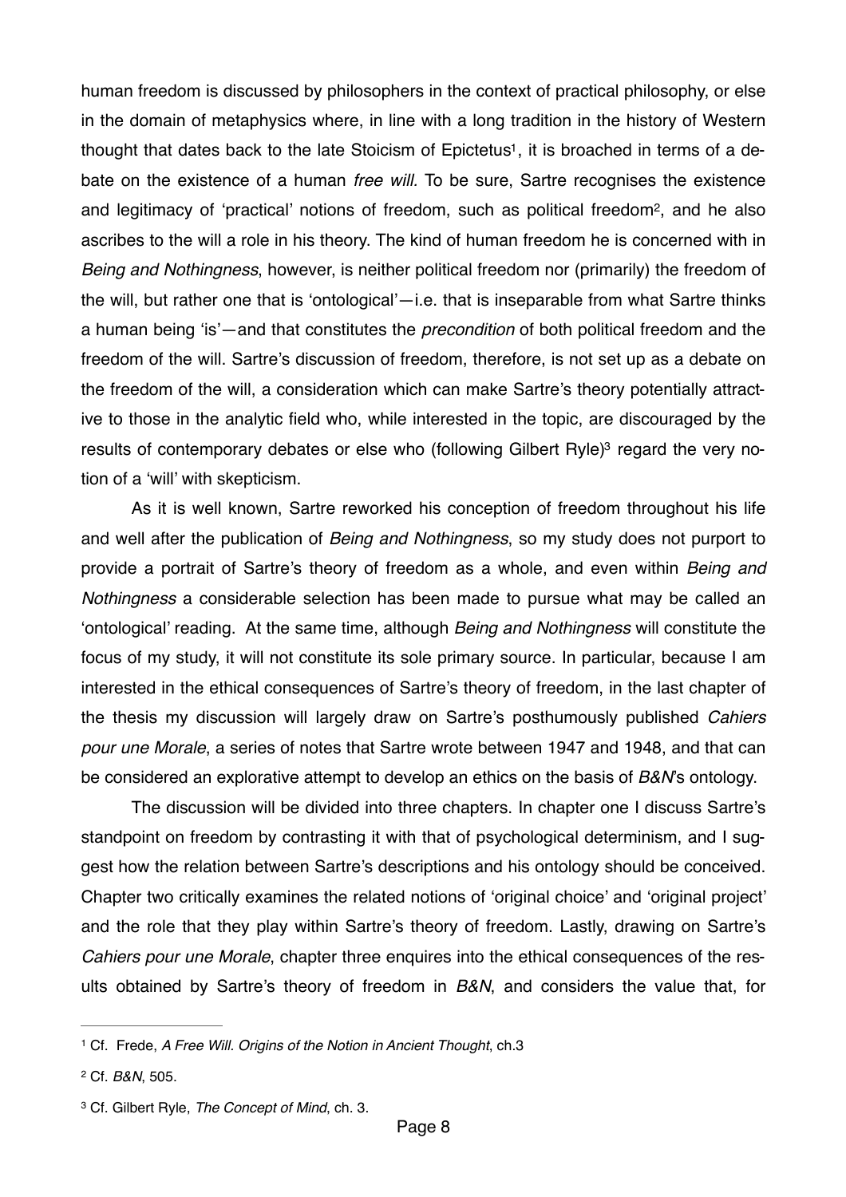human freedom is discussed by philosophers in the context of practical philosophy, or else in the domain of metaphysics where, in line with a long tradition in the history of Western thought that dates back to the late Stoicism of Epictetus[1], it is broached in terms of a debate on the existence of a human *free will.* To be sure, Sartre recognises the existence and legitimacy of 'practical' notions of freedom, such as political freedom[2], and he also ascribes to the will a role in his theory. The kind of human freedom he is concerned with in *Being and Nothingness*, however, is neither political freedom nor (primarily) the freedom of the will, but rather one that is 'ontological'—i.e. that is inseparable from what Sartre thinks a human being 'is'—and that constitutes the *precondition* of both political freedom and the freedom of the will. Sartre's discussion of freedom, therefore, is not set up as a debate on the freedom of the will, a consideration which can make Sartre's theory potentially attractive to those in the analytic field who, while interested in the topic, are discouraged by the results of contemporary debates or else who (following Gilbert Ryle)[3] regard the very notion of a 'will' with skepticism.

As it is well known, Sartre reworked his conception of freedom throughout his life and well after the publication of *Being and Nothingness*, so my study does not purport to provide a portrait of Sartre's theory of freedom as a whole, and even within *Being and Nothingness* a considerable selection has been made to pursue what may be called an 'ontological' reading. At the same time, although *Being and Nothingness* will constitute the focus of my study, it will not constitute its sole primary source. In particular, because I am interested in the ethical consequences of Sartre's theory of freedom, in the last chapter of the thesis my discussion will largely draw on Sartre's posthumously published *Cahiers pour une Morale*, a series of notes that Sartre wrote between 1947 and 1948, and that can be considered an explorative attempt to develop an ethics on the basis of *B&N*'s ontology.

The discussion will be divided into three chapters. In chapter one I discuss Sartre's standpoint on freedom by contrasting it with that of psychological determinism, and I suggest how the relation between Sartre's descriptions and his ontology should be conceived. Chapter two critically examines the related notions of 'original choice' and 'original project' and the role that they play within Sartre's theory of freedom. Lastly, drawing on Sartre's *Cahiers pour une Morale*, chapter three enquires into the ethical consequences of the results obtained by Sartre's theory of freedom in *B&N*, and considers the value that, for

---

[1] Cf. Frede, *A Free Will. Origins of the Notion in Ancient Thought*, ch.3

[2] Cf. *B&N*, 505.

[3] Cf. Gilbert Ryle, *The Concept of Mind*, ch. 3.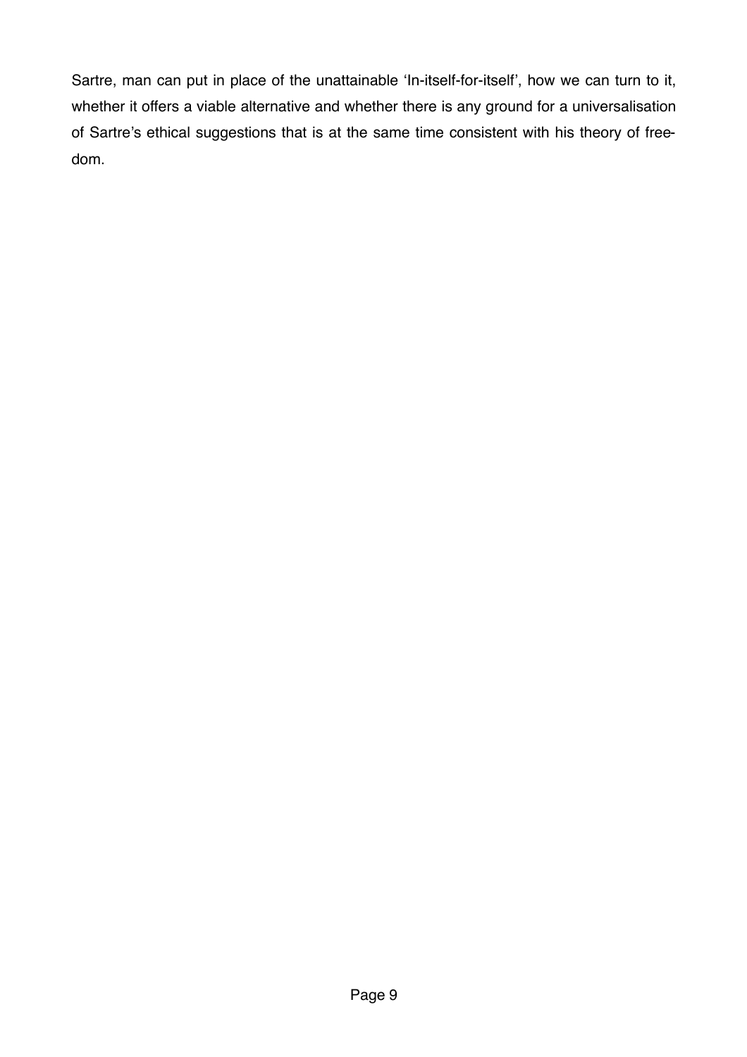Sartre, man can put in place of the unattainable 'In-itself-for-itself', how we can turn to it, whether it offers a viable alternative and whether there is any ground for a universalisation of Sartre's ethical suggestions that is at the same time consistent with his theory of freedom.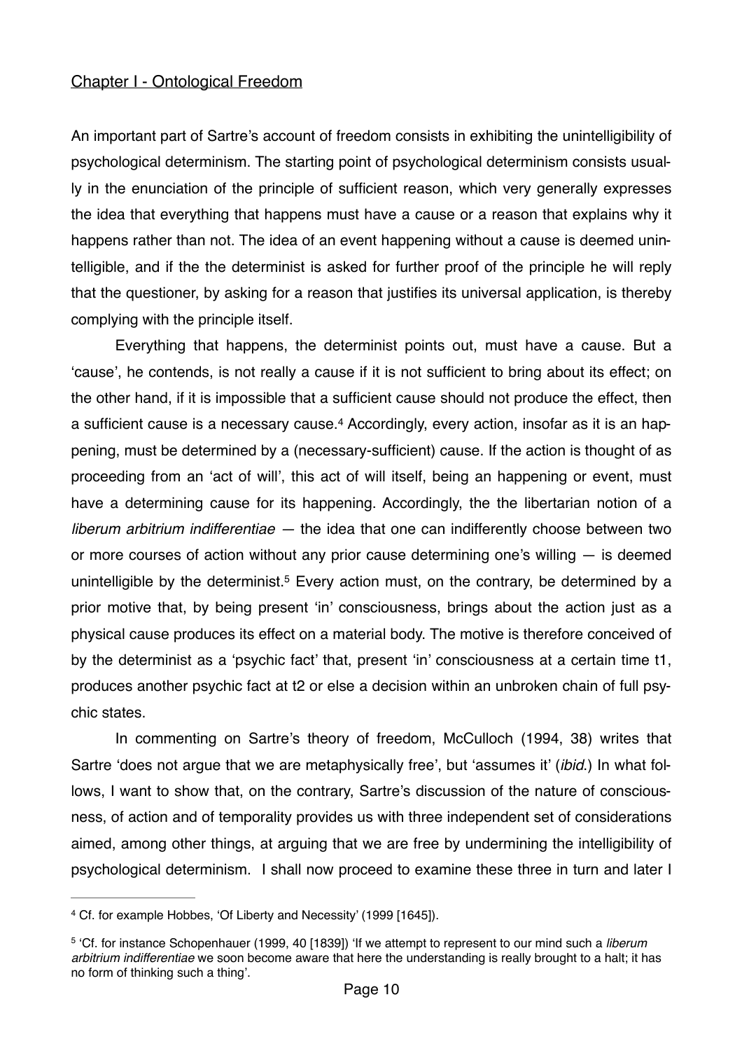## Chapter I - Ontological Freedom

An important part of Sartre's account of freedom consists in exhibiting the unintelligibility of psychological determinism. The starting point of psychological determinism consists usually in the enunciation of the principle of sufficient reason, which very generally expresses the idea that everything that happens must have a cause or a reason that explains why it happens rather than not. The idea of an event happening without a cause is deemed unintelligible, and if the the determinist is asked for further proof of the principle he will reply that the questioner, by asking for a reason that justifies its universal application, is thereby complying with the principle itself.

Everything that happens, the determinist points out, must have a cause. But a 'cause', he contends, is not really a cause if it is not sufficient to bring about its effect; on the other hand, if it is impossible that a sufficient cause should not produce the effect, then a sufficient cause is a necessary cause.[4] Accordingly, every action, insofar as it is an happening, must be determined by a (necessary-sufficient) cause. If the action is thought of as proceeding from an 'act of will', this act of will itself, being an happening or event, must have a determining cause for its happening. Accordingly, the the libertarian notion of a *liberum arbitrium indifferentiae* — the idea that one can indifferently choose between two or more courses of action without any prior cause determining one's willing — is deemed unintelligible by the determinist.[5] Every action must, on the contrary, be determined by a prior motive that, by being present 'in' consciousness, brings about the action just as a physical cause produces its effect on a material body. The motive is therefore conceived of by the determinist as a 'psychic fact' that, present 'in' consciousness at a certain time t1, produces another psychic fact at t2 or else a decision within an unbroken chain of full psychic states.

In commenting on Sartre's theory of freedom, McCulloch (1994, 38) writes that Sartre 'does not argue that we are metaphysically free', but 'assumes it' (*ibid.*) In what follows, I want to show that, on the contrary, Sartre's discussion of the nature of consciousness, of action and of temporality provides us with three independent set of considerations aimed, among other things, at arguing that we are free by undermining the intelligibility of psychological determinism. I shall now proceed to examine these three in turn and later I

---

[4] Cf. for example Hobbes, 'Of Liberty and Necessity' (1999 [1645]).

[5] 'Cf. for instance Schopenhauer (1999, 40 [1839]) 'If we attempt to represent to our mind such a *liberum arbitrium indifferentiae* we soon become aware that here the understanding is really brought to a halt; it has no form of thinking such a thing'.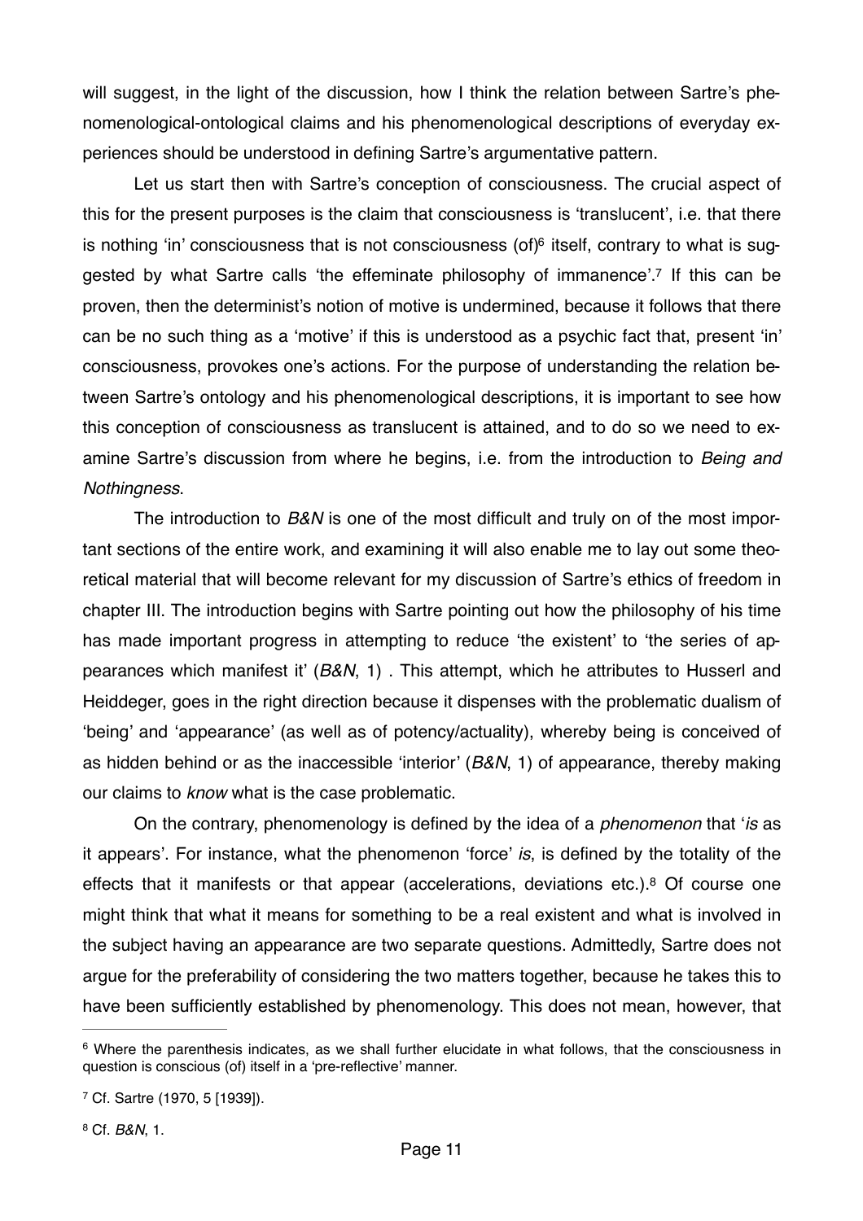will suggest, in the light of the discussion, how I think the relation between Sartre's phenomenological-ontological claims and his phenomenological descriptions of everyday experiences should be understood in defining Sartre's argumentative pattern.

Let us start then with Sartre's conception of consciousness. The crucial aspect of this for the present purposes is the claim that consciousness is 'translucent', i.e. that there is nothing 'in' consciousness that is not consciousness (of)[6] itself, contrary to what is suggested by what Sartre calls 'the effeminate philosophy of immanence'.[7] If this can be proven, then the determinist's notion of motive is undermined, because it follows that there can be no such thing as a 'motive' if this is understood as a psychic fact that, present 'in' consciousness, provokes one's actions. For the purpose of understanding the relation between Sartre's ontology and his phenomenological descriptions, it is important to see how this conception of consciousness as translucent is attained, and to do so we need to examine Sartre's discussion from where he begins, i.e. from the introduction to *Being and Nothingness*.

The introduction to *B&N* is one of the most difficult and truly on of the most important sections of the entire work, and examining it will also enable me to lay out some theoretical material that will become relevant for my discussion of Sartre's ethics of freedom in chapter III. The introduction begins with Sartre pointing out how the philosophy of his time has made important progress in attempting to reduce 'the existent' to 'the series of appearances which manifest it' (*B&N*, 1) . This attempt, which he attributes to Husserl and Heiddeger, goes in the right direction because it dispenses with the problematic dualism of 'being' and 'appearance' (as well as of potency/actuality), whereby being is conceived of as hidden behind or as the inaccessible 'interior' (*B&N*, 1) of appearance, thereby making our claims to *know* what is the case problematic.

On the contrary, phenomenology is defined by the idea of a *phenomenon* that '*is* as it appears'. For instance, what the phenomenon 'force' *is*, is defined by the totality of the effects that it manifests or that appear (accelerations, deviations etc.).[8] Of course one might think that what it means for something to be a real existent and what is involved in the subject having an appearance are two separate questions. Admittedly, Sartre does not argue for the preferability of considering the two matters together, because he takes this to have been sufficiently established by phenomenology. This does not mean, however, that

---

[6] Where the parenthesis indicates, as we shall further elucidate in what follows, that the consciousness in question is conscious (of) itself in a 'pre-reflective' manner.

[7] Cf. Sartre (1970, 5 [1939]).

[8] Cf. *B&N*, 1.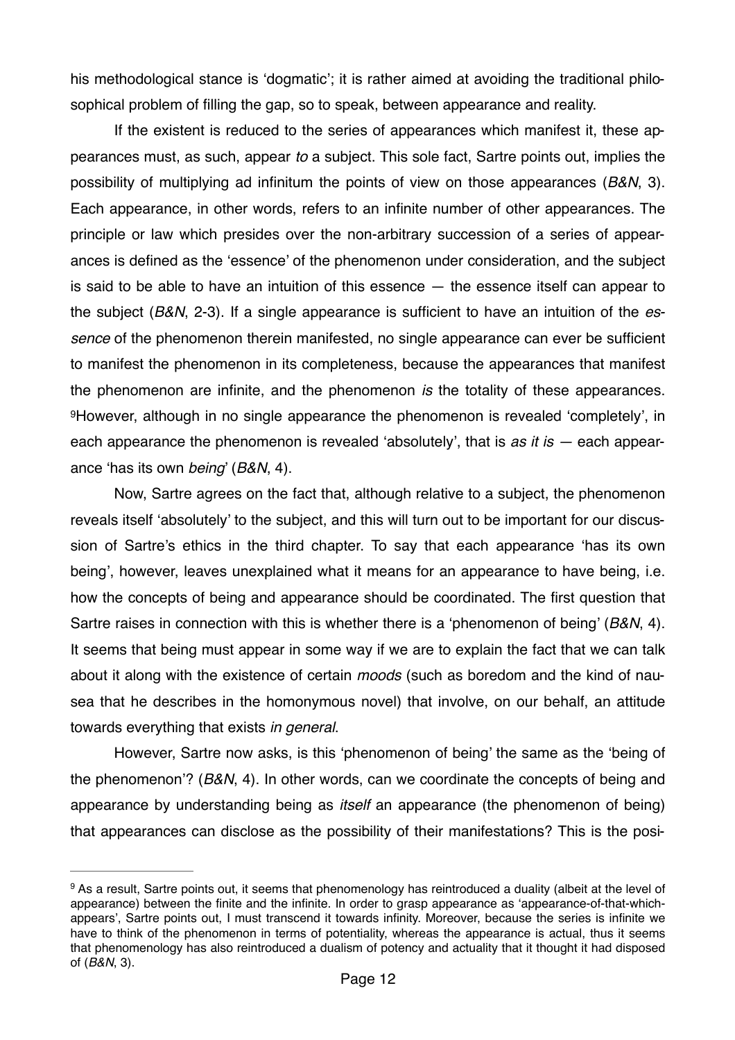his methodological stance is 'dogmatic'; it is rather aimed at avoiding the traditional philosophical problem of filling the gap, so to speak, between appearance and reality.

If the existent is reduced to the series of appearances which manifest it, these appearances must, as such, appear *to* a subject. This sole fact, Sartre points out, implies the possibility of multiplying ad infinitum the points of view on those appearances (*B&N*, 3). Each appearance, in other words, refers to an infinite number of other appearances. The principle or law which presides over the non-arbitrary succession of a series of appearances is defined as the 'essence' of the phenomenon under consideration, and the subject is said to be able to have an intuition of this essence — the essence itself can appear to the subject (*B&N*, 2-3). If a single appearance is sufficient to have an intuition of the *essence* of the phenomenon therein manifested, no single appearance can ever be sufficient to manifest the phenomenon in its completeness, because the appearances that manifest the phenomenon are infinite, and the phenomenon *is* the totality of these appearances. [9]However, although in no single appearance the phenomenon is revealed 'completely', in each appearance the phenomenon is revealed 'absolutely', that is *as it is* — each appearance 'has its own *being*' (*B&N*, 4).

Now, Sartre agrees on the fact that, although relative to a subject, the phenomenon reveals itself 'absolutely' to the subject, and this will turn out to be important for our discussion of Sartre's ethics in the third chapter. To say that each appearance 'has its own being', however, leaves unexplained what it means for an appearance to have being, i.e. how the concepts of being and appearance should be coordinated. The first question that Sartre raises in connection with this is whether there is a 'phenomenon of being' (*B&N*, 4). It seems that being must appear in some way if we are to explain the fact that we can talk about it along with the existence of certain *moods* (such as boredom and the kind of nausea that he describes in the homonymous novel) that involve, on our behalf, an attitude towards everything that exists *in general*.

However, Sartre now asks, is this 'phenomenon of being' the same as the 'being of the phenomenon'? (*B&N*, 4). In other words, can we coordinate the concepts of being and appearance by understanding being as *itself* an appearance (the phenomenon of being) that appearances can disclose as the possibility of their manifestations? This is the posi-

---

[9] As a result, Sartre points out, it seems that phenomenology has reintroduced a duality (albeit at the level of appearance) between the finite and the infinite. In order to grasp appearance as 'appearance-of-that-which-appears', Sartre points out, I must transcend it towards infinity. Moreover, because the series is infinite we have to think of the phenomenon in terms of potentiality, whereas the appearance is actual, thus it seems that phenomenology has also reintroduced a dualism of potency and actuality that it thought it had disposed of (*B&N*, 3).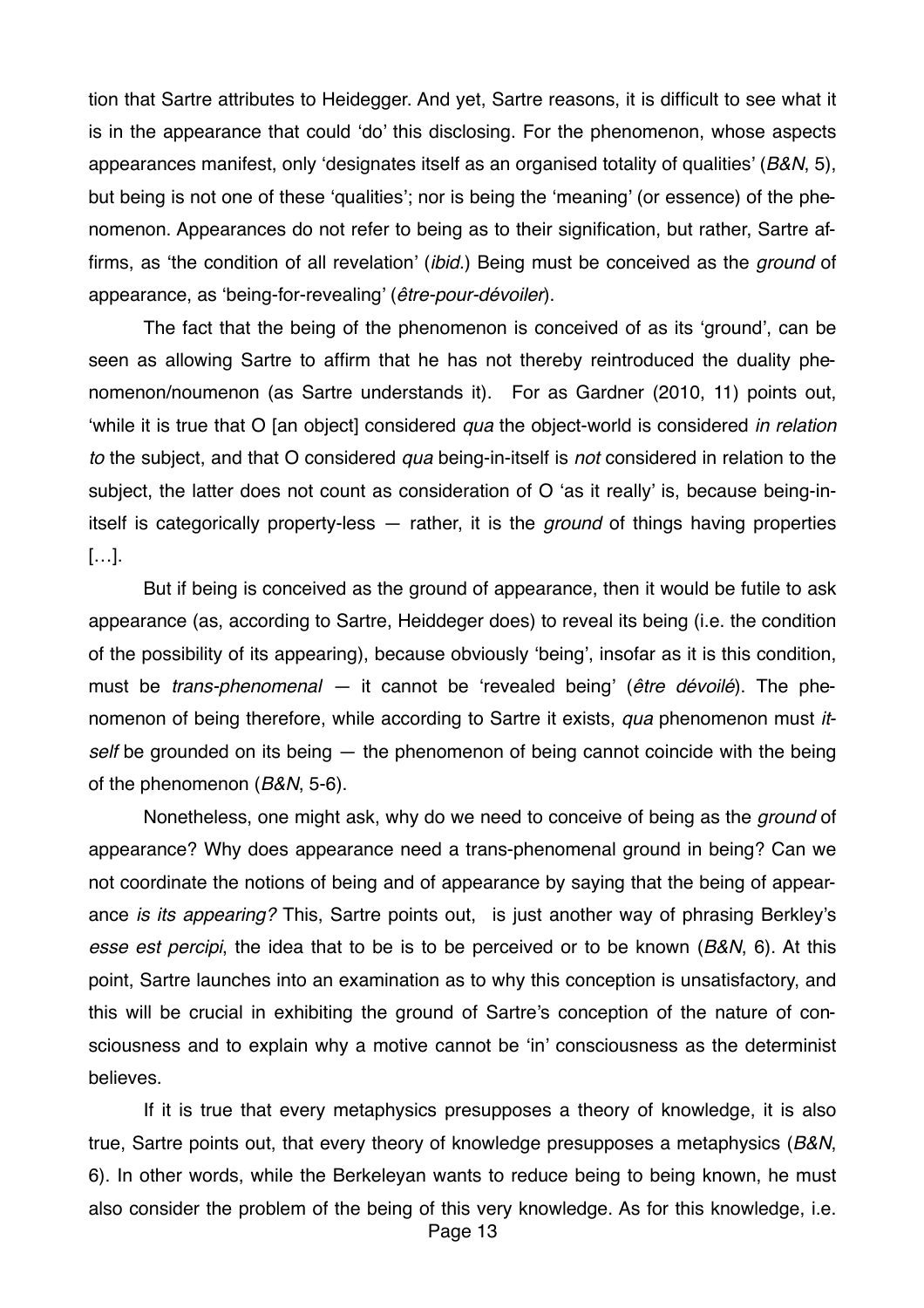tion that Sartre attributes to Heidegger. And yet, Sartre reasons, it is difficult to see what it is in the appearance that could 'do' this disclosing. For the phenomenon, whose aspects appearances manifest, only 'designates itself as an organised totality of qualities' (*B&N*, 5), but being is not one of these 'qualities'; nor is being the 'meaning' (or essence) of the phenomenon. Appearances do not refer to being as to their signification, but rather, Sartre affirms, as 'the condition of all revelation' (*ibid.*) Being must be conceived as the *ground* of appearance, as 'being-for-revealing' (*être-pour-dévoiler*).

The fact that the being of the phenomenon is conceived of as its 'ground', can be seen as allowing Sartre to affirm that he has not thereby reintroduced the duality phenomenon/noumenon (as Sartre understands it). For as Gardner (2010, 11) points out, 'while it is true that O [an object] considered *qua* the object-world is considered *in relation to* the subject, and that O considered *qua* being-in-itself is *not* considered in relation to the subject, the latter does not count as consideration of O 'as it really' is, because being-in-itself is categorically property-less — rather, it is the *ground* of things having properties […].

But if being is conceived as the ground of appearance, then it would be futile to ask appearance (as, according to Sartre, Heiddeger does) to reveal its being (i.e. the condition of the possibility of its appearing), because obviously 'being', insofar as it is this condition, must be *trans-phenomenal* — it cannot be 'revealed being' (*être dévoilé*). The phenomenon of being therefore, while according to Sartre it exists, *qua* phenomenon must *itself* be grounded on its being — the phenomenon of being cannot coincide with the being of the phenomenon (*B&N*, 5-6).

Nonetheless, one might ask, why do we need to conceive of being as the *ground* of appearance? Why does appearance need a trans-phenomenal ground in being? Can we not coordinate the notions of being and of appearance by saying that the being of appearance *is its appearing?* This, Sartre points out, is just another way of phrasing Berkley's *esse est percipi*, the idea that to be is to be perceived or to be known (*B&N*, 6). At this point, Sartre launches into an examination as to why this conception is unsatisfactory, and this will be crucial in exhibiting the ground of Sartre's conception of the nature of consciousness and to explain why a motive cannot be 'in' consciousness as the determinist believes.

If it is true that every metaphysics presupposes a theory of knowledge, it is also true, Sartre points out, that every theory of knowledge presupposes a metaphysics (*B&N*, 6). In other words, while the Berkeleyan wants to reduce being to being known, he must also consider the problem of the being of this very knowledge. As for this knowledge, i.e.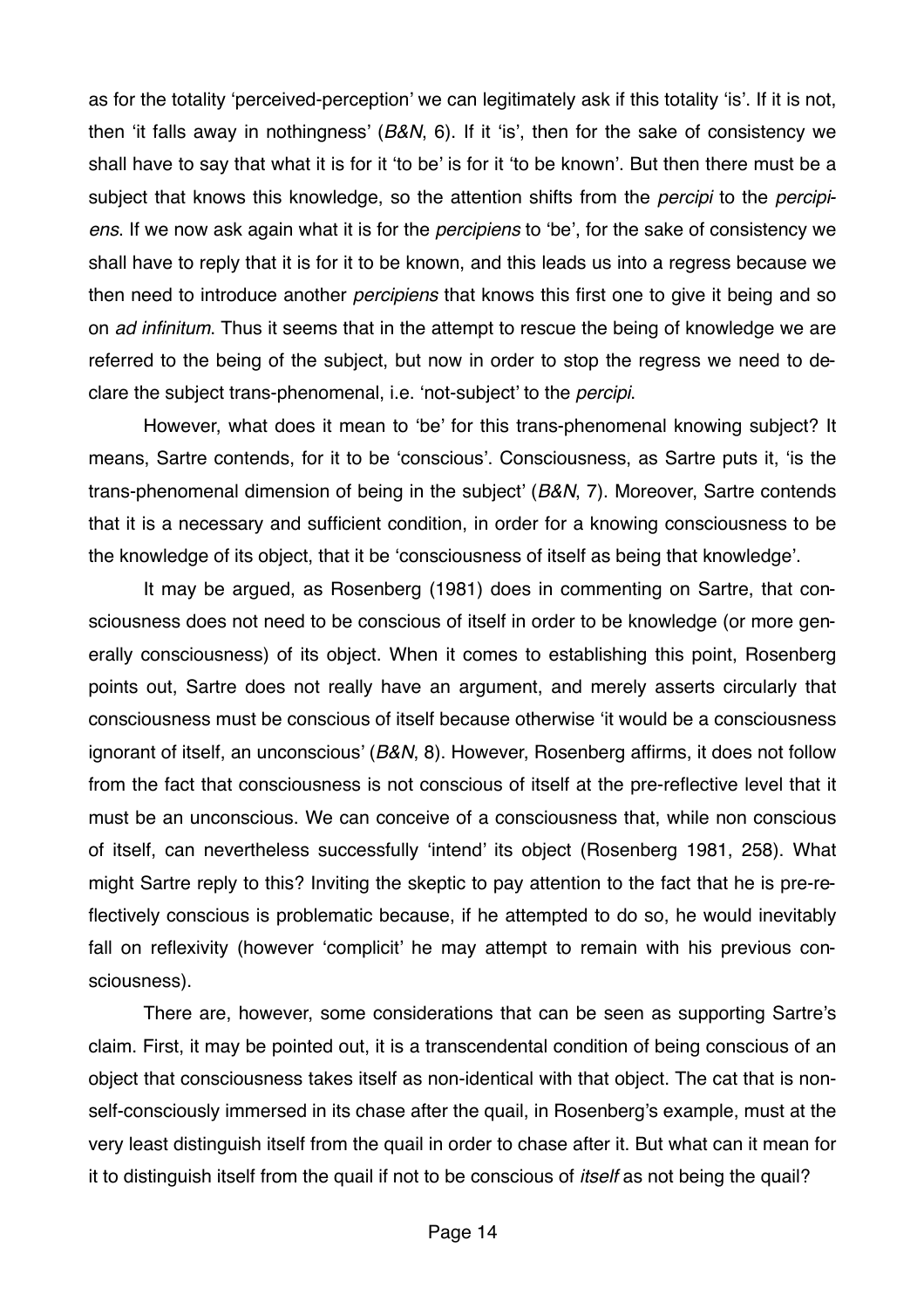as for the totality 'perceived-perception' we can legitimately ask if this totality 'is'. If it is not, then 'it falls away in nothingness' (*B&N*, 6). If it 'is', then for the sake of consistency we shall have to say that what it is for it 'to be' is for it 'to be known'. But then there must be a subject that knows this knowledge, so the attention shifts from the *percipi* to the *percipiens*. If we now ask again what it is for the *percipiens* to 'be', for the sake of consistency we shall have to reply that it is for it to be known, and this leads us into a regress because we then need to introduce another *percipiens* that knows this first one to give it being and so on *ad infinitum*. Thus it seems that in the attempt to rescue the being of knowledge we are referred to the being of the subject, but now in order to stop the regress we need to declare the subject trans-phenomenal, i.e. 'not-subject' to the *percipi*.

However, what does it mean to 'be' for this trans-phenomenal knowing subject? It means, Sartre contends, for it to be 'conscious'. Consciousness, as Sartre puts it, 'is the trans-phenomenal dimension of being in the subject' (*B&N*, 7). Moreover, Sartre contends that it is a necessary and sufficient condition, in order for a knowing consciousness to be the knowledge of its object, that it be 'consciousness of itself as being that knowledge'.

It may be argued, as Rosenberg (1981) does in commenting on Sartre, that consciousness does not need to be conscious of itself in order to be knowledge (or more generally consciousness) of its object. When it comes to establishing this point, Rosenberg points out, Sartre does not really have an argument, and merely asserts circularly that consciousness must be conscious of itself because otherwise 'it would be a consciousness ignorant of itself, an unconscious' (*B&N*, 8). However, Rosenberg affirms, it does not follow from the fact that consciousness is not conscious of itself at the pre-reflective level that it must be an unconscious. We can conceive of a consciousness that, while non conscious of itself, can nevertheless successfully 'intend' its object (Rosenberg 1981, 258). What might Sartre reply to this? Inviting the skeptic to pay attention to the fact that he is pre-reflectively conscious is problematic because, if he attempted to do so, he would inevitably fall on reflexivity (however 'complicit' he may attempt to remain with his previous consciousness).

There are, however, some considerations that can be seen as supporting Sartre's claim. First, it may be pointed out, it is a transcendental condition of being conscious of an object that consciousness takes itself as non-identical with that object. The cat that is non-self-consciously immersed in its chase after the quail, in Rosenberg's example, must at the very least distinguish itself from the quail in order to chase after it. But what can it mean for it to distinguish itself from the quail if not to be conscious of *itself* as not being the quail?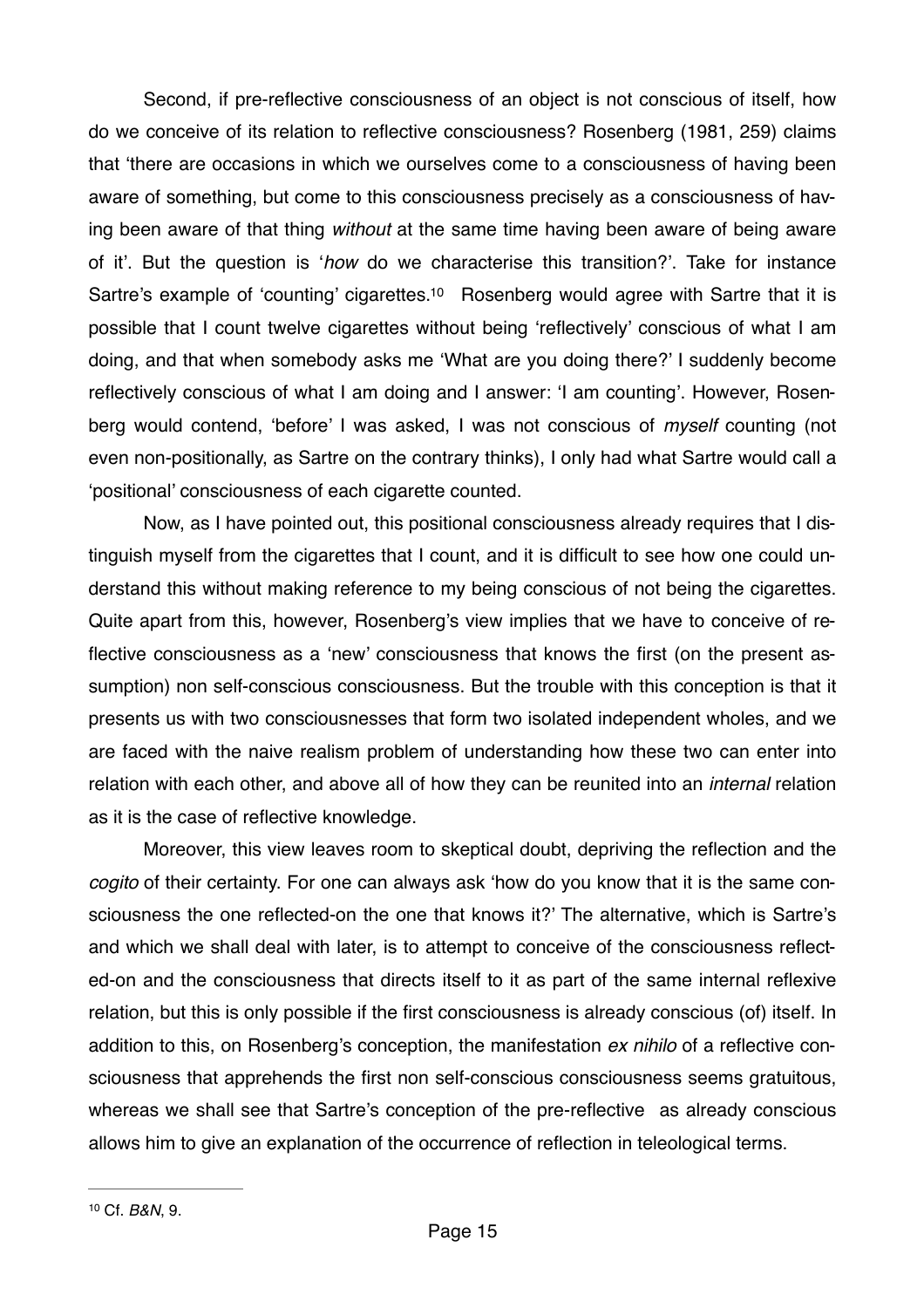Second, if pre-reflective consciousness of an object is not conscious of itself, how do we conceive of its relation to reflective consciousness? Rosenberg (1981, 259) claims that 'there are occasions in which we ourselves come to a consciousness of having been aware of something, but come to this consciousness precisely as a consciousness of having been aware of that thing *without* at the same time having been aware of being aware of it'. But the question is '*how* do we characterise this transition?'. Take for instance Sartre's example of 'counting' cigarettes.[10] Rosenberg would agree with Sartre that it is possible that I count twelve cigarettes without being 'reflectively' conscious of what I am doing, and that when somebody asks me 'What are you doing there?' I suddenly become reflectively conscious of what I am doing and I answer: 'I am counting'. However, Rosenberg would contend, 'before' I was asked, I was not conscious of *myself* counting (not even non-positionally, as Sartre on the contrary thinks), I only had what Sartre would call a 'positional' consciousness of each cigarette counted.

Now, as I have pointed out, this positional consciousness already requires that I distinguish myself from the cigarettes that I count, and it is difficult to see how one could understand this without making reference to my being conscious of not being the cigarettes. Quite apart from this, however, Rosenberg's view implies that we have to conceive of reflective consciousness as a 'new' consciousness that knows the first (on the present assumption) non self-conscious consciousness. But the trouble with this conception is that it presents us with two consciousnesses that form two isolated independent wholes, and we are faced with the naive realism problem of understanding how these two can enter into relation with each other, and above all of how they can be reunited into an *internal* relation as it is the case of reflective knowledge.

Moreover, this view leaves room to skeptical doubt, depriving the reflection and the *cogito* of their certainty. For one can always ask 'how do you know that it is the same consciousness the one reflected-on the one that knows it?' The alternative, which is Sartre's and which we shall deal with later, is to attempt to conceive of the consciousness reflected-on and the consciousness that directs itself to it as part of the same internal reflexive relation, but this is only possible if the first consciousness is already conscious (of) itself. In addition to this, on Rosenberg's conception, the manifestation *ex nihilo* of a reflective consciousness that apprehends the first non self-conscious consciousness seems gratuitous, whereas we shall see that Sartre's conception of the pre-reflective as already conscious allows him to give an explanation of the occurrence of reflection in teleological terms.

---

[10] Cf. *B&N*, 9.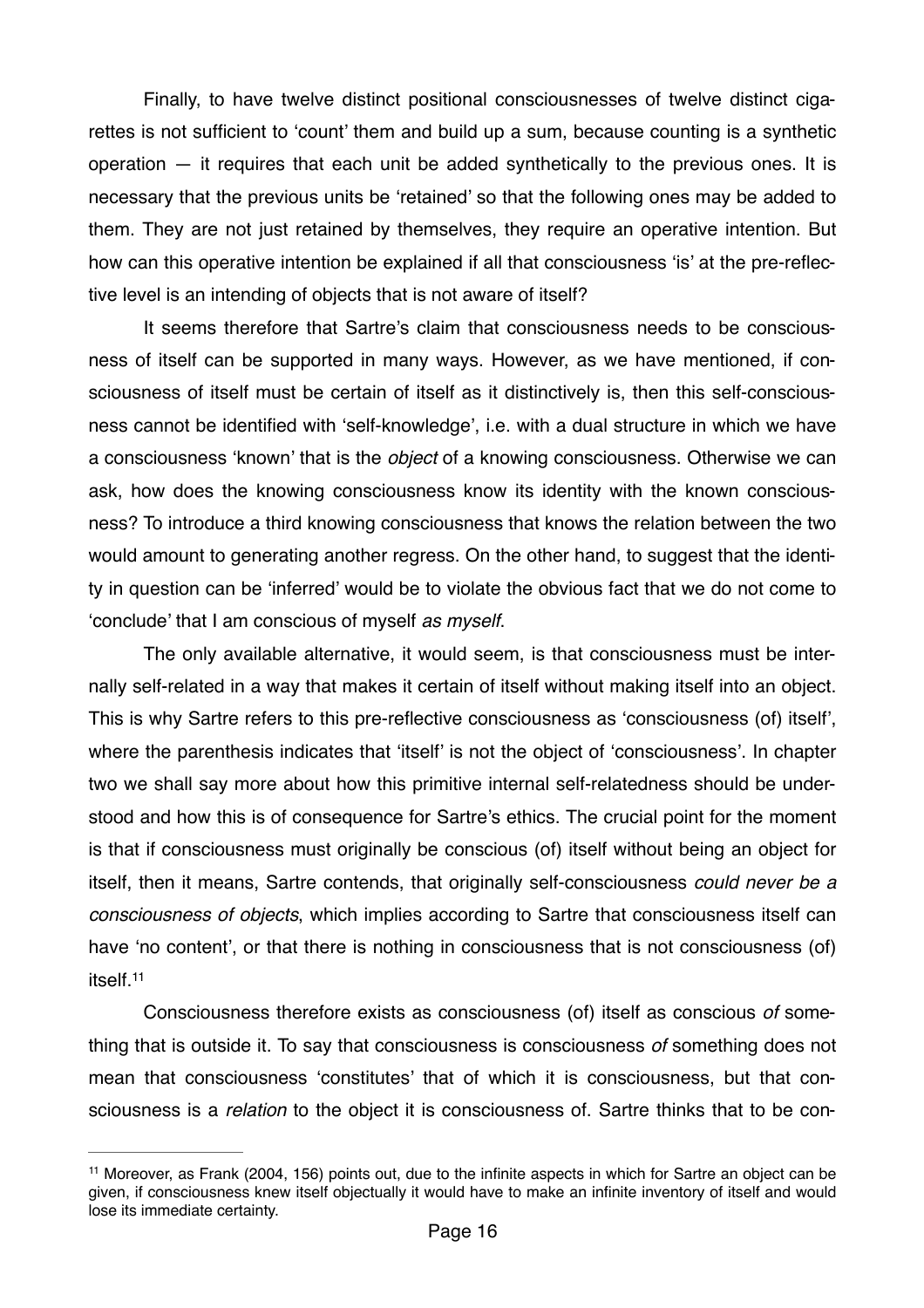Finally, to have twelve distinct positional consciousnesses of twelve distinct cigarettes is not sufficient to 'count' them and build up a sum, because counting is a synthetic operation — it requires that each unit be added synthetically to the previous ones. It is necessary that the previous units be 'retained' so that the following ones may be added to them. They are not just retained by themselves, they require an operative intention. But how can this operative intention be explained if all that consciousness 'is' at the pre-reflective level is an intending of objects that is not aware of itself?

It seems therefore that Sartre's claim that consciousness needs to be consciousness of itself can be supported in many ways. However, as we have mentioned, if consciousness of itself must be certain of itself as it distinctively is, then this self-consciousness cannot be identified with 'self-knowledge', i.e. with a dual structure in which we have a consciousness 'known' that is the *object* of a knowing consciousness. Otherwise we can ask, how does the knowing consciousness know its identity with the known consciousness? To introduce a third knowing consciousness that knows the relation between the two would amount to generating another regress. On the other hand, to suggest that the identity in question can be 'inferred' would be to violate the obvious fact that we do not come to 'conclude' that I am conscious of myself *as myself*.

The only available alternative, it would seem, is that consciousness must be internally self-related in a way that makes it certain of itself without making itself into an object. This is why Sartre refers to this pre-reflective consciousness as 'consciousness (of) itself', where the parenthesis indicates that 'itself' is not the object of 'consciousness'. In chapter two we shall say more about how this primitive internal self-relatedness should be understood and how this is of consequence for Sartre's ethics. The crucial point for the moment is that if consciousness must originally be conscious (of) itself without being an object for itself, then it means, Sartre contends, that originally self-consciousness *could never be a consciousness of objects*, which implies according to Sartre that consciousness itself can have 'no content', or that there is nothing in consciousness that is not consciousness (of) itself.[11]

Consciousness therefore exists as consciousness (of) itself as conscious *of* something that is outside it. To say that consciousness is consciousness *of* something does not mean that consciousness 'constitutes' that of which it is consciousness, but that consciousness is a *relation* to the object it is consciousness of. Sartre thinks that to be con-

---

[11] Moreover, as Frank (2004, 156) points out, due to the infinite aspects in which for Sartre an object can be given, if consciousness knew itself objectually it would have to make an infinite inventory of itself and would lose its immediate certainty.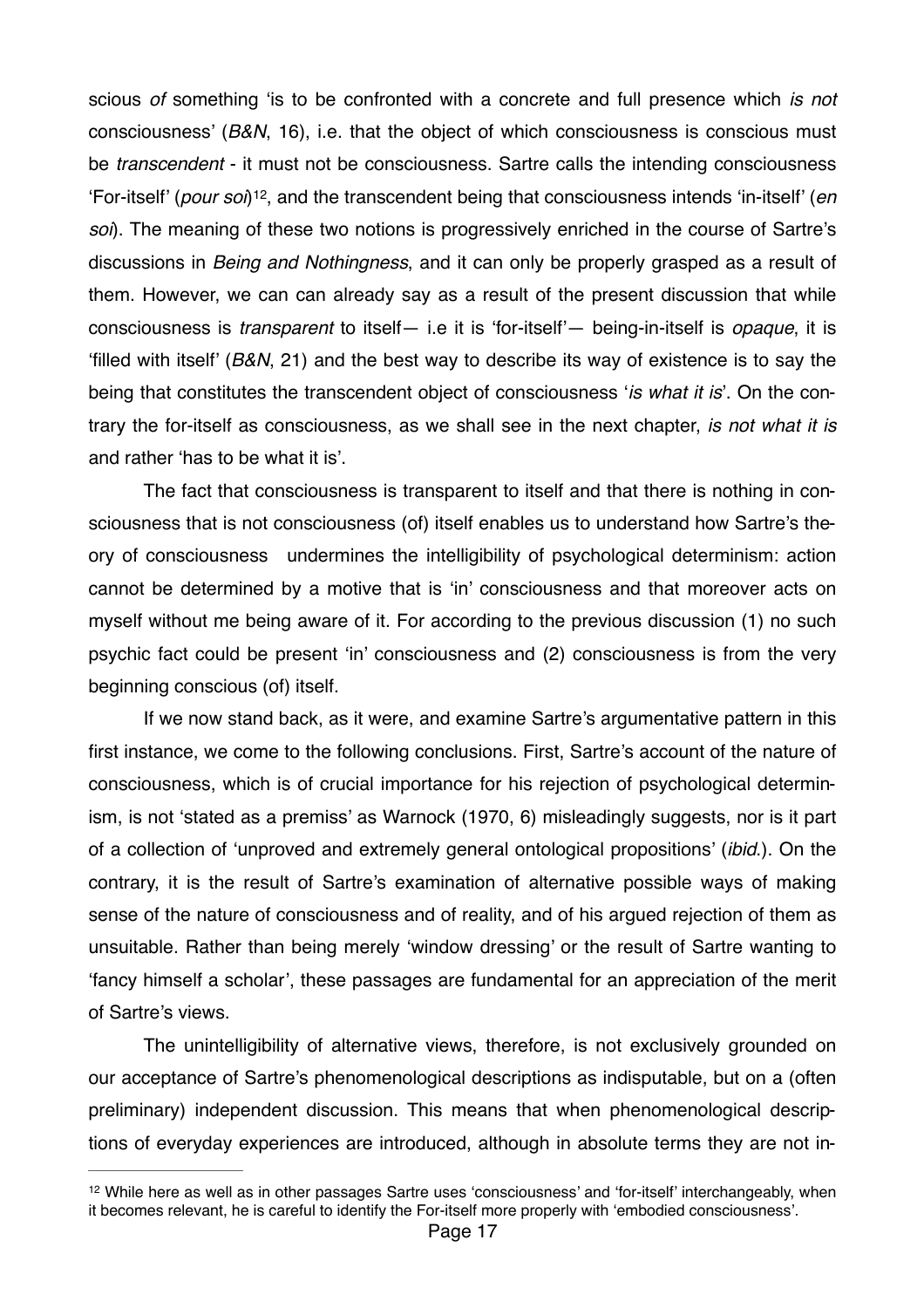scious *of* something 'is to be confronted with a concrete and full presence which *is not* consciousness' (*B&N*, 16), i.e. that the object of which consciousness is conscious must be *transcendent* - it must not be consciousness. Sartre calls the intending consciousness 'For-itself' (*pour soi*)[12], and the transcendent being that consciousness intends 'in-itself' (*en soi*). The meaning of these two notions is progressively enriched in the course of Sartre's discussions in *Being and Nothingness*, and it can only be properly grasped as a result of them. However, we can can already say as a result of the present discussion that while consciousness is *transparent* to itself— i.e it is 'for-itself'— being-in-itself is *opaque*, it is 'filled with itself' (*B&N*, 21) and the best way to describe its way of existence is to say the being that constitutes the transcendent object of consciousness '*is what it is*'. On the contrary the for-itself as consciousness, as we shall see in the next chapter, *is not what it is* and rather 'has to be what it is'.

The fact that consciousness is transparent to itself and that there is nothing in consciousness that is not consciousness (of) itself enables us to understand how Sartre's theory of consciousness undermines the intelligibility of psychological determinism: action cannot be determined by a motive that is 'in' consciousness and that moreover acts on myself without me being aware of it. For according to the previous discussion (1) no such psychic fact could be present 'in' consciousness and (2) consciousness is from the very beginning conscious (of) itself.

If we now stand back, as it were, and examine Sartre's argumentative pattern in this first instance, we come to the following conclusions. First, Sartre's account of the nature of consciousness, which is of crucial importance for his rejection of psychological determinism, is not 'stated as a premiss' as Warnock (1970, 6) misleadingly suggests, nor is it part of a collection of 'unproved and extremely general ontological propositions' (*ibid.*). On the contrary, it is the result of Sartre's examination of alternative possible ways of making sense of the nature of consciousness and of reality, and of his argued rejection of them as unsuitable. Rather than being merely 'window dressing' or the result of Sartre wanting to 'fancy himself a scholar', these passages are fundamental for an appreciation of the merit of Sartre's views.

The unintelligibility of alternative views, therefore, is not exclusively grounded on our acceptance of Sartre's phenomenological descriptions as indisputable, but on a (often preliminary) independent discussion. This means that when phenomenological descriptions of everyday experiences are introduced, although in absolute terms they are not in-

---

[12] While here as well as in other passages Sartre uses 'consciousness' and 'for-itself' interchangeably, when it becomes relevant, he is careful to identify the For-itself more properly with 'embodied consciousness'.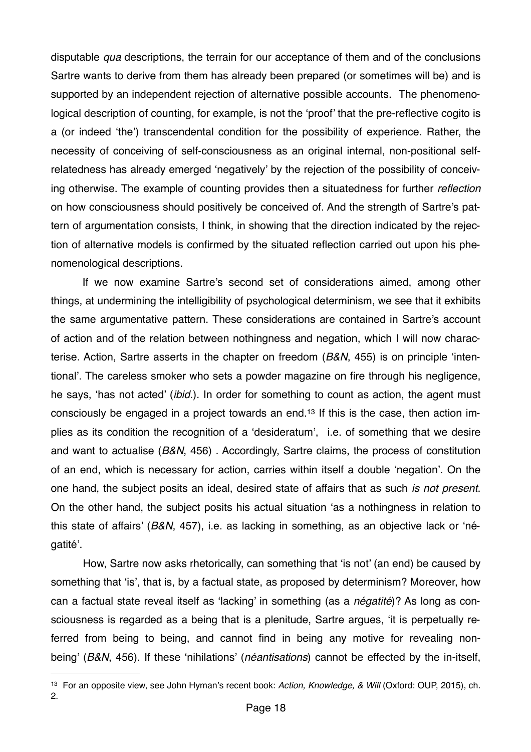disputable *qua* descriptions, the terrain for our acceptance of them and of the conclusions Sartre wants to derive from them has already been prepared (or sometimes will be) and is supported by an independent rejection of alternative possible accounts. The phenomenological description of counting, for example, is not the 'proof' that the pre-reflective cogito is a (or indeed 'the') transcendental condition for the possibility of experience. Rather, the necessity of conceiving of self-consciousness as an original internal, non-positional self-relatedness has already emerged 'negatively' by the rejection of the possibility of conceiving otherwise. The example of counting provides then a situatedness for further *reflection* on how consciousness should positively be conceived of. And the strength of Sartre's pattern of argumentation consists, I think, in showing that the direction indicated by the rejection of alternative models is confirmed by the situated reflection carried out upon his phenomenological descriptions.

If we now examine Sartre's second set of considerations aimed, among other things, at undermining the intelligibility of psychological determinism, we see that it exhibits the same argumentative pattern. These considerations are contained in Sartre's account of action and of the relation between nothingness and negation, which I will now characterise. Action, Sartre asserts in the chapter on freedom (*B&N*, 455) is on principle 'intentional'. The careless smoker who sets a powder magazine on fire through his negligence, he says, 'has not acted' (*ibid*.). In order for something to count as action, the agent must consciously be engaged in a project towards an end.[13] If this is the case, then action implies as its condition the recognition of a 'desideratum', i.e. of something that we desire and want to actualise (*B&N*, 456) . Accordingly, Sartre claims, the process of constitution of an end, which is necessary for action, carries within itself a double 'negation'. On the one hand, the subject posits an ideal, desired state of affairs that as such *is not present*. On the other hand, the subject posits his actual situation 'as a nothingness in relation to this state of affairs' (*B&N*, 457), i.e. as lacking in something, as an objective lack or 'négatité'.

How, Sartre now asks rhetorically, can something that 'is not' (an end) be caused by something that 'is', that is, by a factual state, as proposed by determinism? Moreover, how can a factual state reveal itself as 'lacking' in something (as a *négatité*)? As long as consciousness is regarded as a being that is a plenitude, Sartre argues, 'it is perpetually referred from being to being, and cannot find in being any motive for revealing non-being' (*B&N*, 456). If these 'nihilations' (*néantisations*) cannot be effected by the in-itself,

[13] For an opposite view, see John Hyman's recent book: *Action, Knowledge, & Will* (Oxford: OUP, 2015), ch. 2.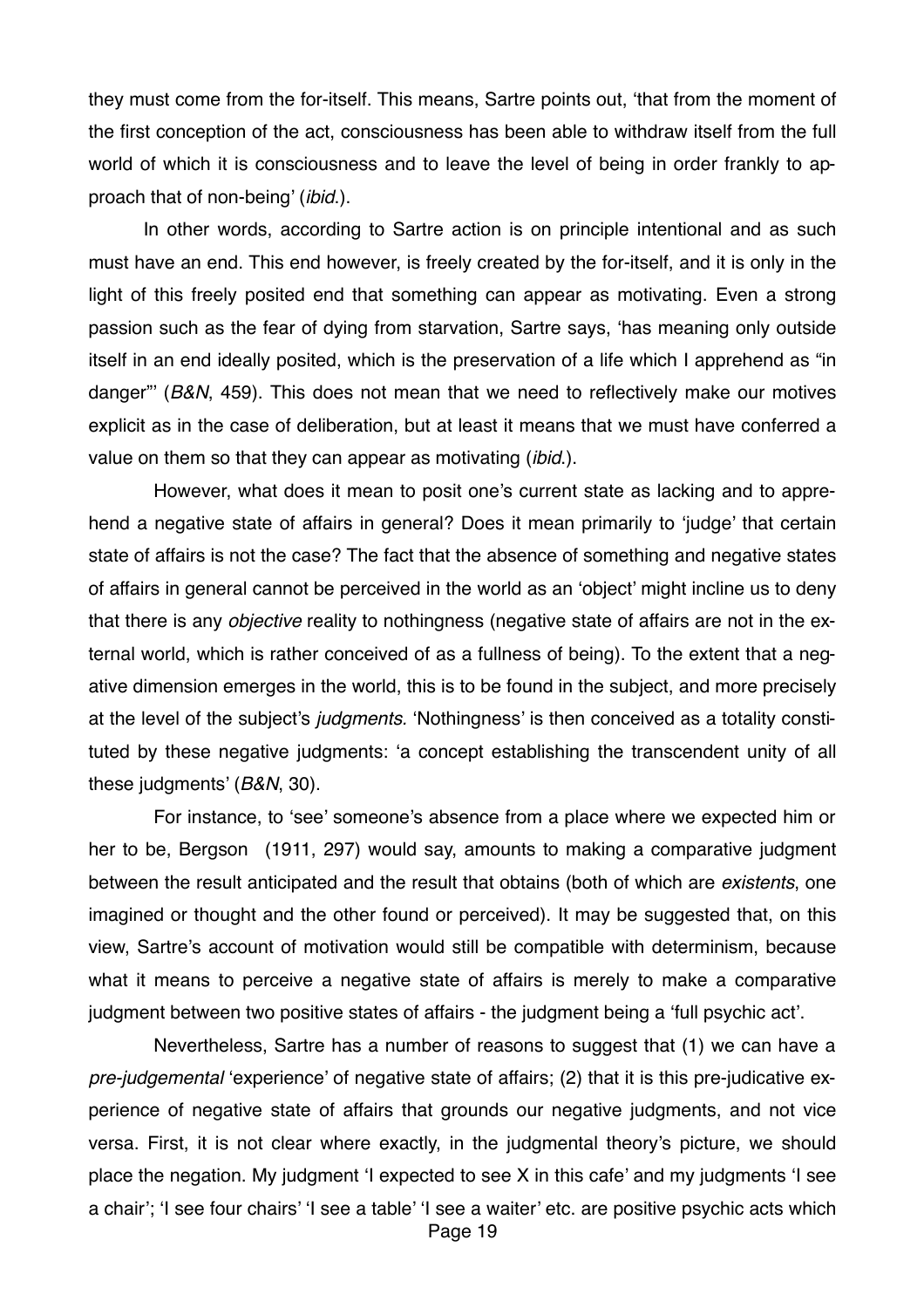they must come from the for-itself. This means, Sartre points out, 'that from the moment of the first conception of the act, consciousness has been able to withdraw itself from the full world of which it is consciousness and to leave the level of being in order frankly to approach that of non-being' (*ibid*.).

In other words, according to Sartre action is on principle intentional and as such must have an end. This end however, is freely created by the for-itself, and it is only in the light of this freely posited end that something can appear as motivating. Even a strong passion such as the fear of dying from starvation, Sartre says, 'has meaning only outside itself in an end ideally posited, which is the preservation of a life which I apprehend as "in danger"' (*B&N*, 459). This does not mean that we need to reflectively make our motives explicit as in the case of deliberation, but at least it means that we must have conferred a value on them so that they can appear as motivating (*ibid*.).

However, what does it mean to posit one's current state as lacking and to apprehend a negative state of affairs in general? Does it mean primarily to 'judge' that certain state of affairs is not the case? The fact that the absence of something and negative states of affairs in general cannot be perceived in the world as an 'object' might incline us to deny that there is any *objective* reality to nothingness (negative state of affairs are not in the external world, which is rather conceived of as a fullness of being). To the extent that a negative dimension emerges in the world, this is to be found in the subject, and more precisely at the level of the subject's *judgments.* 'Nothingness' is then conceived as a totality constituted by these negative judgments: 'a concept establishing the transcendent unity of all these judgments' (*B&N*, 30).

For instance, to 'see' someone's absence from a place where we expected him or her to be, Bergson (1911, 297) would say, amounts to making a comparative judgment between the result anticipated and the result that obtains (both of which are *existents*, one imagined or thought and the other found or perceived). It may be suggested that, on this view, Sartre's account of motivation would still be compatible with determinism, because what it means to perceive a negative state of affairs is merely to make a comparative judgment between two positive states of affairs - the judgment being a 'full psychic act'.

Nevertheless, Sartre has a number of reasons to suggest that (1) we can have a *pre-judgemental* 'experience' of negative state of affairs; (2) that it is this pre-judicative experience of negative state of affairs that grounds our negative judgments, and not vice versa. First, it is not clear where exactly, in the judgmental theory's picture, we should place the negation. My judgment 'I expected to see X in this cafe' and my judgments 'I see a chair'; 'I see four chairs' 'I see a table' 'I see a waiter' etc. are positive psychic acts which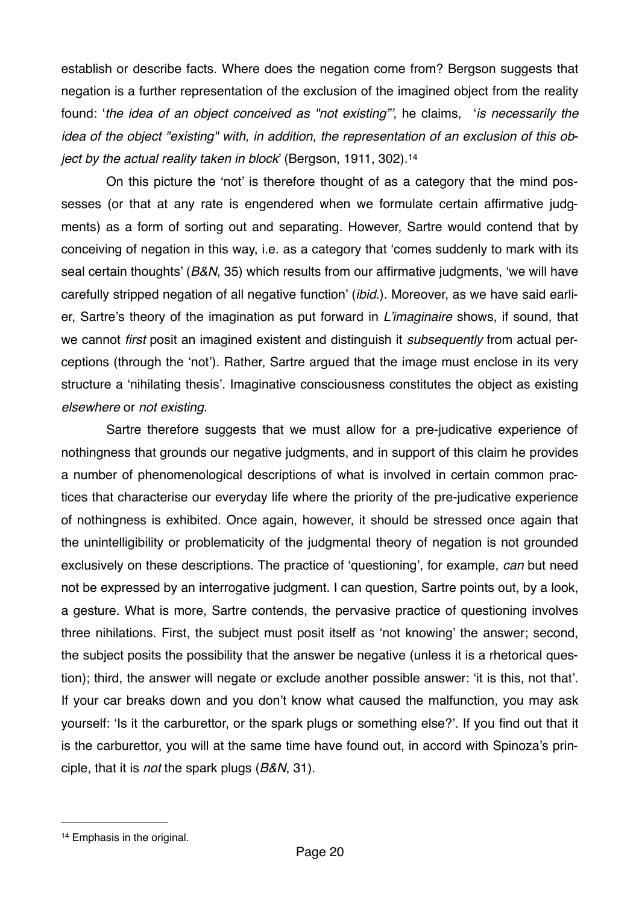establish or describe facts. Where does the negation come from? Bergson suggests that negation is a further representation of the exclusion of the imagined object from the reality found: '*the idea of an object conceived as "not existing"',* he claims, '*is necessarily the idea of the object "existing" with, in addition, the representation of an exclusion of this object by the actual reality taken in block*' (Bergson, 1911, 302).[14]

On this picture the 'not' is therefore thought of as a category that the mind possesses (or that at any rate is engendered when we formulate certain affirmative judgments) as a form of sorting out and separating. However, Sartre would contend that by conceiving of negation in this way, i.e. as a category that 'comes suddenly to mark with its seal certain thoughts' (*B&N*, 35) which results from our affirmative judgments, 'we will have carefully stripped negation of all negative function' (*ibid*.). Moreover, as we have said earlier, Sartre's theory of the imagination as put forward in *L'imaginaire* shows, if sound, that we cannot *first* posit an imagined existent and distinguish it *subsequently* from actual perceptions (through the 'not'). Rather, Sartre argued that the image must enclose in its very structure a 'nihilating thesis'. Imaginative consciousness constitutes the object as existing *elsewhere* or *not existing*.

Sartre therefore suggests that we must allow for a pre-judicative experience of nothingness that grounds our negative judgments, and in support of this claim he provides a number of phenomenological descriptions of what is involved in certain common practices that characterise our everyday life where the priority of the pre-judicative experience of nothingness is exhibited. Once again, however, it should be stressed once again that the unintelligibility or problematicity of the judgmental theory of negation is not grounded exclusively on these descriptions. The practice of 'questioning', for example, *can* but need not be expressed by an interrogative judgment. I can question, Sartre points out, by a look, a gesture. What is more, Sartre contends, the pervasive practice of questioning involves three nihilations. First, the subject must posit itself as 'not knowing' the answer; second, the subject posits the possibility that the answer be negative (unless it is a rhetorical question); third, the answer will negate or exclude another possible answer: 'it is this, not that'. If your car breaks down and you don't know what caused the malfunction, you may ask yourself: 'Is it the carburettor, or the spark plugs or something else?'. If you find out that it is the carburettor, you will at the same time have found out, in accord with Spinoza's principle, that it is *not* the spark plugs (*B&N*, 31).

---

[14] Emphasis in the original.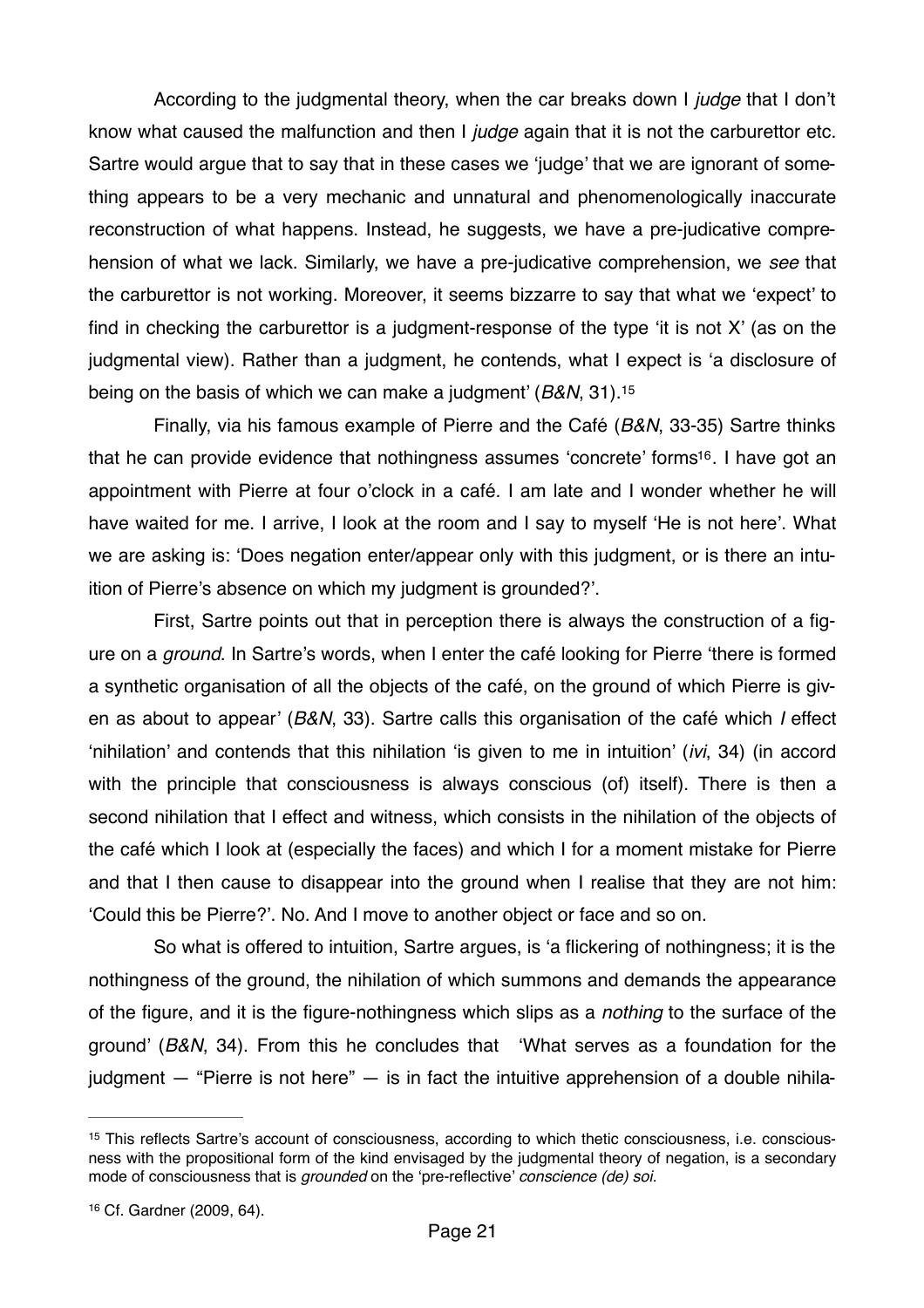According to the judgmental theory, when the car breaks down I *judge* that I don't know what caused the malfunction and then I *judge* again that it is not the carburettor etc. Sartre would argue that to say that in these cases we 'judge' that we are ignorant of something appears to be a very mechanic and unnatural and phenomenologically inaccurate reconstruction of what happens. Instead, he suggests, we have a pre-judicative comprehension of what we lack. Similarly, we have a pre-judicative comprehension, we *see* that the carburettor is not working. Moreover, it seems bizzarre to say that what we 'expect' to find in checking the carburettor is a judgment-response of the type 'it is not X' (as on the judgmental view). Rather than a judgment, he contends, what I expect is 'a disclosure of being on the basis of which we can make a judgment' (*B&N*, 31).[15]

Finally, via his famous example of Pierre and the Café (*B&N*, 33-35) Sartre thinks that he can provide evidence that nothingness assumes 'concrete' forms[16]. I have got an appointment with Pierre at four o'clock in a café. I am late and I wonder whether he will have waited for me. I arrive, I look at the room and I say to myself 'He is not here'. What we are asking is: 'Does negation enter/appear only with this judgment, or is there an intuition of Pierre's absence on which my judgment is grounded?'.

First, Sartre points out that in perception there is always the construction of a figure on a *ground*. In Sartre's words, when I enter the café looking for Pierre 'there is formed a synthetic organisation of all the objects of the café, on the ground of which Pierre is given as about to appear' (*B&N*, 33). Sartre calls this organisation of the café which *I* effect 'nihilation' and contends that this nihilation 'is given to me in intuition' (*ivi*, 34) (in accord with the principle that consciousness is always conscious (of) itself). There is then a second nihilation that I effect and witness, which consists in the nihilation of the objects of the café which I look at (especially the faces) and which I for a moment mistake for Pierre and that I then cause to disappear into the ground when I realise that they are not him: 'Could this be Pierre?'. No. And I move to another object or face and so on.

So what is offered to intuition, Sartre argues, is 'a flickering of nothingness; it is the nothingness of the ground, the nihilation of which summons and demands the appearance of the figure, and it is the figure-nothingness which slips as a *nothing* to the surface of the ground' (*B&N*, 34). From this he concludes that 'What serves as a foundation for the judgment — "Pierre is not here" — is in fact the intuitive apprehension of a double nihila-

---

[15] This reflects Sartre's account of consciousness, according to which thetic consciousness, i.e. consciousness with the propositional form of the kind envisaged by the judgmental theory of negation, is a secondary mode of consciousness that is *grounded* on the 'pre-reflective' *conscience (de) soi*.

[16] Cf. Gardner (2009, 64).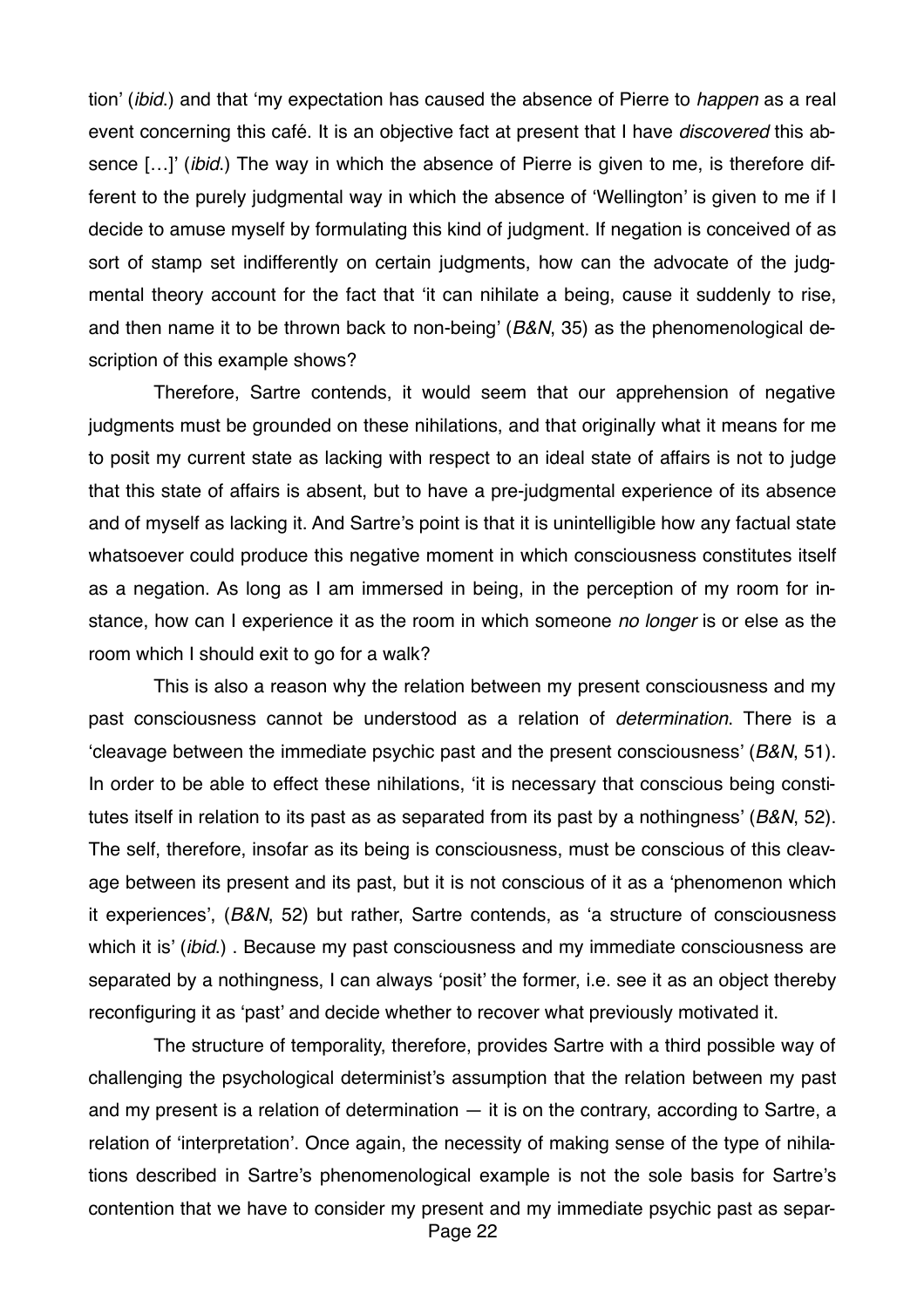tion' (*ibid.*) and that 'my expectation has caused the absence of Pierre to *happen* as a real event concerning this café. It is an objective fact at present that I have *discovered* this absence […]' (*ibid.*) The way in which the absence of Pierre is given to me, is therefore different to the purely judgmental way in which the absence of 'Wellington' is given to me if I decide to amuse myself by formulating this kind of judgment. If negation is conceived of as sort of stamp set indifferently on certain judgments, how can the advocate of the judgmental theory account for the fact that 'it can nihilate a being, cause it suddenly to rise, and then name it to be thrown back to non-being' (*B&N*, 35) as the phenomenological description of this example shows?

Therefore, Sartre contends, it would seem that our apprehension of negative judgments must be grounded on these nihilations, and that originally what it means for me to posit my current state as lacking with respect to an ideal state of affairs is not to judge that this state of affairs is absent, but to have a pre-judgmental experience of its absence and of myself as lacking it. And Sartre's point is that it is unintelligible how any factual state whatsoever could produce this negative moment in which consciousness constitutes itself as a negation. As long as I am immersed in being, in the perception of my room for instance, how can I experience it as the room in which someone *no longer* is or else as the room which I should exit to go for a walk?

This is also a reason why the relation between my present consciousness and my past consciousness cannot be understood as a relation of *determination*. There is a 'cleavage between the immediate psychic past and the present consciousness' (*B&N*, 51). In order to be able to effect these nihilations, 'it is necessary that conscious being constitutes itself in relation to its past as as separated from its past by a nothingness' (*B&N*, 52). The self, therefore, insofar as its being is consciousness, must be conscious of this cleavage between its present and its past, but it is not conscious of it as a 'phenomenon which it experiences', (*B&N*, 52) but rather, Sartre contends, as 'a structure of consciousness which it is' (*ibid.*) . Because my past consciousness and my immediate consciousness are separated by a nothingness, I can always 'posit' the former, i.e. see it as an object thereby reconfiguring it as 'past' and decide whether to recover what previously motivated it.

The structure of temporality, therefore, provides Sartre with a third possible way of challenging the psychological determinist's assumption that the relation between my past and my present is a relation of determination — it is on the contrary, according to Sartre, a relation of 'interpretation'. Once again, the necessity of making sense of the type of nihilations described in Sartre's phenomenological example is not the sole basis for Sartre's contention that we have to consider my present and my immediate psychic past as separ-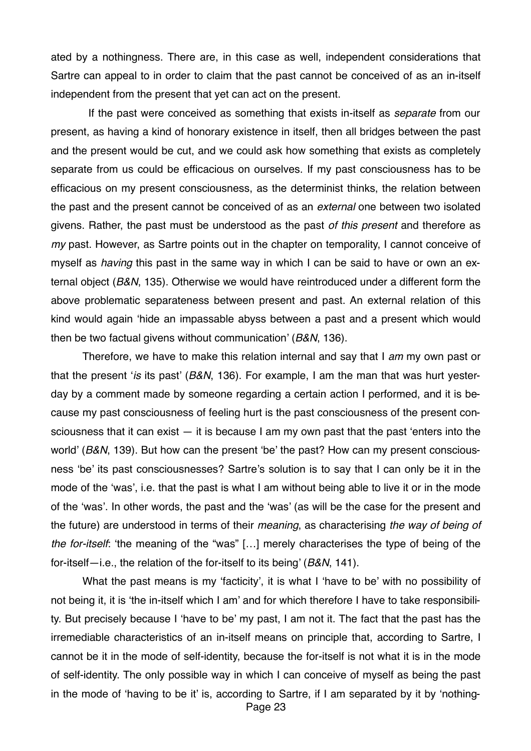ated by a nothingness. There are, in this case as well, independent considerations that Sartre can appeal to in order to claim that the past cannot be conceived of as an in-itself independent from the present that yet can act on the present.

If the past were conceived as something that exists in-itself as *separate* from our present, as having a kind of honorary existence in itself, then all bridges between the past and the present would be cut, and we could ask how something that exists as completely separate from us could be efficacious on ourselves. If my past consciousness has to be efficacious on my present consciousness, as the determinist thinks, the relation between the past and the present cannot be conceived of as an *external* one between two isolated givens. Rather, the past must be understood as the past *of this present* and therefore as *my* past. However, as Sartre points out in the chapter on temporality, I cannot conceive of myself as *having* this past in the same way in which I can be said to have or own an external object (*B&N*, 135). Otherwise we would have reintroduced under a different form the above problematic separateness between present and past. An external relation of this kind would again 'hide an impassable abyss between a past and a present which would then be two factual givens without communication' (*B&N*, 136).

Therefore, we have to make this relation internal and say that I *am* my own past or that the present '*is* its past' (*B&N*, 136). For example, I am the man that was hurt yesterday by a comment made by someone regarding a certain action I performed, and it is because my past consciousness of feeling hurt is the past consciousness of the present consciousness that it can exist — it is because I am my own past that the past 'enters into the world' (*B&N*, 139). But how can the present 'be' the past? How can my present consciousness 'be' its past consciousnesses? Sartre's solution is to say that I can only be it in the mode of the 'was', i.e. that the past is what I am without being able to live it or in the mode of the 'was'. In other words, the past and the 'was' (as will be the case for the present and the future) are understood in terms of their *meaning*, as characterising *the way of being of the for-itself*: 'the meaning of the "was" […] merely characterises the type of being of the for-itself—i.e., the relation of the for-itself to its being' (*B&N*, 141).

What the past means is my 'facticity', it is what I 'have to be' with no possibility of not being it, it is 'the in-itself which I am' and for which therefore I have to take responsibility. But precisely because I 'have to be' my past, I am not it. The fact that the past has the irremediable characteristics of an in-itself means on principle that, according to Sartre, I cannot be it in the mode of self-identity, because the for-itself is not what it is in the mode of self-identity. The only possible way in which I can conceive of myself as being the past in the mode of 'having to be it' is, according to Sartre, if I am separated by it by 'nothing-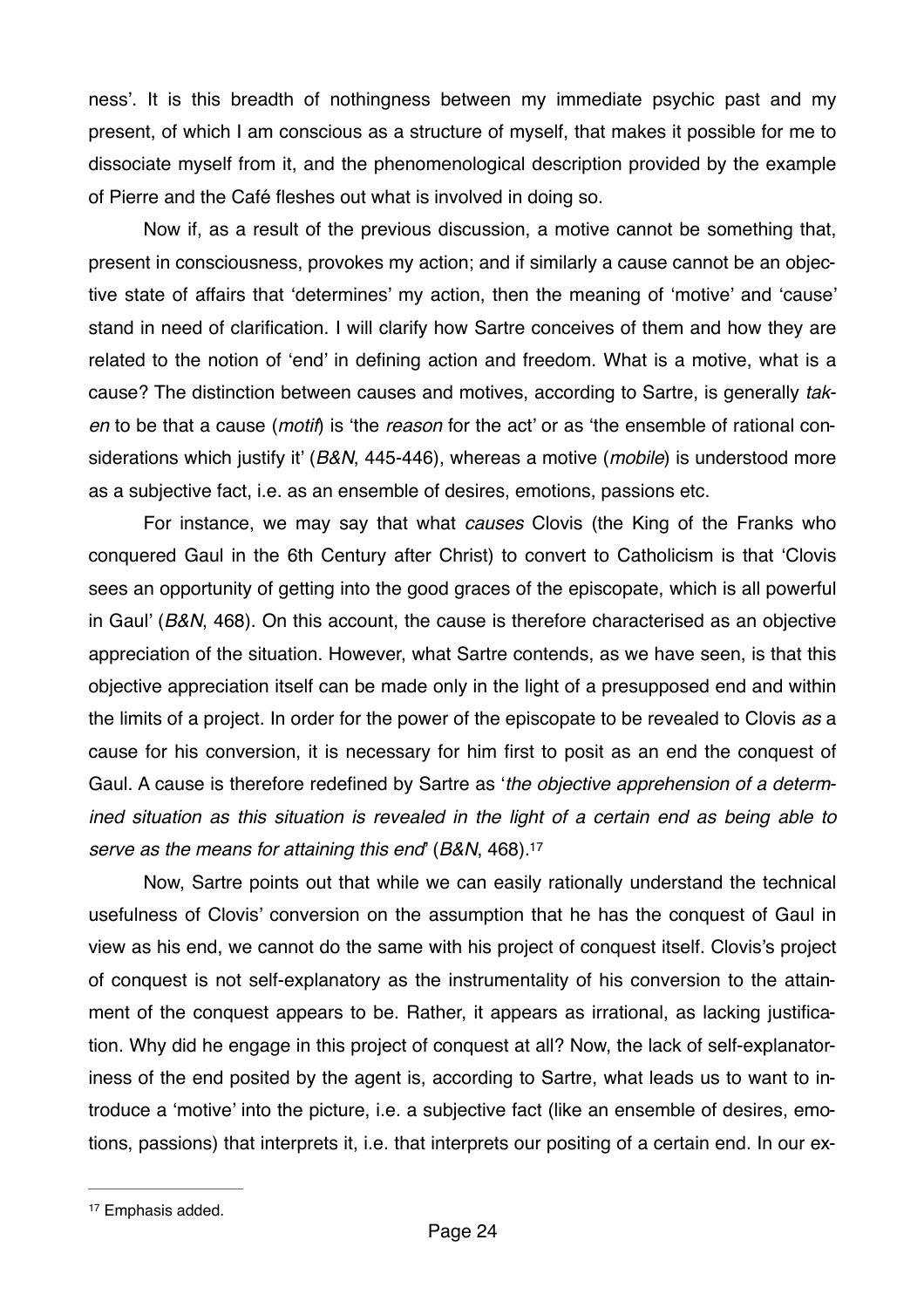ness'. It is this breadth of nothingness between my immediate psychic past and my present, of which I am conscious as a structure of myself, that makes it possible for me to dissociate myself from it, and the phenomenological description provided by the example of Pierre and the Café fleshes out what is involved in doing so.

Now if, as a result of the previous discussion, a motive cannot be something that, present in consciousness, provokes my action; and if similarly a cause cannot be an objective state of affairs that 'determines' my action, then the meaning of 'motive' and 'cause' stand in need of clarification. I will clarify how Sartre conceives of them and how they are related to the notion of 'end' in defining action and freedom. What is a motive, what is a cause? The distinction between causes and motives, according to Sartre, is generally *taken* to be that a cause (*motif*) is 'the *reason* for the act' or as 'the ensemble of rational considerations which justify it' (*B&N*, 445-446), whereas a motive (*mobile*) is understood more as a subjective fact, i.e. as an ensemble of desires, emotions, passions etc.

For instance, we may say that what *causes* Clovis (the King of the Franks who conquered Gaul in the 6th Century after Christ) to convert to Catholicism is that 'Clovis sees an opportunity of getting into the good graces of the episcopate, which is all powerful in Gaul' (*B&N*, 468). On this account, the cause is therefore characterised as an objective appreciation of the situation. However, what Sartre contends, as we have seen, is that this objective appreciation itself can be made only in the light of a presupposed end and within the limits of a project. In order for the power of the episcopate to be revealed to Clovis *as* a cause for his conversion, it is necessary for him first to posit as an end the conquest of Gaul. A cause is therefore redefined by Sartre as '*the objective apprehension of a determined situation as this situation is revealed in the light of a certain end as being able to serve as the means for attaining this end*' (*B&N*, 468).[17]

Now, Sartre points out that while we can easily rationally understand the technical usefulness of Clovis' conversion on the assumption that he has the conquest of Gaul in view as his end, we cannot do the same with his project of conquest itself. Clovis's project of conquest is not self-explanatory as the instrumentality of his conversion to the attainment of the conquest appears to be. Rather, it appears as irrational, as lacking justification. Why did he engage in this project of conquest at all? Now, the lack of self-explanatoriness of the end posited by the agent is, according to Sartre, what leads us to want to introduce a 'motive' into the picture, i.e. a subjective fact (like an ensemble of desires, emotions, passions) that interprets it, i.e. that interprets our positing of a certain end. In our ex-

---

[17] Emphasis added.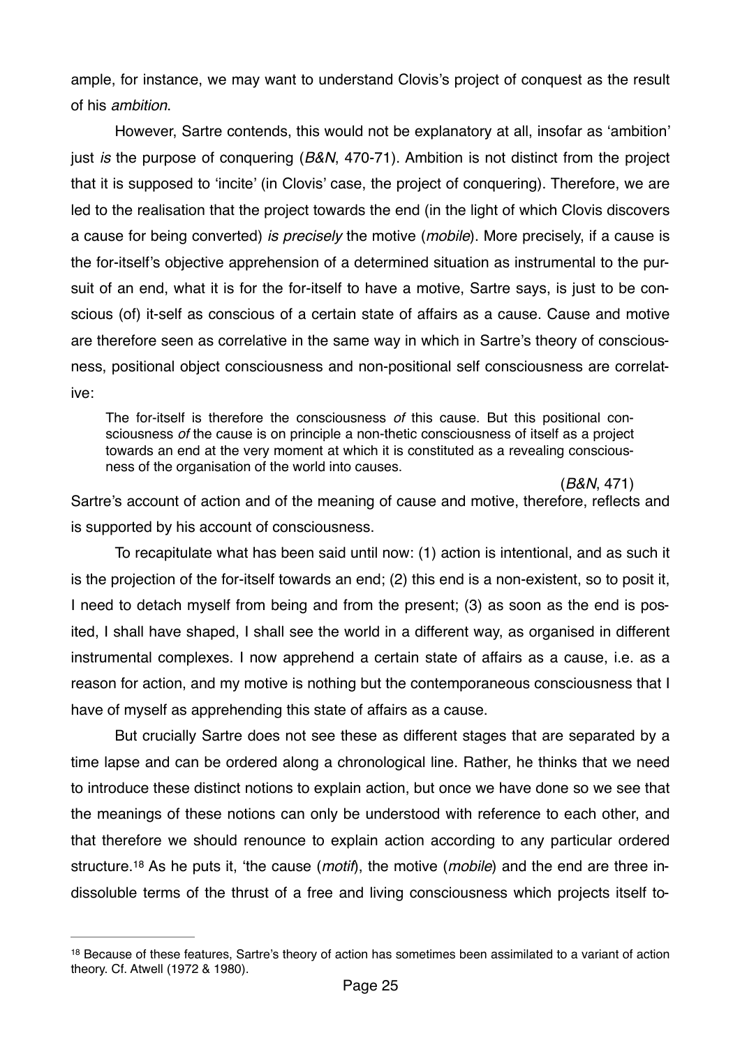ample, for instance, we may want to understand Clovis's project of conquest as the result of his *ambition*.

However, Sartre contends, this would not be explanatory at all, insofar as 'ambition' just *is* the purpose of conquering (*B&N*, 470-71). Ambition is not distinct from the project that it is supposed to 'incite' (in Clovis' case, the project of conquering). Therefore, we are led to the realisation that the project towards the end (in the light of which Clovis discovers a cause for being converted) *is precisely* the motive (*mobile*). More precisely, if a cause is the for-itself's objective apprehension of a determined situation as instrumental to the pursuit of an end, what it is for the for-itself to have a motive, Sartre says, is just to be conscious (of) it-self as conscious of a certain state of affairs as a cause. Cause and motive are therefore seen as correlative in the same way in which in Sartre's theory of consciousness, positional object consciousness and non-positional self consciousness are correlative:

> The for-itself is therefore the consciousness *of* this cause. But this positional consciousness *of* the cause is on principle a non-thetic consciousness of itself as a project towards an end at the very moment at which it is constituted as a revealing consciousness of the organisation of the world into causes.
>
> (*B&N*, 471)

Sartre's account of action and of the meaning of cause and motive, therefore, reflects and is supported by his account of consciousness.

To recapitulate what has been said until now: (1) action is intentional, and as such it is the projection of the for-itself towards an end; (2) this end is a non-existent, so to posit it, I need to detach myself from being and from the present; (3) as soon as the end is posited, I shall have shaped, I shall see the world in a different way, as organised in different instrumental complexes. I now apprehend a certain state of affairs as a cause, i.e. as a reason for action, and my motive is nothing but the contemporaneous consciousness that I have of myself as apprehending this state of affairs as a cause.

But crucially Sartre does not see these as different stages that are separated by a time lapse and can be ordered along a chronological line. Rather, he thinks that we need to introduce these distinct notions to explain action, but once we have done so we see that the meanings of these notions can only be understood with reference to each other, and that therefore we should renounce to explain action according to any particular ordered structure.[18] As he puts it, 'the cause (*motif*), the motive (*mobile*) and the end are three indissoluble terms of the thrust of a free and living consciousness which projects itself to-

---

[18] Because of these features, Sartre's theory of action has sometimes been assimilated to a variant of action theory. Cf. Atwell (1972 & 1980).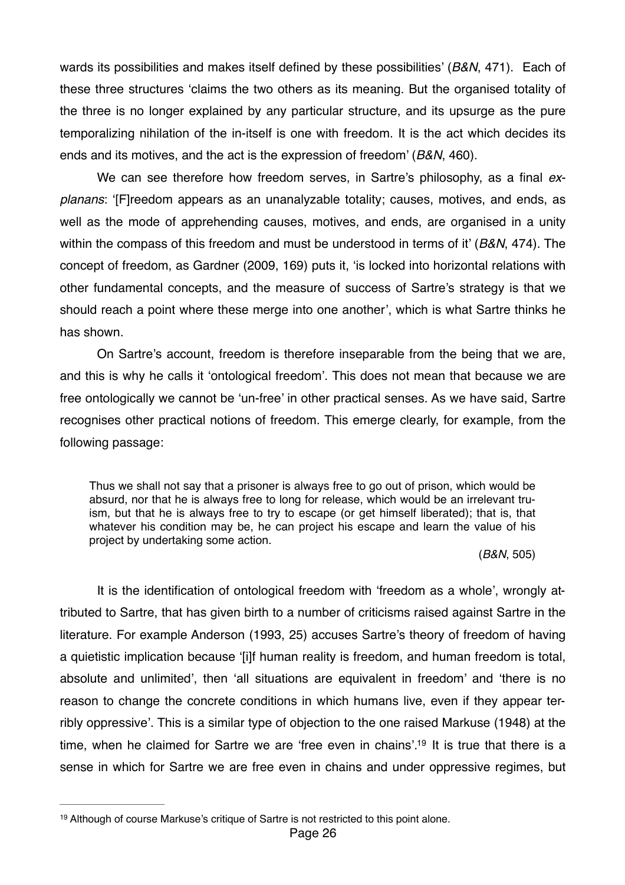wards its possibilities and makes itself defined by these possibilities' (*B&N*, 471). Each of these three structures 'claims the two others as its meaning. But the organised totality of the three is no longer explained by any particular structure, and its upsurge as the pure temporalizing nihilation of the in-itself is one with freedom. It is the act which decides its ends and its motives, and the act is the expression of freedom' (*B&N*, 460).

We can see therefore how freedom serves, in Sartre's philosophy, as a final *explanans*: '[F]reedom appears as an unanalyzable totality; causes, motives, and ends, as well as the mode of apprehending causes, motives, and ends, are organised in a unity within the compass of this freedom and must be understood in terms of it' (*B&N*, 474). The concept of freedom, as Gardner (2009, 169) puts it, 'is locked into horizontal relations with other fundamental concepts, and the measure of success of Sartre's strategy is that we should reach a point where these merge into one another', which is what Sartre thinks he has shown.

On Sartre's account, freedom is therefore inseparable from the being that we are, and this is why he calls it 'ontological freedom'. This does not mean that because we are free ontologically we cannot be 'un-free' in other practical senses. As we have said, Sartre recognises other practical notions of freedom. This emerge clearly, for example, from the following passage:

> Thus we shall not say that a prisoner is always free to go out of prison, which would be absurd, nor that he is always free to long for release, which would be an irrelevant truism, but that he is always free to try to escape (or get himself liberated); that is, that whatever his condition may be, he can project his escape and learn the value of his project by undertaking some action.
>
> (*B&N*, 505)

It is the identification of ontological freedom with 'freedom as a whole', wrongly attributed to Sartre, that has given birth to a number of criticisms raised against Sartre in the literature. For example Anderson (1993, 25) accuses Sartre's theory of freedom of having a quietistic implication because '[i]f human reality is freedom, and human freedom is total, absolute and unlimited', then 'all situations are equivalent in freedom' and 'there is no reason to change the concrete conditions in which humans live, even if they appear terribly oppressive'. This is a similar type of objection to the one raised Markuse (1948) at the time, when he claimed for Sartre we are 'free even in chains'.[19] It is true that there is a sense in which for Sartre we are free even in chains and under oppressive regimes, but

---

[19] Although of course Markuse's critique of Sartre is not restricted to this point alone.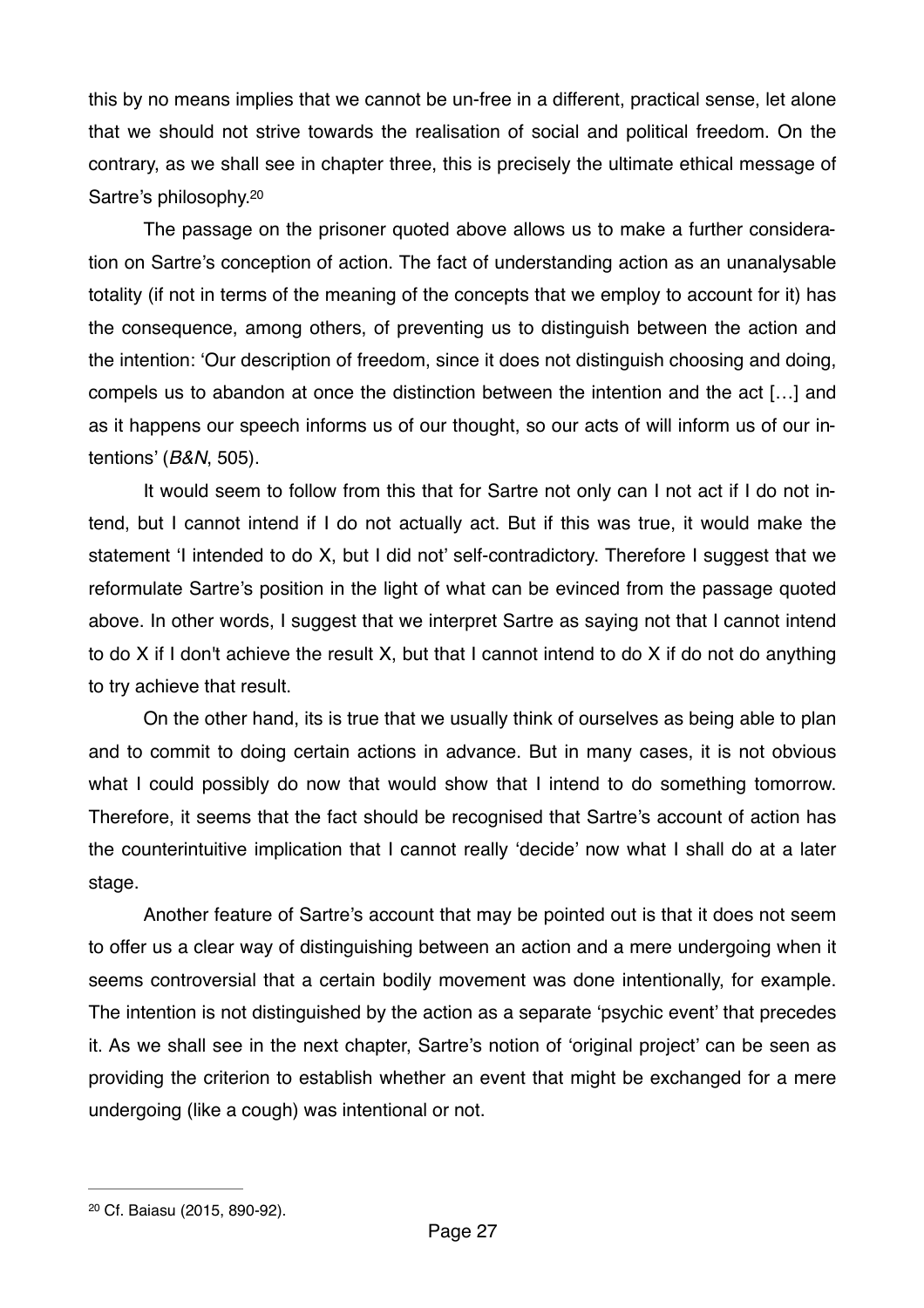this by no means implies that we cannot be un-free in a different, practical sense, let alone that we should not strive towards the realisation of social and political freedom. On the contrary, as we shall see in chapter three, this is precisely the ultimate ethical message of Sartre's philosophy.[20]

The passage on the prisoner quoted above allows us to make a further consideration on Sartre's conception of action. The fact of understanding action as an unanalysable totality (if not in terms of the meaning of the concepts that we employ to account for it) has the consequence, among others, of preventing us to distinguish between the action and the intention: 'Our description of freedom, since it does not distinguish choosing and doing, compels us to abandon at once the distinction between the intention and the act […] and as it happens our speech informs us of our thought, so our acts of will inform us of our intentions' (*B&N*, 505).

It would seem to follow from this that for Sartre not only can I not act if I do not intend, but I cannot intend if I do not actually act. But if this was true, it would make the statement 'I intended to do X, but I did not' self-contradictory. Therefore I suggest that we reformulate Sartre's position in the light of what can be evinced from the passage quoted above. In other words, I suggest that we interpret Sartre as saying not that I cannot intend to do X if I don't achieve the result X, but that I cannot intend to do X if do not do anything to try achieve that result.

On the other hand, its is true that we usually think of ourselves as being able to plan and to commit to doing certain actions in advance. But in many cases, it is not obvious what I could possibly do now that would show that I intend to do something tomorrow. Therefore, it seems that the fact should be recognised that Sartre's account of action has the counterintuitive implication that I cannot really 'decide' now what I shall do at a later stage.

Another feature of Sartre's account that may be pointed out is that it does not seem to offer us a clear way of distinguishing between an action and a mere undergoing when it seems controversial that a certain bodily movement was done intentionally, for example. The intention is not distinguished by the action as a separate 'psychic event' that precedes it. As we shall see in the next chapter, Sartre's notion of 'original project' can be seen as providing the criterion to establish whether an event that might be exchanged for a mere undergoing (like a cough) was intentional or not.

---

[20] Cf. Baiasu (2015, 890-92).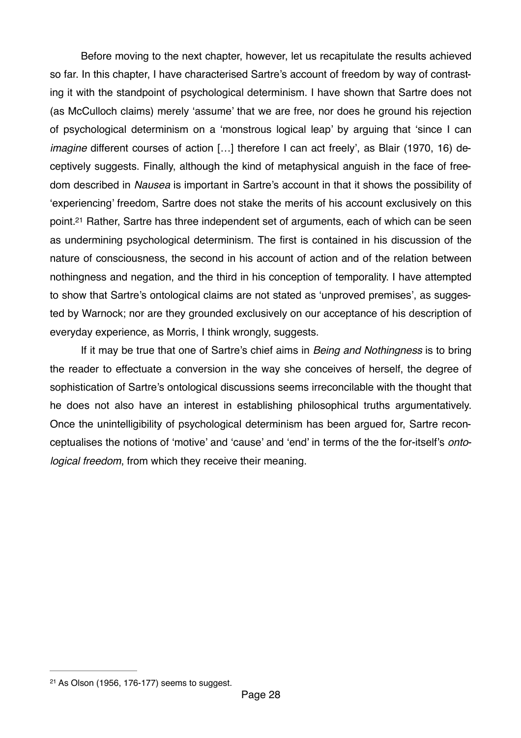Before moving to the next chapter, however, let us recapitulate the results achieved so far. In this chapter, I have characterised Sartre's account of freedom by way of contrasting it with the standpoint of psychological determinism. I have shown that Sartre does not (as McCulloch claims) merely 'assume' that we are free, nor does he ground his rejection of psychological determinism on a 'monstrous logical leap' by arguing that 'since I can *imagine* different courses of action […] therefore I can act freely', as Blair (1970, 16) deceptively suggests. Finally, although the kind of metaphysical anguish in the face of freedom described in *Nausea* is important in Sartre's account in that it shows the possibility of 'experiencing' freedom, Sartre does not stake the merits of his account exclusively on this point.[21] Rather, Sartre has three independent set of arguments, each of which can be seen as undermining psychological determinism. The first is contained in his discussion of the nature of consciousness, the second in his account of action and of the relation between nothingness and negation, and the third in his conception of temporality. I have attempted to show that Sartre's ontological claims are not stated as 'unproved premises', as suggested by Warnock; nor are they grounded exclusively on our acceptance of his description of everyday experience, as Morris, I think wrongly, suggests.

If it may be true that one of Sartre's chief aims in *Being and Nothingness* is to bring the reader to effectuate a conversion in the way she conceives of herself, the degree of sophistication of Sartre's ontological discussions seems irreconcilable with the thought that he does not also have an interest in establishing philosophical truths argumentatively. Once the unintelligibility of psychological determinism has been argued for, Sartre reconceptualises the notions of 'motive' and 'cause' and 'end' in terms of the the for-itself's *ontological freedom*, from which they receive their meaning.

---

[21] As Olson (1956, 176-177) seems to suggest.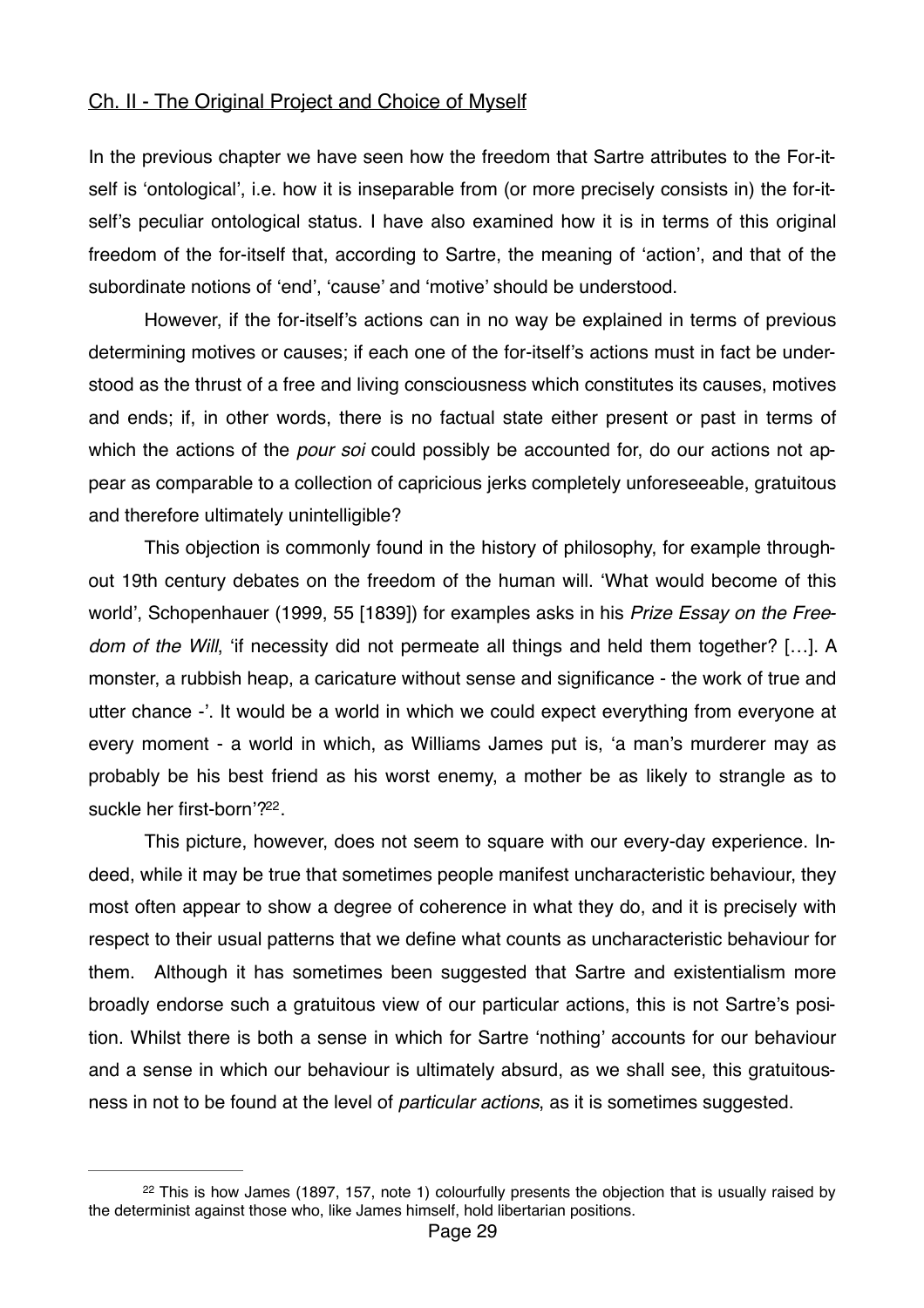## Ch. II - The Original Project and Choice of Myself

In the previous chapter we have seen how the freedom that Sartre attributes to the For-itself is 'ontological', i.e. how it is inseparable from (or more precisely consists in) the for-itself's peculiar ontological status. I have also examined how it is in terms of this original freedom of the for-itself that, according to Sartre, the meaning of 'action', and that of the subordinate notions of 'end', 'cause' and 'motive' should be understood.

However, if the for-itself's actions can in no way be explained in terms of previous determining motives or causes; if each one of the for-itself's actions must in fact be understood as the thrust of a free and living consciousness which constitutes its causes, motives and ends; if, in other words, there is no factual state either present or past in terms of which the actions of the *pour soi* could possibly be accounted for, do our actions not appear as comparable to a collection of capricious jerks completely unforeseeable, gratuitous and therefore ultimately unintelligible?

This objection is commonly found in the history of philosophy, for example throughout 19th century debates on the freedom of the human will. 'What would become of this world', Schopenhauer (1999, 55 [1839]) for examples asks in his *Prize Essay on the Freedom of the Will*, 'if necessity did not permeate all things and held them together? […]. A monster, a rubbish heap, a caricature without sense and significance - the work of true and utter chance -'. It would be a world in which we could expect everything from everyone at every moment - a world in which, as Williams James put is, 'a man's murderer may as probably be his best friend as his worst enemy, a mother be as likely to strangle as to suckle her first-born'?[22].

This picture, however, does not seem to square with our every-day experience. Indeed, while it may be true that sometimes people manifest uncharacteristic behaviour, they most often appear to show a degree of coherence in what they do, and it is precisely with respect to their usual patterns that we define what counts as uncharacteristic behaviour for them. Although it has sometimes been suggested that Sartre and existentialism more broadly endorse such a gratuitous view of our particular actions, this is not Sartre's position. Whilst there is both a sense in which for Sartre 'nothing' accounts for our behaviour and a sense in which our behaviour is ultimately absurd, as we shall see, this gratuitousness in not to be found at the level of *particular actions*, as it is sometimes suggested.

---

[22] This is how James (1897, 157, note 1) colourfully presents the objection that is usually raised by the determinist against those who, like James himself, hold libertarian positions.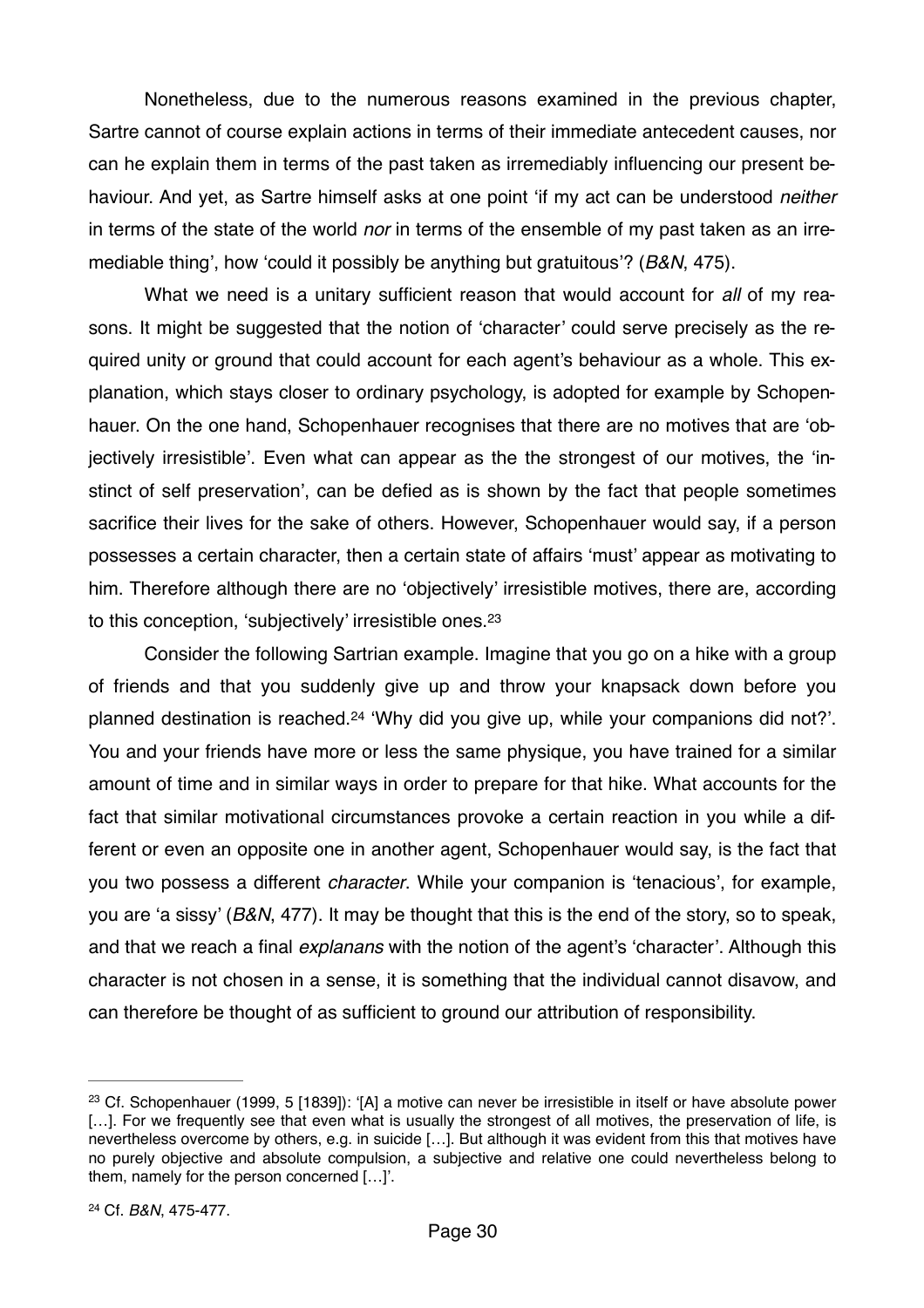Nonetheless, due to the numerous reasons examined in the previous chapter, Sartre cannot of course explain actions in terms of their immediate antecedent causes, nor can he explain them in terms of the past taken as irremediably influencing our present behaviour. And yet, as Sartre himself asks at one point 'if my act can be understood *neither* in terms of the state of the world *nor* in terms of the ensemble of my past taken as an irremediable thing', how 'could it possibly be anything but gratuitous'? (*B&N*, 475).

What we need is a unitary sufficient reason that would account for *all* of my reasons. It might be suggested that the notion of 'character' could serve precisely as the required unity or ground that could account for each agent's behaviour as a whole. This explanation, which stays closer to ordinary psychology, is adopted for example by Schopenhauer. On the one hand, Schopenhauer recognises that there are no motives that are 'objectively irresistible'. Even what can appear as the the strongest of our motives, the 'instinct of self preservation', can be defied as is shown by the fact that people sometimes sacrifice their lives for the sake of others. However, Schopenhauer would say, if a person possesses a certain character, then a certain state of affairs 'must' appear as motivating to him. Therefore although there are no 'objectively' irresistible motives, there are, according to this conception, 'subjectively' irresistible ones.[23]

Consider the following Sartrian example. Imagine that you go on a hike with a group of friends and that you suddenly give up and throw your knapsack down before you planned destination is reached.[24] 'Why did you give up, while your companions did not?'. You and your friends have more or less the same physique, you have trained for a similar amount of time and in similar ways in order to prepare for that hike. What accounts for the fact that similar motivational circumstances provoke a certain reaction in you while a different or even an opposite one in another agent, Schopenhauer would say, is the fact that you two possess a different *character*. While your companion is 'tenacious', for example, you are 'a sissy' (*B&N*, 477). It may be thought that this is the end of the story, so to speak, and that we reach a final *explanans* with the notion of the agent's 'character'. Although this character is not chosen in a sense, it is something that the individual cannot disavow, and can therefore be thought of as sufficient to ground our attribution of responsibility.

---

[23] Cf. Schopenhauer (1999, 5 [1839]): '[A] a motive can never be irresistible in itself or have absolute power […]. For we frequently see that even what is usually the strongest of all motives, the preservation of life, is nevertheless overcome by others, e.g. in suicide […]. But although it was evident from this that motives have no purely objective and absolute compulsion, a subjective and relative one could nevertheless belong to them, namely for the person concerned […]'.

[24] Cf. *B&N*, 475-477.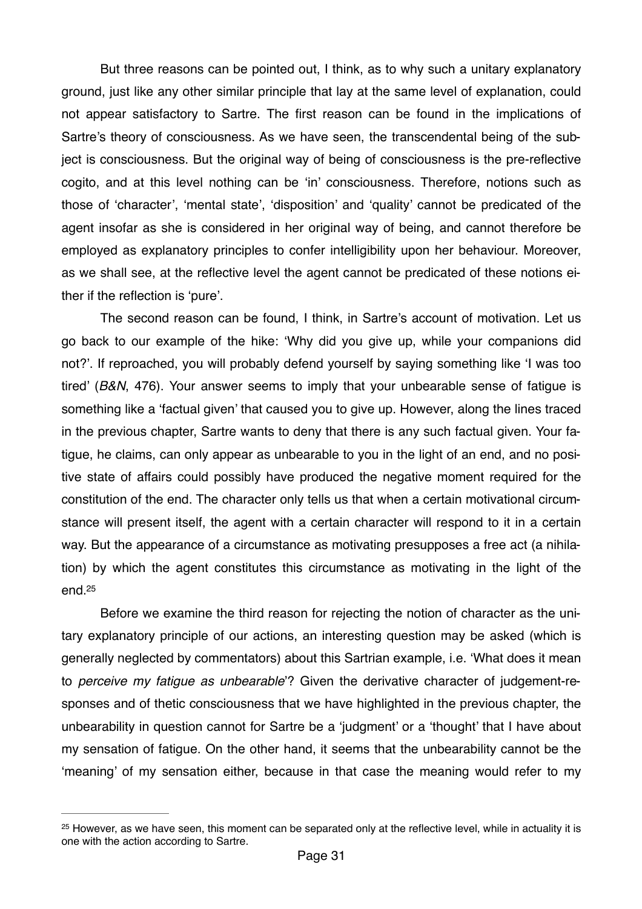But three reasons can be pointed out, I think, as to why such a unitary explanatory ground, just like any other similar principle that lay at the same level of explanation, could not appear satisfactory to Sartre. The first reason can be found in the implications of Sartre's theory of consciousness. As we have seen, the transcendental being of the subject is consciousness. But the original way of being of consciousness is the pre-reflective cogito, and at this level nothing can be 'in' consciousness. Therefore, notions such as those of 'character', 'mental state', 'disposition' and 'quality' cannot be predicated of the agent insofar as she is considered in her original way of being, and cannot therefore be employed as explanatory principles to confer intelligibility upon her behaviour. Moreover, as we shall see, at the reflective level the agent cannot be predicated of these notions either if the reflection is 'pure'.

The second reason can be found, I think, in Sartre's account of motivation. Let us go back to our example of the hike: 'Why did you give up, while your companions did not?'. If reproached, you will probably defend yourself by saying something like 'I was too tired' (*B&N*, 476). Your answer seems to imply that your unbearable sense of fatigue is something like a 'factual given' that caused you to give up. However, along the lines traced in the previous chapter, Sartre wants to deny that there is any such factual given. Your fatigue, he claims, can only appear as unbearable to you in the light of an end, and no positive state of affairs could possibly have produced the negative moment required for the constitution of the end. The character only tells us that when a certain motivational circumstance will present itself, the agent with a certain character will respond to it in a certain way. But the appearance of a circumstance as motivating presupposes a free act (a nihilation) by which the agent constitutes this circumstance as motivating in the light of the end.[25]

Before we examine the third reason for rejecting the notion of character as the unitary explanatory principle of our actions, an interesting question may be asked (which is generally neglected by commentators) about this Sartrian example, i.e. 'What does it mean to *perceive my fatigue as unbearable*'? Given the derivative character of judgement-responses and of thetic consciousness that we have highlighted in the previous chapter, the unbearability in question cannot for Sartre be a 'judgment' or a 'thought' that I have about my sensation of fatigue. On the other hand, it seems that the unbearability cannot be the 'meaning' of my sensation either, because in that case the meaning would refer to my

---

[25] However, as we have seen, this moment can be separated only at the reflective level, while in actuality it is one with the action according to Sartre.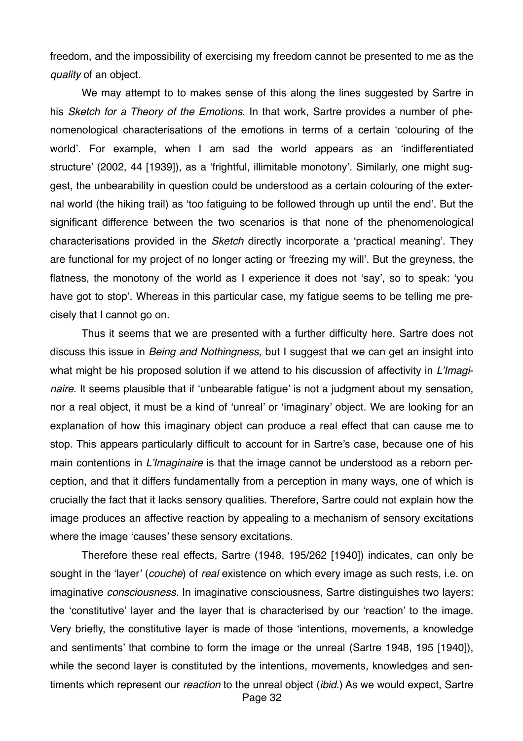freedom, and the impossibility of exercising my freedom cannot be presented to me as the *quality* of an object.

We may attempt to to makes sense of this along the lines suggested by Sartre in his *Sketch for a Theory of the Emotions*. In that work, Sartre provides a number of phenomenological characterisations of the emotions in terms of a certain 'colouring of the world'. For example, when I am sad the world appears as an 'indifferentiated structure' (2002, 44 [1939]), as a 'frightful, illimitable monotony'. Similarly, one might suggest, the unbearability in question could be understood as a certain colouring of the external world (the hiking trail) as 'too fatiguing to be followed through up until the end'. But the significant difference between the two scenarios is that none of the phenomenological characterisations provided in the *Sketch* directly incorporate a 'practical meaning'. They are functional for my project of no longer acting or 'freezing my will'. But the greyness, the flatness, the monotony of the world as I experience it does not 'say', so to speak: 'you have got to stop'. Whereas in this particular case, my fatigue seems to be telling me precisely that I cannot go on.

Thus it seems that we are presented with a further difficulty here. Sartre does not discuss this issue in *Being and Nothingness*, but I suggest that we can get an insight into what might be his proposed solution if we attend to his discussion of affectivity in *L'Imaginaire*. It seems plausible that if 'unbearable fatigue' is not a judgment about my sensation, nor a real object, it must be a kind of 'unreal' or 'imaginary' object. We are looking for an explanation of how this imaginary object can produce a real effect that can cause me to stop. This appears particularly difficult to account for in Sartre's case, because one of his main contentions in *L'Imaginaire* is that the image cannot be understood as a reborn perception, and that it differs fundamentally from a perception in many ways, one of which is crucially the fact that it lacks sensory qualities. Therefore, Sartre could not explain how the image produces an affective reaction by appealing to a mechanism of sensory excitations where the image 'causes' these sensory excitations.

Therefore these real effects, Sartre (1948, 195/262 [1940]) indicates, can only be sought in the 'layer' (*couche*) of *real* existence on which every image as such rests, i.e. on imaginative *consciousness*. In imaginative consciousness, Sartre distinguishes two layers: the 'constitutive' layer and the layer that is characterised by our 'reaction' to the image. Very briefly, the constitutive layer is made of those 'intentions, movements, a knowledge and sentiments' that combine to form the image or the unreal (Sartre 1948, 195 [1940]), while the second layer is constituted by the intentions, movements, knowledges and sentiments which represent our *reaction* to the unreal object (*ibid*.) As we would expect, Sartre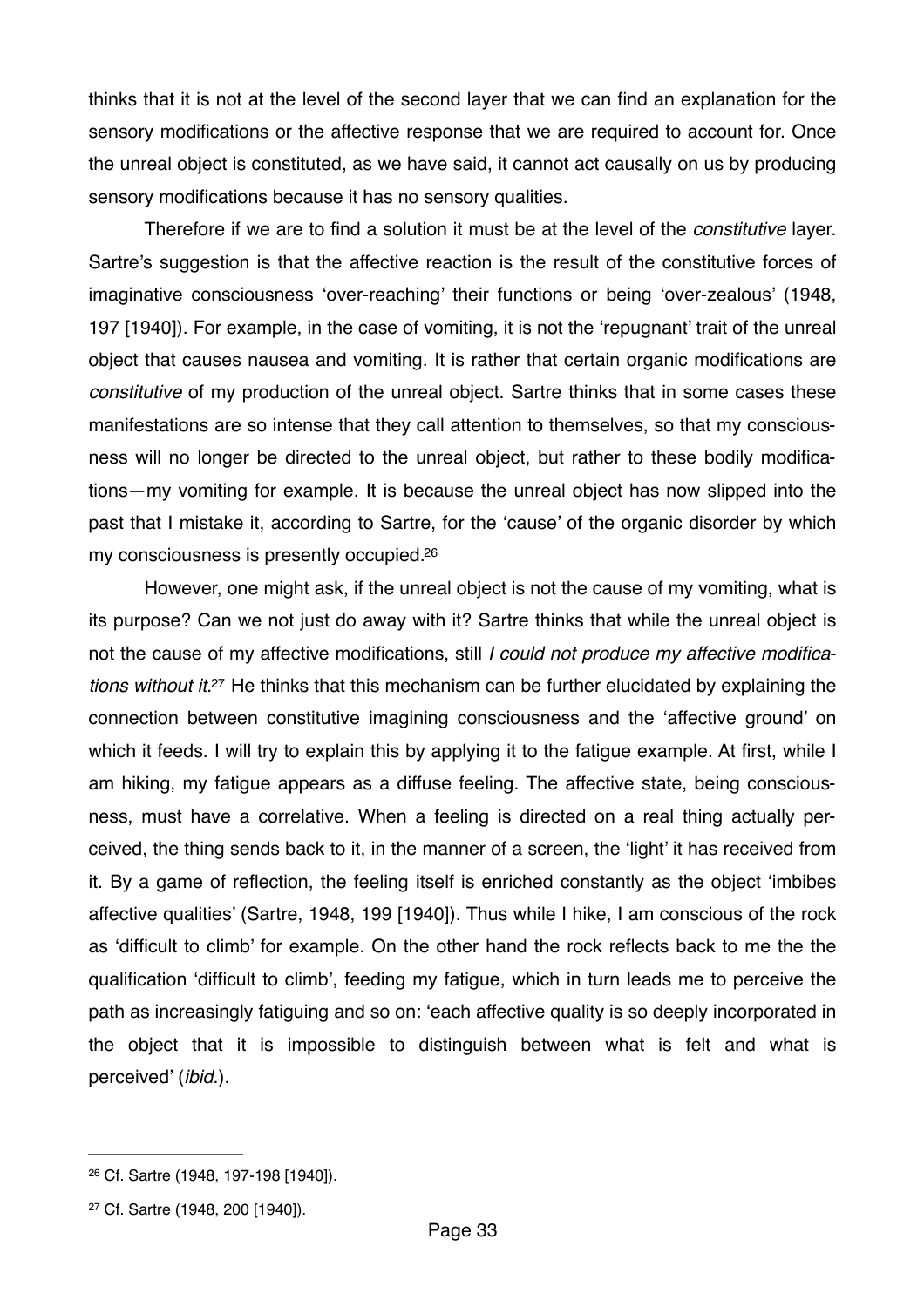thinks that it is not at the level of the second layer that we can find an explanation for the sensory modifications or the affective response that we are required to account for. Once the unreal object is constituted, as we have said, it cannot act causally on us by producing sensory modifications because it has no sensory qualities.

Therefore if we are to find a solution it must be at the level of the *constitutive* layer. Sartre's suggestion is that the affective reaction is the result of the constitutive forces of imaginative consciousness 'over-reaching' their functions or being 'over-zealous' (1948, 197 [1940]). For example, in the case of vomiting, it is not the 'repugnant' trait of the unreal object that causes nausea and vomiting. It is rather that certain organic modifications are *constitutive* of my production of the unreal object. Sartre thinks that in some cases these manifestations are so intense that they call attention to themselves, so that my consciousness will no longer be directed to the unreal object, but rather to these bodily modifications—my vomiting for example. It is because the unreal object has now slipped into the past that I mistake it, according to Sartre, for the 'cause' of the organic disorder by which my consciousness is presently occupied.[26]

However, one might ask, if the unreal object is not the cause of my vomiting, what is its purpose? Can we not just do away with it? Sartre thinks that while the unreal object is not the cause of my affective modifications, still *I could not produce my affective modifications without it*.[27] He thinks that this mechanism can be further elucidated by explaining the connection between constitutive imagining consciousness and the 'affective ground' on which it feeds. I will try to explain this by applying it to the fatigue example. At first, while I am hiking, my fatigue appears as a diffuse feeling. The affective state, being consciousness, must have a correlative. When a feeling is directed on a real thing actually perceived, the thing sends back to it, in the manner of a screen, the 'light' it has received from it. By a game of reflection, the feeling itself is enriched constantly as the object 'imbibes affective qualities' (Sartre, 1948, 199 [1940]). Thus while I hike, I am conscious of the rock as 'difficult to climb' for example. On the other hand the rock reflects back to me the the qualification 'difficult to climb', feeding my fatigue, which in turn leads me to perceive the path as increasingly fatiguing and so on: 'each affective quality is so deeply incorporated in the object that it is impossible to distinguish between what is felt and what is perceived' (*ibid*.).

---

[26] Cf. Sartre (1948, 197-198 [1940]).

[27] Cf. Sartre (1948, 200 [1940]).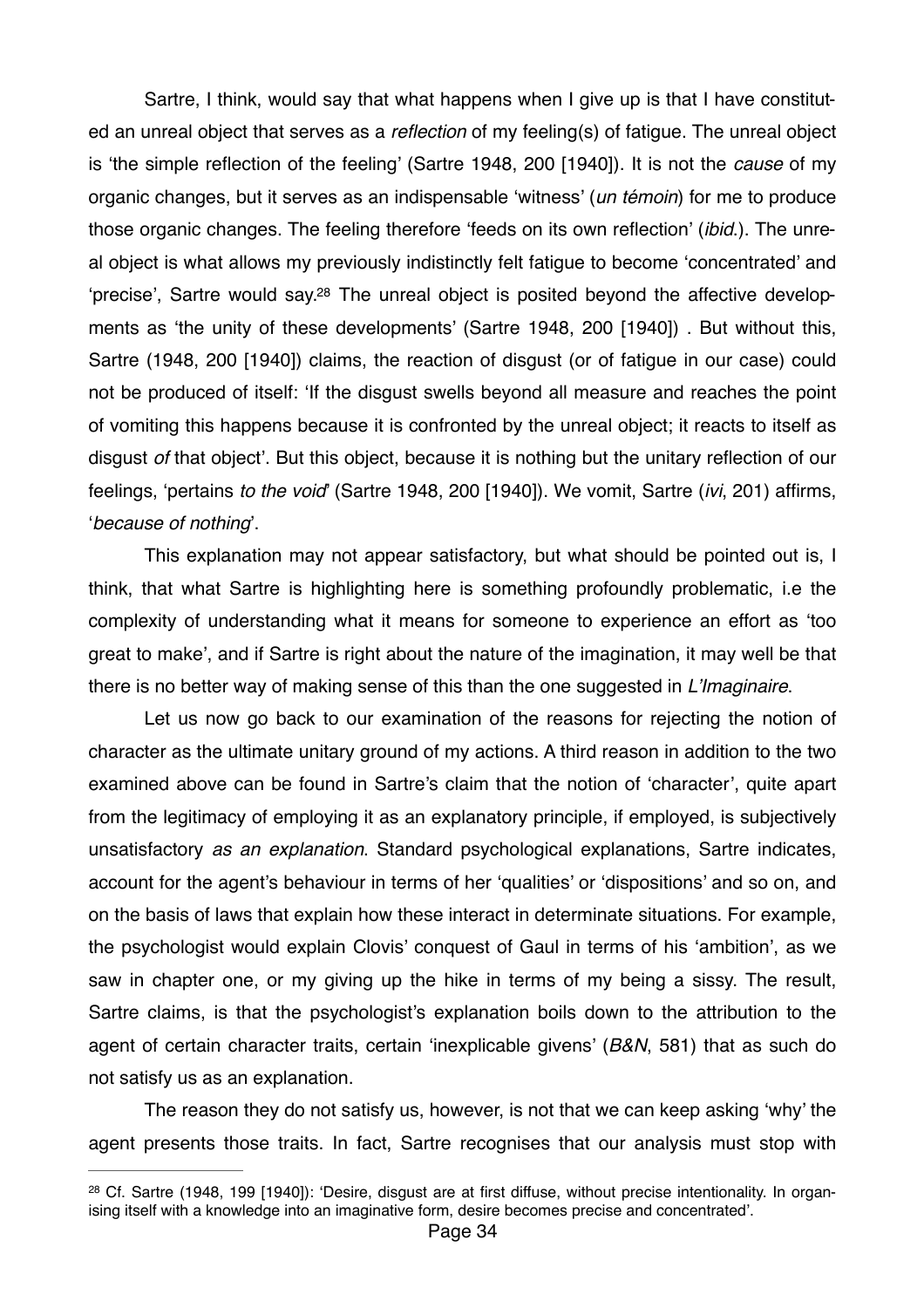Sartre, I think, would say that what happens when I give up is that I have constituted an unreal object that serves as a *reflection* of my feeling(s) of fatigue. The unreal object is 'the simple reflection of the feeling' (Sartre 1948, 200 [1940]). It is not the *cause* of my organic changes, but it serves as an indispensable 'witness' (*un témoin*) for me to produce those organic changes. The feeling therefore 'feeds on its own reflection' (*ibid.*). The unreal object is what allows my previously indistinctly felt fatigue to become 'concentrated' and 'precise', Sartre would say.[28] The unreal object is posited beyond the affective developments as 'the unity of these developments' (Sartre 1948, 200 [1940]) . But without this, Sartre (1948, 200 [1940]) claims, the reaction of disgust (or of fatigue in our case) could not be produced of itself: 'If the disgust swells beyond all measure and reaches the point of vomiting this happens because it is confronted by the unreal object; it reacts to itself as disgust *of* that object'. But this object, because it is nothing but the unitary reflection of our feelings, 'pertains *to the void*' (Sartre 1948, 200 [1940]). We vomit, Sartre (*ivi*, 201) affirms, '*because of nothing*'.

This explanation may not appear satisfactory, but what should be pointed out is, I think, that what Sartre is highlighting here is something profoundly problematic, i.e the complexity of understanding what it means for someone to experience an effort as 'too great to make', and if Sartre is right about the nature of the imagination, it may well be that there is no better way of making sense of this than the one suggested in *L'Imaginaire*.

Let us now go back to our examination of the reasons for rejecting the notion of character as the ultimate unitary ground of my actions. A third reason in addition to the two examined above can be found in Sartre's claim that the notion of 'character', quite apart from the legitimacy of employing it as an explanatory principle, if employed, is subjectively unsatisfactory *as an explanation*. Standard psychological explanations, Sartre indicates, account for the agent's behaviour in terms of her 'qualities' or 'dispositions' and so on, and on the basis of laws that explain how these interact in determinate situations. For example, the psychologist would explain Clovis' conquest of Gaul in terms of his 'ambition', as we saw in chapter one, or my giving up the hike in terms of my being a sissy. The result, Sartre claims, is that the psychologist's explanation boils down to the attribution to the agent of certain character traits, certain 'inexplicable givens' (*B&N*, 581) that as such do not satisfy us as an explanation.

The reason they do not satisfy us, however, is not that we can keep asking 'why' the agent presents those traits. In fact, Sartre recognises that our analysis must stop with

---

[28] Cf. Sartre (1948, 199 [1940]): 'Desire, disgust are at first diffuse, without precise intentionality. In organising itself with a knowledge into an imaginative form, desire becomes precise and concentrated'.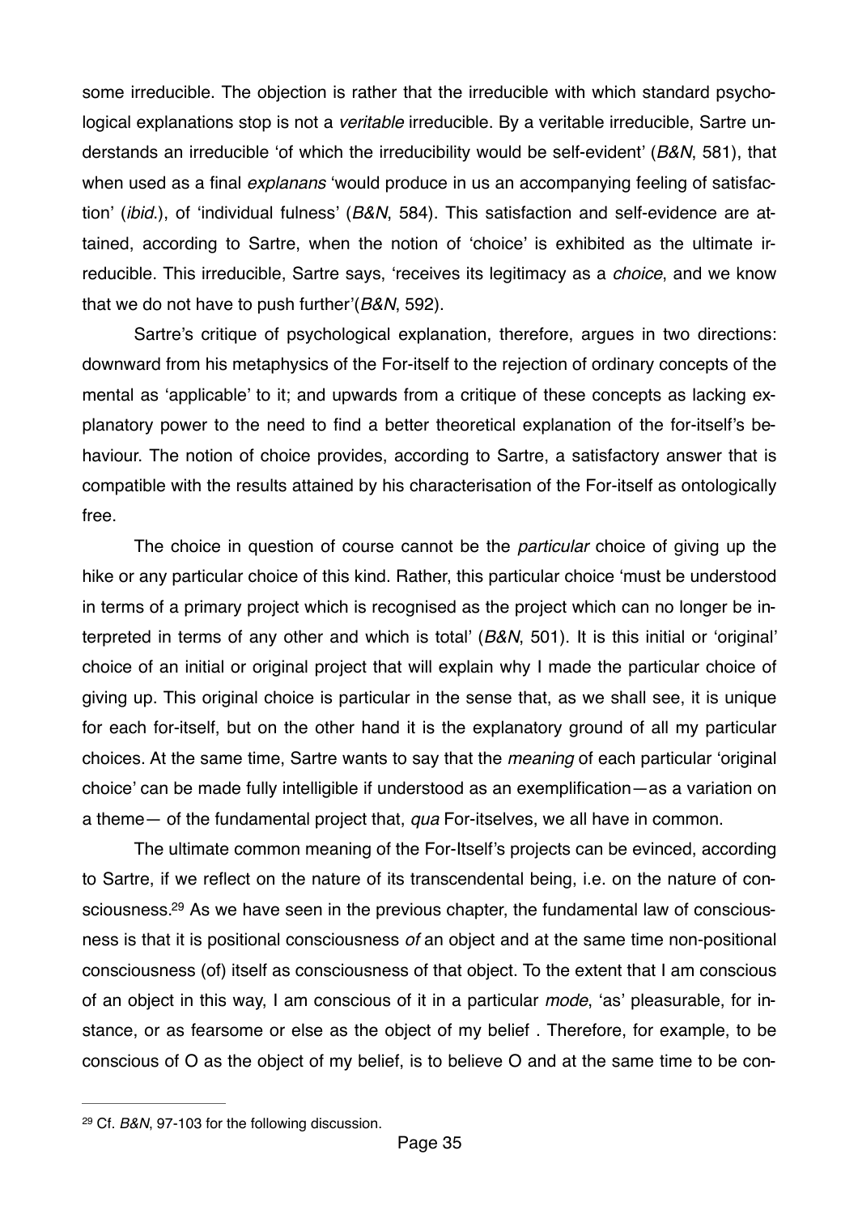some irreducible. The objection is rather that the irreducible with which standard psychological explanations stop is not a *veritable* irreducible. By a veritable irreducible, Sartre understands an irreducible 'of which the irreducibility would be self-evident' (*B&N*, 581), that when used as a final *explanans* 'would produce in us an accompanying feeling of satisfaction' (*ibid*.), of 'individual fulness' (*B&N*, 584). This satisfaction and self-evidence are attained, according to Sartre, when the notion of 'choice' is exhibited as the ultimate irreducible. This irreducible, Sartre says, 'receives its legitimacy as a *choice*, and we know that we do not have to push further'(*B&N*, 592).

Sartre's critique of psychological explanation, therefore, argues in two directions: downward from his metaphysics of the For-itself to the rejection of ordinary concepts of the mental as 'applicable' to it; and upwards from a critique of these concepts as lacking explanatory power to the need to find a better theoretical explanation of the for-itself's behaviour. The notion of choice provides, according to Sartre, a satisfactory answer that is compatible with the results attained by his characterisation of the For-itself as ontologically free.

The choice in question of course cannot be the *particular* choice of giving up the hike or any particular choice of this kind. Rather, this particular choice 'must be understood in terms of a primary project which is recognised as the project which can no longer be interpreted in terms of any other and which is total' (*B&N*, 501). It is this initial or 'original' choice of an initial or original project that will explain why I made the particular choice of giving up. This original choice is particular in the sense that, as we shall see, it is unique for each for-itself, but on the other hand it is the explanatory ground of all my particular choices. At the same time, Sartre wants to say that the *meaning* of each particular 'original choice' can be made fully intelligible if understood as an exemplification—as a variation on a theme— of the fundamental project that, *qua* For-itselves, we all have in common.

The ultimate common meaning of the For-Itself's projects can be evinced, according to Sartre, if we reflect on the nature of its transcendental being, i.e. on the nature of consciousness.[29] As we have seen in the previous chapter, the fundamental law of consciousness is that it is positional consciousness *of* an object and at the same time non-positional consciousness (of) itself as consciousness of that object. To the extent that I am conscious of an object in this way, I am conscious of it in a particular *mode*, 'as' pleasurable, for instance, or as fearsome or else as the object of my belief . Therefore, for example, to be conscious of O as the object of my belief, is to believe O and at the same time to be con-

[29] Cf. *B&N*, 97-103 for the following discussion.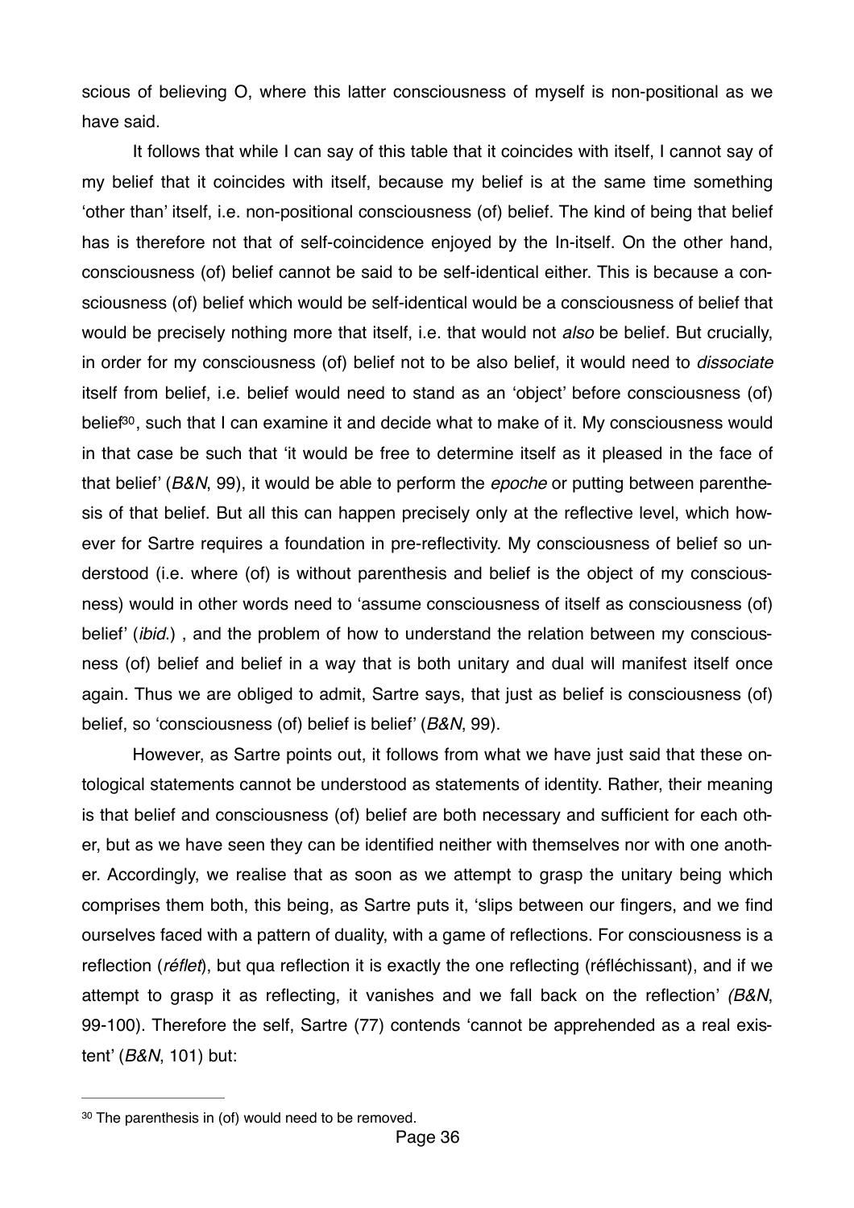scious of believing O, where this latter consciousness of myself is non-positional as we have said.

It follows that while I can say of this table that it coincides with itself, I cannot say of my belief that it coincides with itself, because my belief is at the same time something 'other than' itself, i.e. non-positional consciousness (of) belief. The kind of being that belief has is therefore not that of self-coincidence enjoyed by the In-itself. On the other hand, consciousness (of) belief cannot be said to be self-identical either. This is because a consciousness (of) belief which would be self-identical would be a consciousness of belief that would be precisely nothing more that itself, i.e. that would not *also* be belief. But crucially, in order for my consciousness (of) belief not to be also belief, it would need to *dissociate* itself from belief, i.e. belief would need to stand as an 'object' before consciousness (of) belief[30], such that I can examine it and decide what to make of it. My consciousness would in that case be such that 'it would be free to determine itself as it pleased in the face of that belief' (*B&N*, 99), it would be able to perform the *epoche* or putting between parenthesis of that belief. But all this can happen precisely only at the reflective level, which however for Sartre requires a foundation in pre-reflectivity. My consciousness of belief so understood (i.e. where (of) is without parenthesis and belief is the object of my consciousness) would in other words need to 'assume consciousness of itself as consciousness (of) belief' (*ibid.*) , and the problem of how to understand the relation between my consciousness (of) belief and belief in a way that is both unitary and dual will manifest itself once again. Thus we are obliged to admit, Sartre says, that just as belief is consciousness (of) belief, so 'consciousness (of) belief is belief' (*B&N*, 99).

However, as Sartre points out, it follows from what we have just said that these ontological statements cannot be understood as statements of identity. Rather, their meaning is that belief and consciousness (of) belief are both necessary and sufficient for each other, but as we have seen they can be identified neither with themselves nor with one another. Accordingly, we realise that as soon as we attempt to grasp the unitary being which comprises them both, this being, as Sartre puts it, 'slips between our fingers, and we find ourselves faced with a pattern of duality, with a game of reflections. For consciousness is a reflection (*réflet*), but qua reflection it is exactly the one reflecting (réfléchissant), and if we attempt to grasp it as reflecting, it vanishes and we fall back on the reflection' *(B&N*, 99-100). Therefore the self, Sartre (77) contends 'cannot be apprehended as a real existent' (*B&N*, 101) but:

---

[30] The parenthesis in (of) would need to be removed.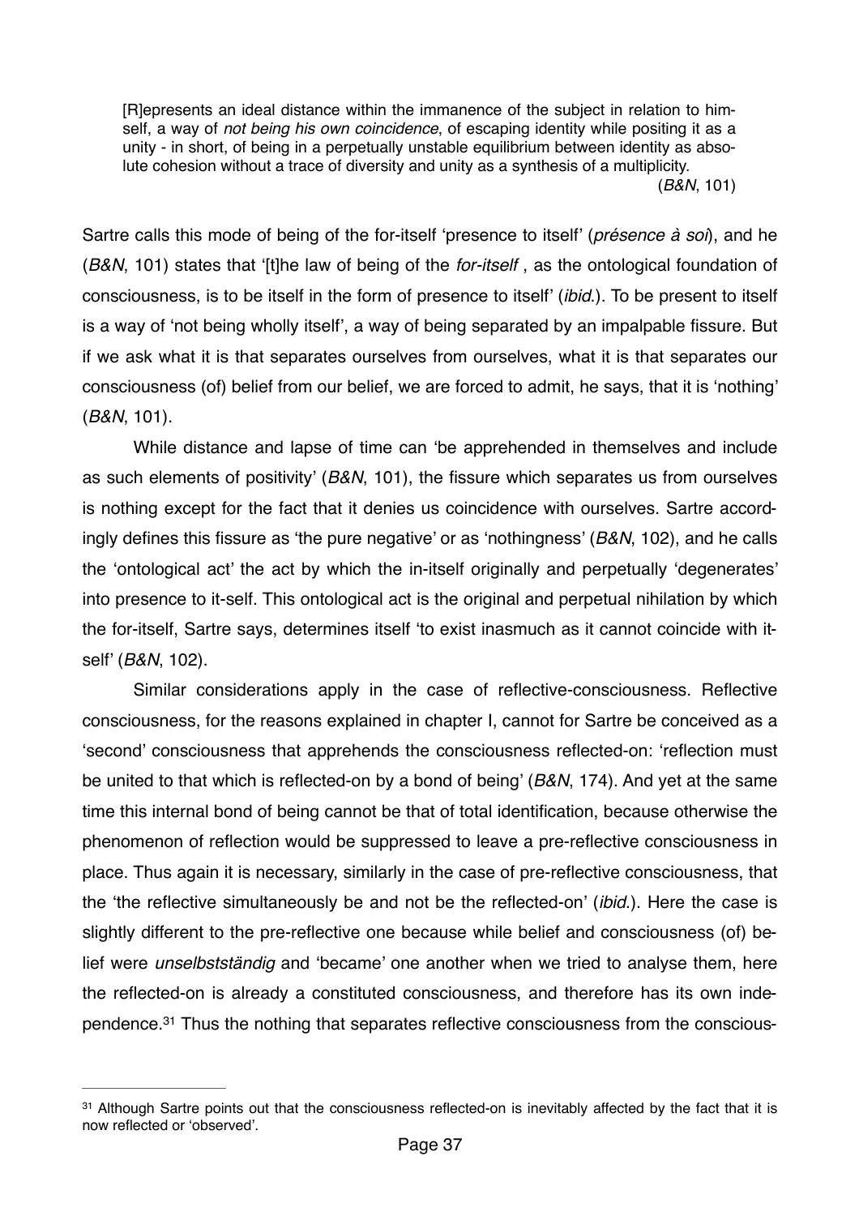> [R]epresents an ideal distance within the immanence of the subject in relation to himself, a way of *not being his own coincidence*, of escaping identity while positing it as a unity - in short, of being in a perpetually unstable equilibrium between identity as absolute cohesion without a trace of diversity and unity as a synthesis of a multiplicity. (*B&N*, 101)

Sartre calls this mode of being of the for-itself 'presence to itself' (*présence à soi*), and he (*B&N*, 101) states that '[t]he law of being of the *for-itself* , as the ontological foundation of consciousness, is to be itself in the form of presence to itself' (*ibid.*). To be present to itself is a way of 'not being wholly itself', a way of being separated by an impalpable fissure. But if we ask what it is that separates ourselves from ourselves, what it is that separates our consciousness (of) belief from our belief, we are forced to admit, he says, that it is 'nothing' (*B&N*, 101).

While distance and lapse of time can 'be apprehended in themselves and include as such elements of positivity' (*B&N*, 101), the fissure which separates us from ourselves is nothing except for the fact that it denies us coincidence with ourselves. Sartre accordingly defines this fissure as 'the pure negative' or as 'nothingness' (*B&N*, 102), and he calls the 'ontological act' the act by which the in-itself originally and perpetually 'degenerates' into presence to it-self. This ontological act is the original and perpetual nihilation by which the for-itself, Sartre says, determines itself 'to exist inasmuch as it cannot coincide with itself' (*B&N*, 102).

Similar considerations apply in the case of reflective-consciousness. Reflective consciousness, for the reasons explained in chapter I, cannot for Sartre be conceived as a 'second' consciousness that apprehends the consciousness reflected-on: 'reflection must be united to that which is reflected-on by a bond of being' (*B&N*, 174). And yet at the same time this internal bond of being cannot be that of total identification, because otherwise the phenomenon of reflection would be suppressed to leave a pre-reflective consciousness in place. Thus again it is necessary, similarly in the case of pre-reflective consciousness, that the 'the reflective simultaneously be and not be the reflected-on' (*ibid.*). Here the case is slightly different to the pre-reflective one because while belief and consciousness (of) belief were *unselbstständig* and 'became' one another when we tried to analyse them, here the reflected-on is already a constituted consciousness, and therefore has its own independence.[31] Thus the nothing that separates reflective consciousness from the conscious-

---

[31] Although Sartre points out that the consciousness reflected-on is inevitably affected by the fact that it is now reflected or 'observed'.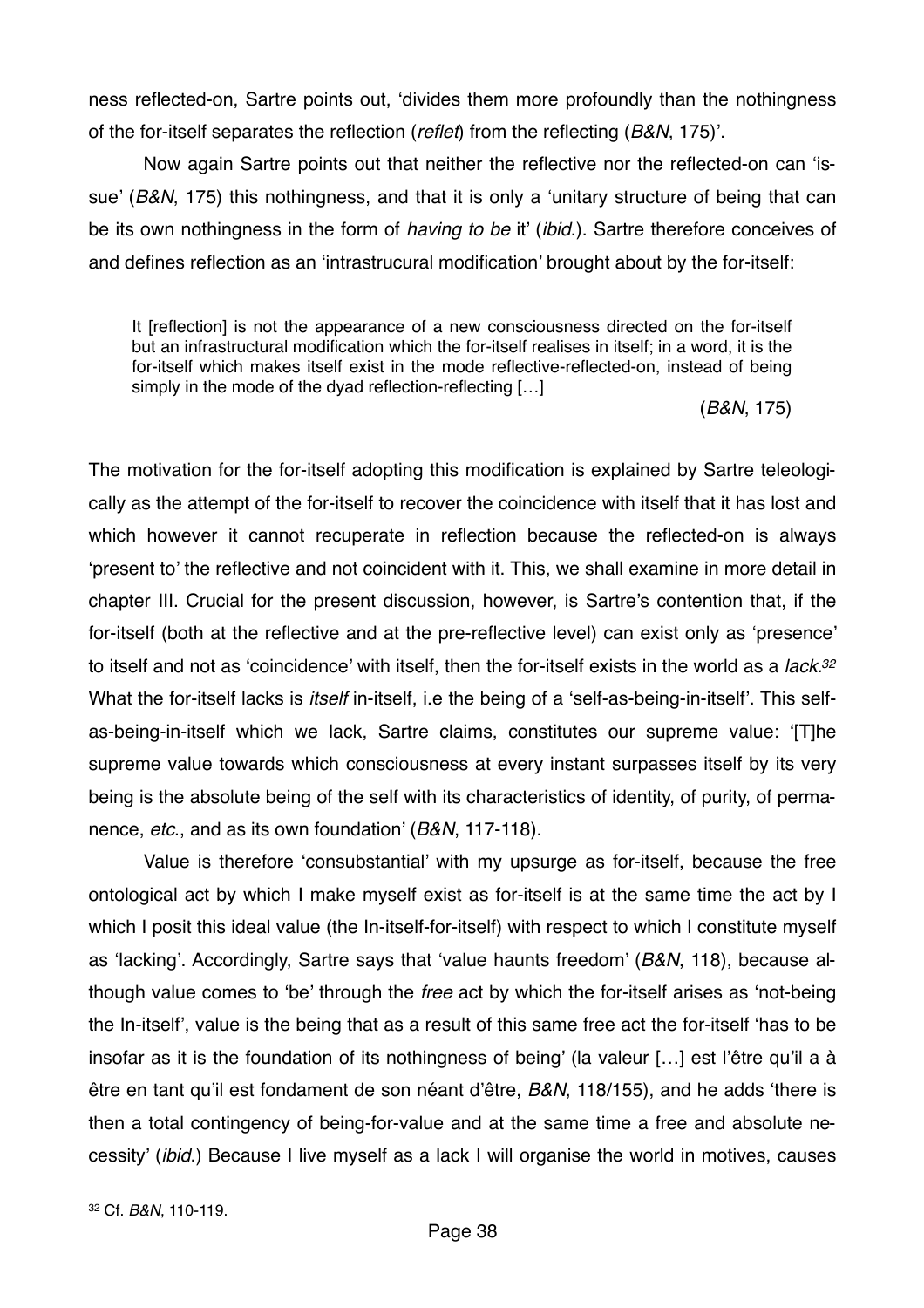ness reflected-on, Sartre points out, 'divides them more profoundly than the nothingness of the for-itself separates the reflection (*reflet*) from the reflecting (*B&N*, 175)'.

Now again Sartre points out that neither the reflective nor the reflected-on can 'issue' (*B&N*, 175) this nothingness, and that it is only a 'unitary structure of being that can be its own nothingness in the form of *having to be* it' (*ibid*.). Sartre therefore conceives of and defines reflection as an 'intrastrucural modification' brought about by the for-itself:

> It [reflection] is not the appearance of a new consciousness directed on the for-itself but an infrastructural modification which the for-itself realises in itself; in a word, it is the for-itself which makes itself exist in the mode reflective-reflected-on, instead of being simply in the mode of the dyad reflection-reflecting […]
>
> (*B&N*, 175)

The motivation for the for-itself adopting this modification is explained by Sartre teleologically as the attempt of the for-itself to recover the coincidence with itself that it has lost and which however it cannot recuperate in reflection because the reflected-on is always 'present to' the reflective and not coincident with it. This, we shall examine in more detail in chapter III. Crucial for the present discussion, however, is Sartre's contention that, if the for-itself (both at the reflective and at the pre-reflective level) can exist only as 'presence' to itself and not as 'coincidence' with itself, then the for-itself exists in the world as a *lack*.[32] What the for-itself lacks is *itself* in-itself, i.e the being of a 'self-as-being-in-itself'. This self-as-being-in-itself which we lack, Sartre claims, constitutes our supreme value: '[T]he supreme value towards which consciousness at every instant surpasses itself by its very being is the absolute being of the self with its characteristics of identity, of purity, of permanence, *etc.*, and as its own foundation' (*B&N*, 117-118).

Value is therefore 'consubstantial' with my upsurge as for-itself, because the free ontological act by which I make myself exist as for-itself is at the same time the act by I which I posit this ideal value (the In-itself-for-itself) with respect to which I constitute myself as 'lacking'. Accordingly, Sartre says that 'value haunts freedom' (*B&N*, 118), because although value comes to 'be' through the *free* act by which the for-itself arises as 'not-being the In-itself', value is the being that as a result of this same free act the for-itself 'has to be insofar as it is the foundation of its nothingness of being' (la valeur […] est l'être qu'il a à être en tant qu'il est fondament de son néant d'être, *B&N*, 118/155), and he adds 'there is then a total contingency of being-for-value and at the same time a free and absolute necessity' (*ibid*.) Because I live myself as a lack I will organise the world in motives, causes

---

[32] Cf. *B&N*, 110-119.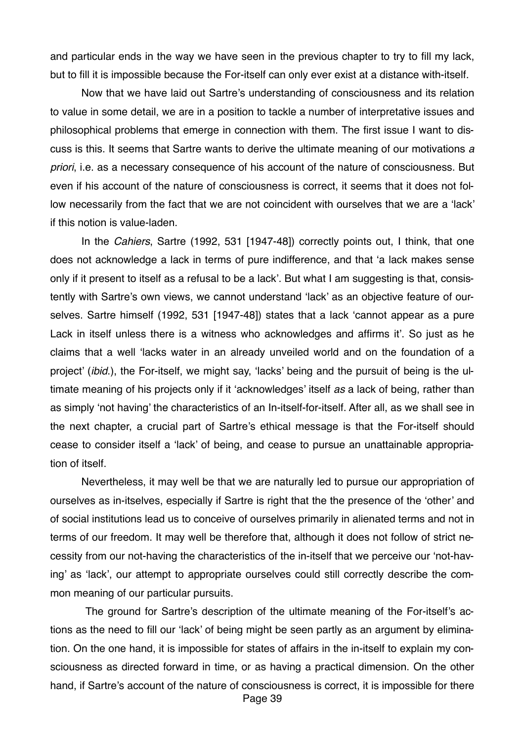and particular ends in the way we have seen in the previous chapter to try to fill my lack, but to fill it is impossible because the For-itself can only ever exist at a distance with-itself.

Now that we have laid out Sartre's understanding of consciousness and its relation to value in some detail, we are in a position to tackle a number of interpretative issues and philosophical problems that emerge in connection with them. The first issue I want to discuss is this. It seems that Sartre wants to derive the ultimate meaning of our motivations *a priori*, i.e. as a necessary consequence of his account of the nature of consciousness. But even if his account of the nature of consciousness is correct, it seems that it does not follow necessarily from the fact that we are not coincident with ourselves that we are a 'lack' if this notion is value-laden.

In the *Cahiers*, Sartre (1992, 531 [1947-48]) correctly points out, I think, that one does not acknowledge a lack in terms of pure indifference, and that 'a lack makes sense only if it present to itself as a refusal to be a lack'. But what I am suggesting is that, consistently with Sartre's own views, we cannot understand 'lack' as an objective feature of ourselves. Sartre himself (1992, 531 [1947-48]) states that a lack 'cannot appear as a pure Lack in itself unless there is a witness who acknowledges and affirms it'. So just as he claims that a well 'lacks water in an already unveiled world and on the foundation of a project' (*ibid.*), the For-itself, we might say, 'lacks' being and the pursuit of being is the ultimate meaning of his projects only if it 'acknowledges' itself *as* a lack of being, rather than as simply 'not having' the characteristics of an In-itself-for-itself. After all, as we shall see in the next chapter, a crucial part of Sartre's ethical message is that the For-itself should cease to consider itself a 'lack' of being, and cease to pursue an unattainable appropriation of itself.

Nevertheless, it may well be that we are naturally led to pursue our appropriation of ourselves as in-itselves, especially if Sartre is right that the the presence of the 'other' and of social institutions lead us to conceive of ourselves primarily in alienated terms and not in terms of our freedom. It may well be therefore that, although it does not follow of strict necessity from our not-having the characteristics of the in-itself that we perceive our 'not-having' as 'lack', our attempt to appropriate ourselves could still correctly describe the common meaning of our particular pursuits.

The ground for Sartre's description of the ultimate meaning of the For-itself's actions as the need to fill our 'lack' of being might be seen partly as an argument by elimination. On the one hand, it is impossible for states of affairs in the in-itself to explain my consciousness as directed forward in time, or as having a practical dimension. On the other hand, if Sartre's account of the nature of consciousness is correct, it is impossible for there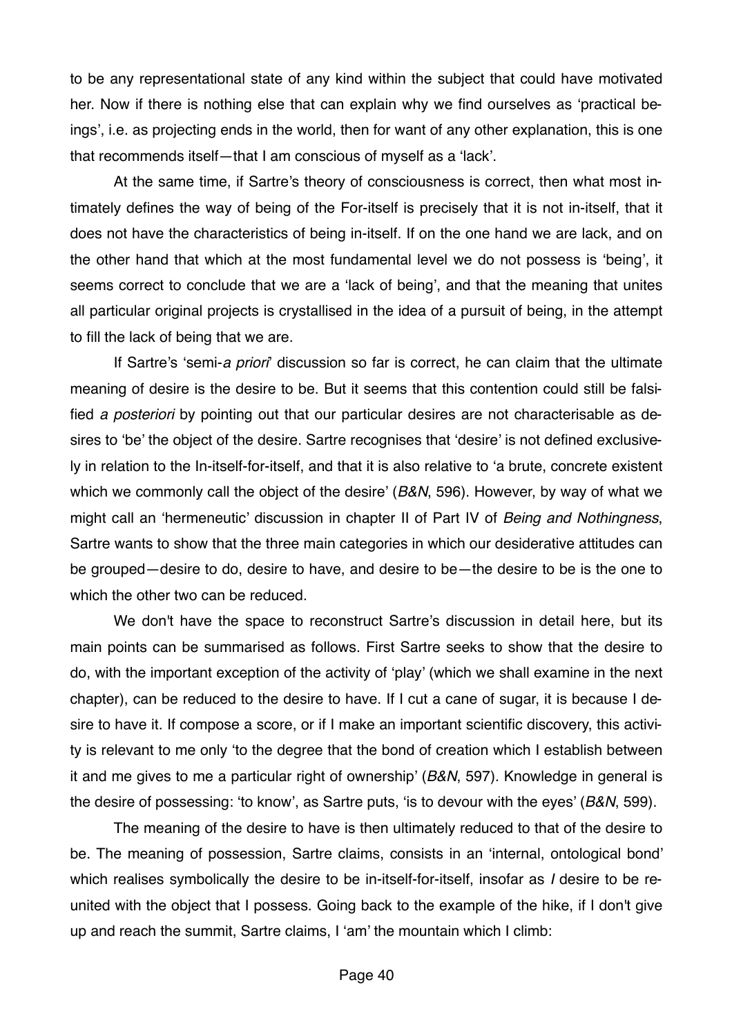to be any representational state of any kind within the subject that could have motivated her. Now if there is nothing else that can explain why we find ourselves as 'practical beings', i.e. as projecting ends in the world, then for want of any other explanation, this is one that recommends itself—that I am conscious of myself as a 'lack'.

At the same time, if Sartre's theory of consciousness is correct, then what most intimately defines the way of being of the For-itself is precisely that it is not in-itself, that it does not have the characteristics of being in-itself. If on the one hand we are lack, and on the other hand that which at the most fundamental level we do not possess is 'being', it seems correct to conclude that we are a 'lack of being', and that the meaning that unites all particular original projects is crystallised in the idea of a pursuit of being, in the attempt to fill the lack of being that we are.

If Sartre's 'semi-*a priori*' discussion so far is correct, he can claim that the ultimate meaning of desire is the desire to be. But it seems that this contention could still be falsified *a posteriori* by pointing out that our particular desires are not characterisable as desires to 'be' the object of the desire. Sartre recognises that 'desire' is not defined exclusively in relation to the In-itself-for-itself, and that it is also relative to 'a brute, concrete existent which we commonly call the object of the desire' (*B&N*, 596). However, by way of what we might call an 'hermeneutic' discussion in chapter II of Part IV of *Being and Nothingness*, Sartre wants to show that the three main categories in which our desiderative attitudes can be grouped—desire to do, desire to have, and desire to be—the desire to be is the one to which the other two can be reduced.

We don't have the space to reconstruct Sartre's discussion in detail here, but its main points can be summarised as follows. First Sartre seeks to show that the desire to do, with the important exception of the activity of 'play' (which we shall examine in the next chapter), can be reduced to the desire to have. If I cut a cane of sugar, it is because I desire to have it. If compose a score, or if I make an important scientific discovery, this activity is relevant to me only 'to the degree that the bond of creation which I establish between it and me gives to me a particular right of ownership' (*B&N*, 597). Knowledge in general is the desire of possessing: 'to know', as Sartre puts, 'is to devour with the eyes' (*B&N*, 599).

The meaning of the desire to have is then ultimately reduced to that of the desire to be. The meaning of possession, Sartre claims, consists in an 'internal, ontological bond' which realises symbolically the desire to be in-itself-for-itself, insofar as *I* desire to be reunited with the object that I possess. Going back to the example of the hike, if I don't give up and reach the summit, Sartre claims, I 'am' the mountain which I climb: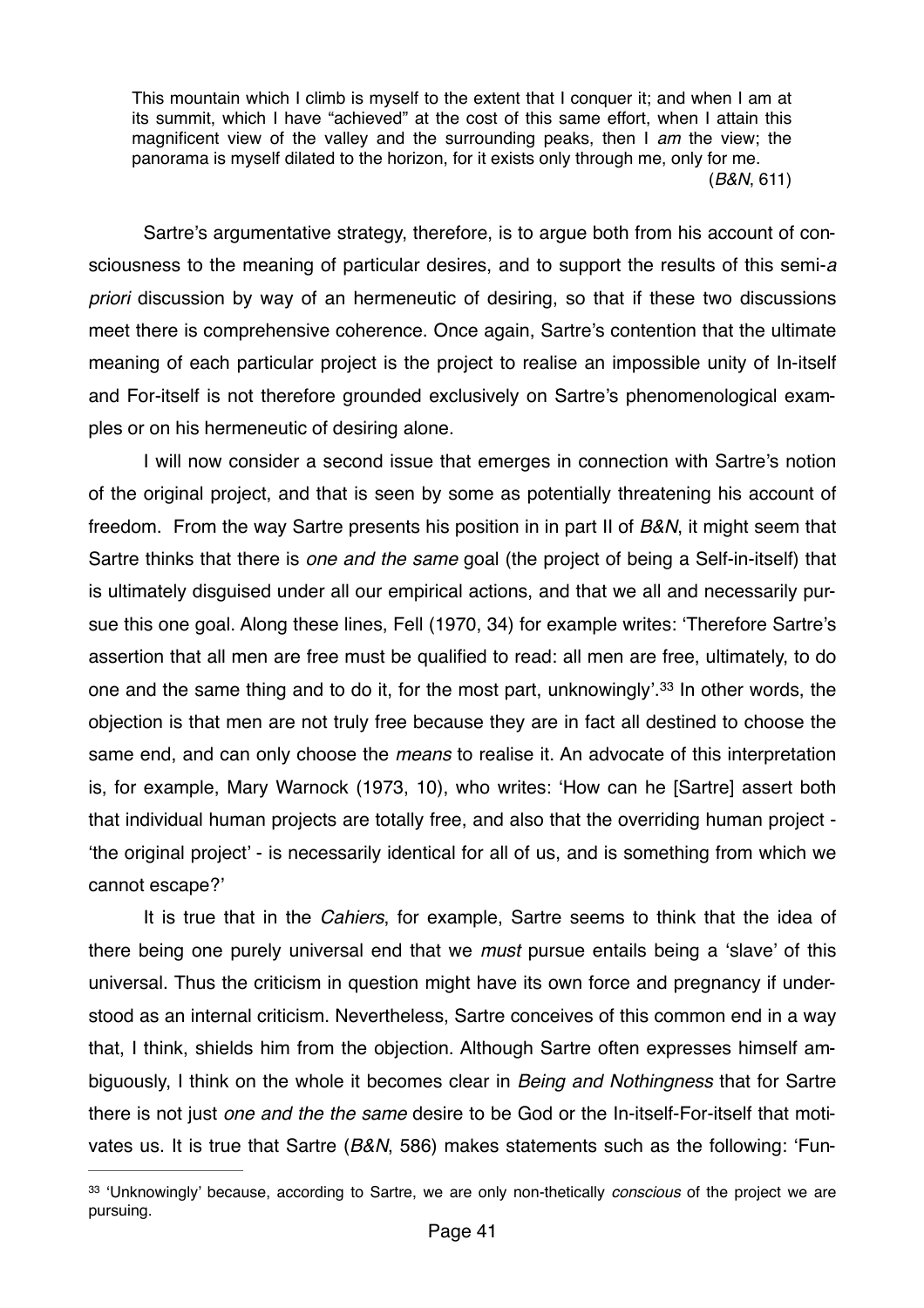> This mountain which I climb is myself to the extent that I conquer it; and when I am at its summit, which I have "achieved" at the cost of this same effort, when I attain this magnificent view of the valley and the surrounding peaks, then I *am* the view; the panorama is myself dilated to the horizon, for it exists only through me, only for me.
> (*B&N*, 611)

Sartre's argumentative strategy, therefore, is to argue both from his account of consciousness to the meaning of particular desires, and to support the results of this semi-*a priori* discussion by way of an hermeneutic of desiring, so that if these two discussions meet there is comprehensive coherence. Once again, Sartre's contention that the ultimate meaning of each particular project is the project to realise an impossible unity of In-itself and For-itself is not therefore grounded exclusively on Sartre's phenomenological examples or on his hermeneutic of desiring alone.

I will now consider a second issue that emerges in connection with Sartre's notion of the original project, and that is seen by some as potentially threatening his account of freedom. From the way Sartre presents his position in in part II of *B&N*, it might seem that Sartre thinks that there is *one and the same* goal (the project of being a Self-in-itself) that is ultimately disguised under all our empirical actions, and that we all and necessarily pursue this one goal. Along these lines, Fell (1970, 34) for example writes: 'Therefore Sartre's assertion that all men are free must be qualified to read: all men are free, ultimately, to do one and the same thing and to do it, for the most part, unknowingly'.[33] In other words, the objection is that men are not truly free because they are in fact all destined to choose the same end, and can only choose the *means* to realise it. An advocate of this interpretation is, for example, Mary Warnock (1973, 10), who writes: 'How can he [Sartre] assert both that individual human projects are totally free, and also that the overriding human project - 'the original project' - is necessarily identical for all of us, and is something from which we cannot escape?'

It is true that in the *Cahiers*, for example, Sartre seems to think that the idea of there being one purely universal end that we *must* pursue entails being a 'slave' of this universal. Thus the criticism in question might have its own force and pregnancy if understood as an internal criticism. Nevertheless, Sartre conceives of this common end in a way that, I think, shields him from the objection. Although Sartre often expresses himself ambiguously, I think on the whole it becomes clear in *Being and Nothingness* that for Sartre there is not just *one and the the same* desire to be God or the In-itself-For-itself that motivates us. It is true that Sartre (*B&N*, 586) makes statements such as the following: 'Fun-

[33] 'Unknowingly' because, according to Sartre, we are only non-thetically *conscious* of the project we are pursuing.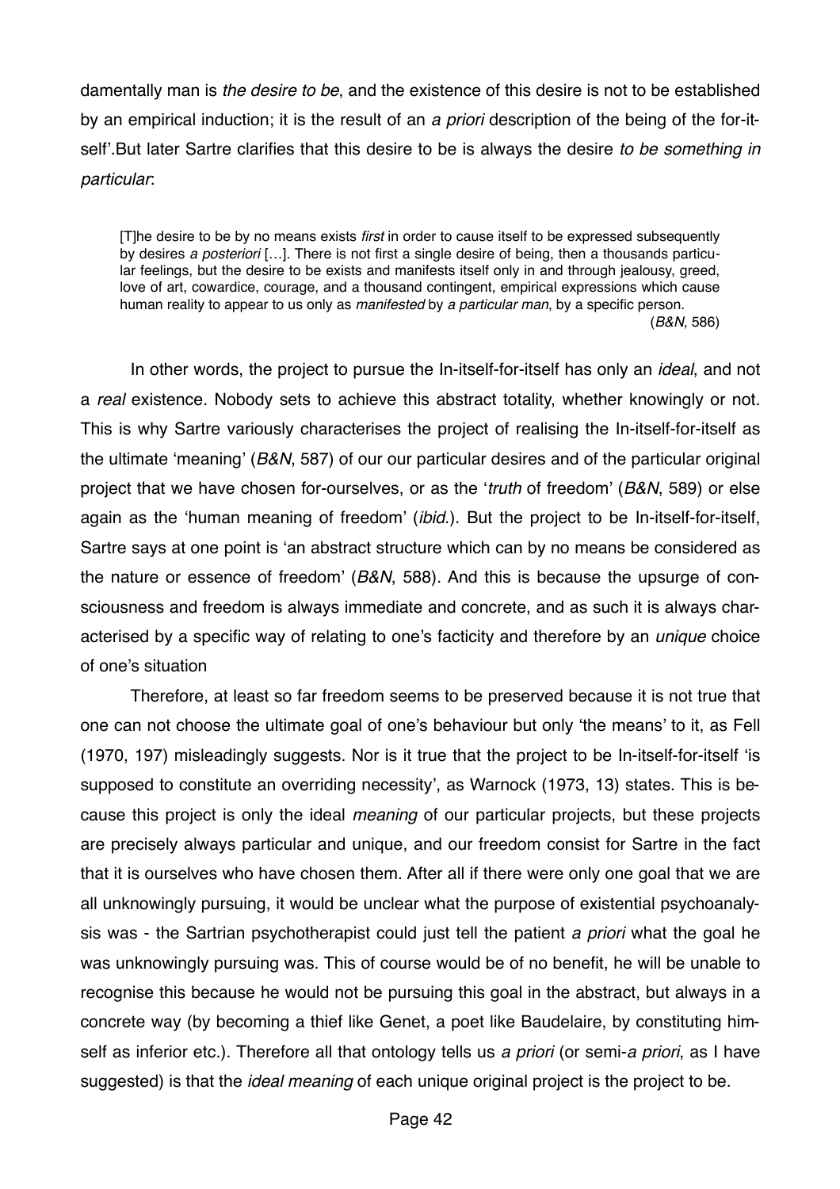damentally man is *the desire to be*, and the existence of this desire is not to be established by an empirical induction; it is the result of an *a priori* description of the being of the for-itself'.But later Sartre clarifies that this desire to be is always the desire *to be something in particular*:

> [T]he desire to be by no means exists *first* in order to cause itself to be expressed subsequently by desires *a posteriori* […]. There is not first a single desire of being, then a thousands particular feelings, but the desire to be exists and manifests itself only in and through jealousy, greed, love of art, cowardice, courage, and a thousand contingent, empirical expressions which cause human reality to appear to us only as *manifested* by *a particular man*, by a specific person.
> (*B&N*, 586)

In other words, the project to pursue the In-itself-for-itself has only an *ideal*, and not a *real* existence. Nobody sets to achieve this abstract totality, whether knowingly or not. This is why Sartre variously characterises the project of realising the In-itself-for-itself as the ultimate 'meaning' (*B&N*, 587) of our our particular desires and of the particular original project that we have chosen for-ourselves, or as the '*truth* of freedom' (*B&N*, 589) or else again as the 'human meaning of freedom' (*ibid.*). But the project to be In-itself-for-itself, Sartre says at one point is 'an abstract structure which can by no means be considered as the nature or essence of freedom' (*B&N*, 588). And this is because the upsurge of consciousness and freedom is always immediate and concrete, and as such it is always characterised by a specific way of relating to one's facticity and therefore by an *unique* choice of one's situation

Therefore, at least so far freedom seems to be preserved because it is not true that one can not choose the ultimate goal of one's behaviour but only 'the means' to it, as Fell (1970, 197) misleadingly suggests. Nor is it true that the project to be In-itself-for-itself 'is supposed to constitute an overriding necessity', as Warnock (1973, 13) states. This is because this project is only the ideal *meaning* of our particular projects, but these projects are precisely always particular and unique, and our freedom consist for Sartre in the fact that it is ourselves who have chosen them. After all if there were only one goal that we are all unknowingly pursuing, it would be unclear what the purpose of existential psychoanalysis was - the Sartrian psychotherapist could just tell the patient *a priori* what the goal he was unknowingly pursuing was. This of course would be of no benefit, he will be unable to recognise this because he would not be pursuing this goal in the abstract, but always in a concrete way (by becoming a thief like Genet, a poet like Baudelaire, by constituting himself as inferior etc.). Therefore all that ontology tells us *a priori* (or semi-*a priori*, as I have suggested) is that the *ideal meaning* of each unique original project is the project to be.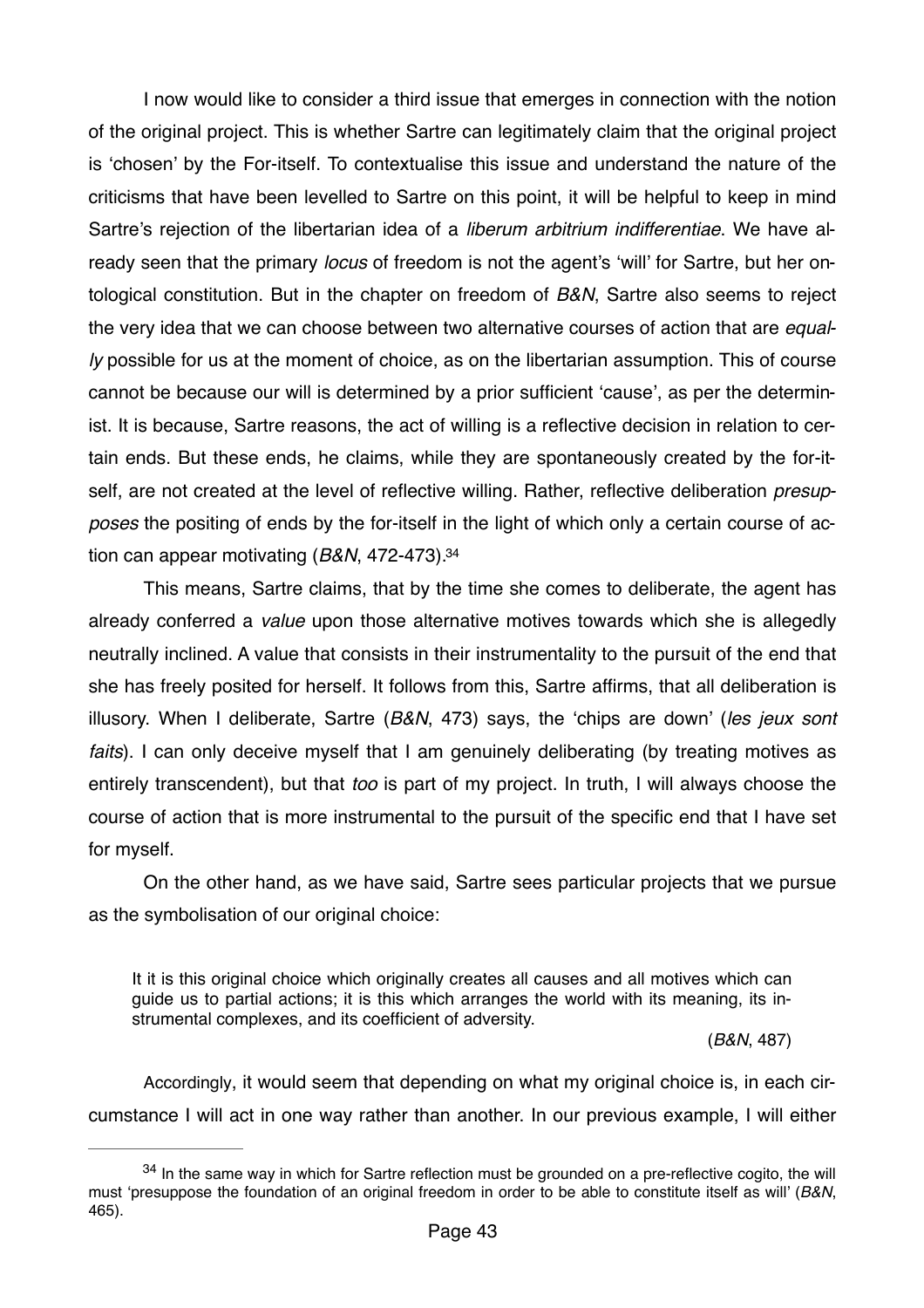I now would like to consider a third issue that emerges in connection with the notion of the original project. This is whether Sartre can legitimately claim that the original project is 'chosen' by the For-itself. To contextualise this issue and understand the nature of the criticisms that have been levelled to Sartre on this point, it will be helpful to keep in mind Sartre's rejection of the libertarian idea of a *liberum arbitrium indifferentiae*. We have already seen that the primary *locus* of freedom is not the agent's 'will' for Sartre, but her ontological constitution. But in the chapter on freedom of *B&N*, Sartre also seems to reject the very idea that we can choose between two alternative courses of action that are *equally* possible for us at the moment of choice, as on the libertarian assumption. This of course cannot be because our will is determined by a prior sufficient 'cause', as per the determinist. It is because, Sartre reasons, the act of willing is a reflective decision in relation to certain ends. But these ends, he claims, while they are spontaneously created by the for-itself, are not created at the level of reflective willing. Rather, reflective deliberation *presupposes* the positing of ends by the for-itself in the light of which only a certain course of action can appear motivating (*B&N*, 472-473).[34]

This means, Sartre claims, that by the time she comes to deliberate, the agent has already conferred a *value* upon those alternative motives towards which she is allegedly neutrally inclined. A value that consists in their instrumentality to the pursuit of the end that she has freely posited for herself. It follows from this, Sartre affirms, that all deliberation is illusory. When I deliberate, Sartre (*B&N*, 473) says, the 'chips are down' (*les jeux sont faits*). I can only deceive myself that I am genuinely deliberating (by treating motives as entirely transcendent), but that *too* is part of my project. In truth, I will always choose the course of action that is more instrumental to the pursuit of the specific end that I have set for myself.

On the other hand, as we have said, Sartre sees particular projects that we pursue as the symbolisation of our original choice:

> It it is this original choice which originally creates all causes and all motives which can guide us to partial actions; it is this which arranges the world with its meaning, its instrumental complexes, and its coefficient of adversity.
>
> (*B&N*, 487)

Accordingly, it would seem that depending on what my original choice is, in each circumstance I will act in one way rather than another. In our previous example, I will either

---

[34] In the same way in which for Sartre reflection must be grounded on a pre-reflective cogito, the will must 'presuppose the foundation of an original freedom in order to be able to constitute itself as will' (*B&N*, 465).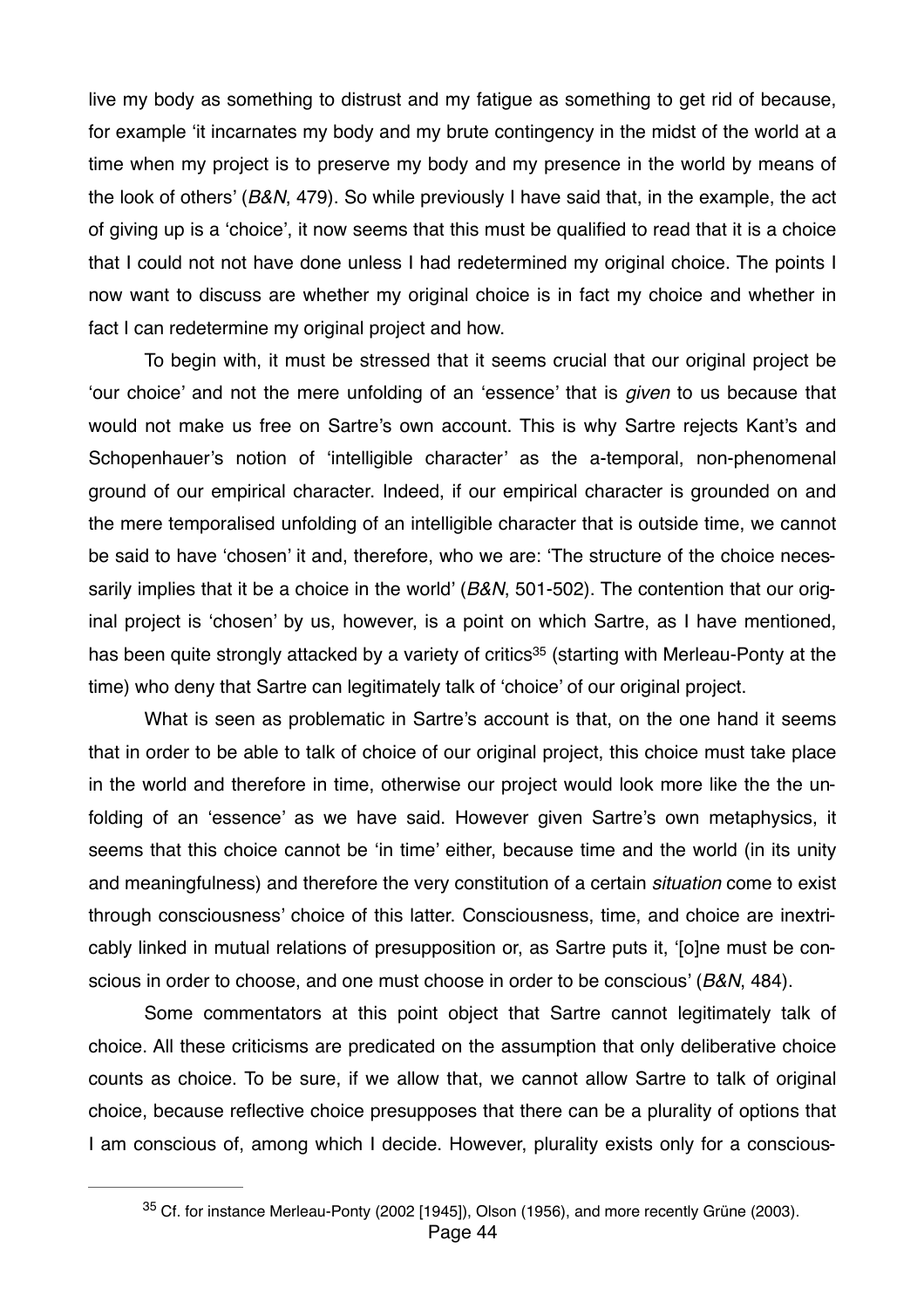live my body as something to distrust and my fatigue as something to get rid of because, for example 'it incarnates my body and my brute contingency in the midst of the world at a time when my project is to preserve my body and my presence in the world by means of the look of others' (*B&N*, 479). So while previously I have said that, in the example, the act of giving up is a 'choice', it now seems that this must be qualified to read that it is a choice that I could not not have done unless I had redetermined my original choice. The points I now want to discuss are whether my original choice is in fact my choice and whether in fact I can redetermine my original project and how.

To begin with, it must be stressed that it seems crucial that our original project be 'our choice' and not the mere unfolding of an 'essence' that is *given* to us because that would not make us free on Sartre's own account. This is why Sartre rejects Kant's and Schopenhauer's notion of 'intelligible character' as the a-temporal, non-phenomenal ground of our empirical character. Indeed, if our empirical character is grounded on and the mere temporalised unfolding of an intelligible character that is outside time, we cannot be said to have 'chosen' it and, therefore, who we are: 'The structure of the choice necessarily implies that it be a choice in the world' (*B&N*, 501-502). The contention that our original project is 'chosen' by us, however, is a point on which Sartre, as I have mentioned, has been quite strongly attacked by a variety of critics[35] (starting with Merleau-Ponty at the time) who deny that Sartre can legitimately talk of 'choice' of our original project.

What is seen as problematic in Sartre's account is that, on the one hand it seems that in order to be able to talk of choice of our original project, this choice must take place in the world and therefore in time, otherwise our project would look more like the the unfolding of an 'essence' as we have said. However given Sartre's own metaphysics, it seems that this choice cannot be 'in time' either, because time and the world (in its unity and meaningfulness) and therefore the very constitution of a certain *situation* come to exist through consciousness' choice of this latter. Consciousness, time, and choice are inextricably linked in mutual relations of presupposition or, as Sartre puts it, '[o]ne must be conscious in order to choose, and one must choose in order to be conscious' (*B&N*, 484).

Some commentators at this point object that Sartre cannot legitimately talk of choice. All these criticisms are predicated on the assumption that only deliberative choice counts as choice. To be sure, if we allow that, we cannot allow Sartre to talk of original choice, because reflective choice presupposes that there can be a plurality of options that I am conscious of, among which I decide. However, plurality exists only for a conscious-

---

[35] Cf. for instance Merleau-Ponty (2002 [1945]), Olson (1956), and more recently Grüne (2003).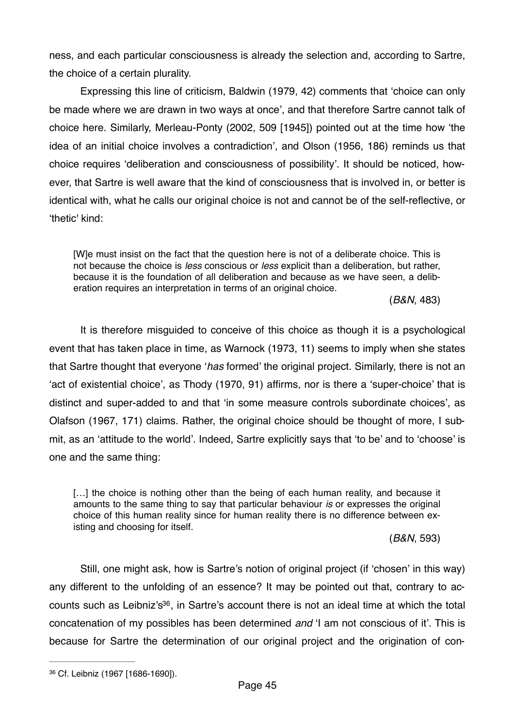ness, and each particular consciousness is already the selection and, according to Sartre, the choice of a certain plurality.

Expressing this line of criticism, Baldwin (1979, 42) comments that 'choice can only be made where we are drawn in two ways at once', and that therefore Sartre cannot talk of choice here. Similarly, Merleau-Ponty (2002, 509 [1945]) pointed out at the time how 'the idea of an initial choice involves a contradiction', and Olson (1956, 186) reminds us that choice requires 'deliberation and consciousness of possibility'. It should be noticed, however, that Sartre is well aware that the kind of consciousness that is involved in, or better is identical with, what he calls our original choice is not and cannot be of the self-reflective, or 'thetic' kind:

> [W]e must insist on the fact that the question here is not of a deliberate choice. This is not because the choice is *less* conscious or *less* explicit than a deliberation, but rather, because it is the foundation of all deliberation and because as we have seen, a deliberation requires an interpretation in terms of an original choice.
>
> (*B&N*, 483)

It is therefore misguided to conceive of this choice as though it is a psychological event that has taken place in time, as Warnock (1973, 11) seems to imply when she states that Sartre thought that everyone '*has* formed' the original project. Similarly, there is not an 'act of existential choice', as Thody (1970, 91) affirms, nor is there a 'super-choice' that is distinct and super-added to and that 'in some measure controls subordinate choices', as Olafson (1967, 171) claims. Rather, the original choice should be thought of more, I submit, as an 'attitude to the world'. Indeed, Sartre explicitly says that 'to be' and to 'choose' is one and the same thing:

> […] the choice is nothing other than the being of each human reality, and because it amounts to the same thing to say that particular behaviour *is* or expresses the original choice of this human reality since for human reality there is no difference between existing and choosing for itself.
>
> (*B&N*, 593)

Still, one might ask, how is Sartre's notion of original project (if 'chosen' in this way) any different to the unfolding of an essence? It may be pointed out that, contrary to accounts such as Leibniz's[36], in Sartre's account there is not an ideal time at which the total concatenation of my possibles has been determined *and* 'I am not conscious of it'. This is because for Sartre the determination of our original project and the origination of con-

---

[36] Cf. Leibniz (1967 [1686-1690]).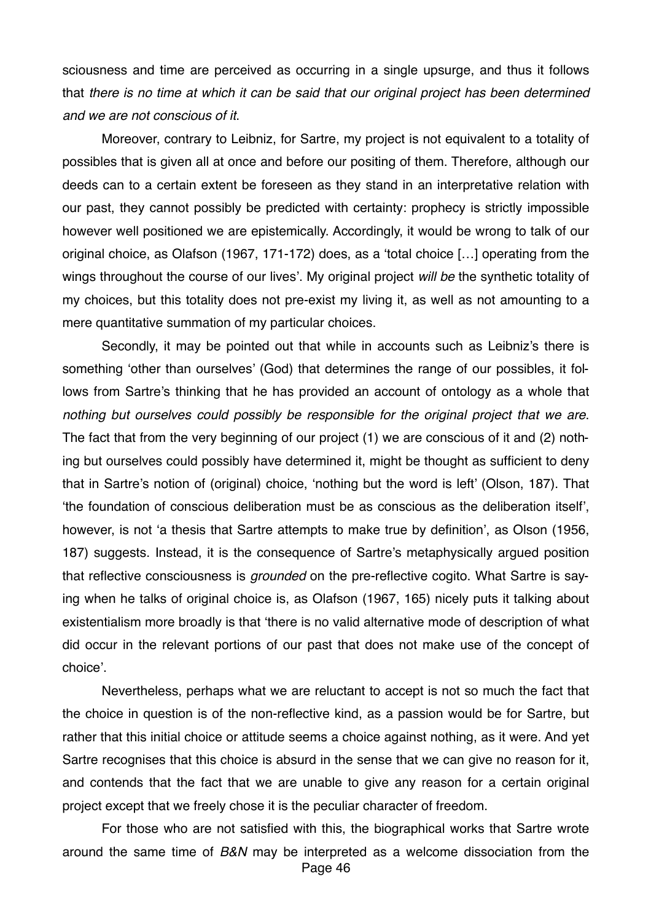sciousness and time are perceived as occurring in a single upsurge, and thus it follows that *there is no time at which it can be said that our original project has been determined and we are not conscious of it*.

Moreover, contrary to Leibniz, for Sartre, my project is not equivalent to a totality of possibles that is given all at once and before our positing of them. Therefore, although our deeds can to a certain extent be foreseen as they stand in an interpretative relation with our past, they cannot possibly be predicted with certainty: prophecy is strictly impossible however well positioned we are epistemically. Accordingly, it would be wrong to talk of our original choice, as Olafson (1967, 171-172) does, as a 'total choice […] operating from the wings throughout the course of our lives'. My original project *will be* the synthetic totality of my choices, but this totality does not pre-exist my living it, as well as not amounting to a mere quantitative summation of my particular choices.

Secondly, it may be pointed out that while in accounts such as Leibniz's there is something 'other than ourselves' (God) that determines the range of our possibles, it follows from Sartre's thinking that he has provided an account of ontology as a whole that *nothing but ourselves could possibly be responsible for the original project that we are*. The fact that from the very beginning of our project (1) we are conscious of it and (2) nothing but ourselves could possibly have determined it, might be thought as sufficient to deny that in Sartre's notion of (original) choice, 'nothing but the word is left' (Olson, 187). That 'the foundation of conscious deliberation must be as conscious as the deliberation itself', however, is not 'a thesis that Sartre attempts to make true by definition', as Olson (1956, 187) suggests. Instead, it is the consequence of Sartre's metaphysically argued position that reflective consciousness is *grounded* on the pre-reflective cogito. What Sartre is saying when he talks of original choice is, as Olafson (1967, 165) nicely puts it talking about existentialism more broadly is that 'there is no valid alternative mode of description of what did occur in the relevant portions of our past that does not make use of the concept of choice'.

Nevertheless, perhaps what we are reluctant to accept is not so much the fact that the choice in question is of the non-reflective kind, as a passion would be for Sartre, but rather that this initial choice or attitude seems a choice against nothing, as it were. And yet Sartre recognises that this choice is absurd in the sense that we can give no reason for it, and contends that the fact that we are unable to give any reason for a certain original project except that we freely chose it is the peculiar character of freedom.

For those who are not satisfied with this, the biographical works that Sartre wrote around the same time of *B&N* may be interpreted as a welcome dissociation from the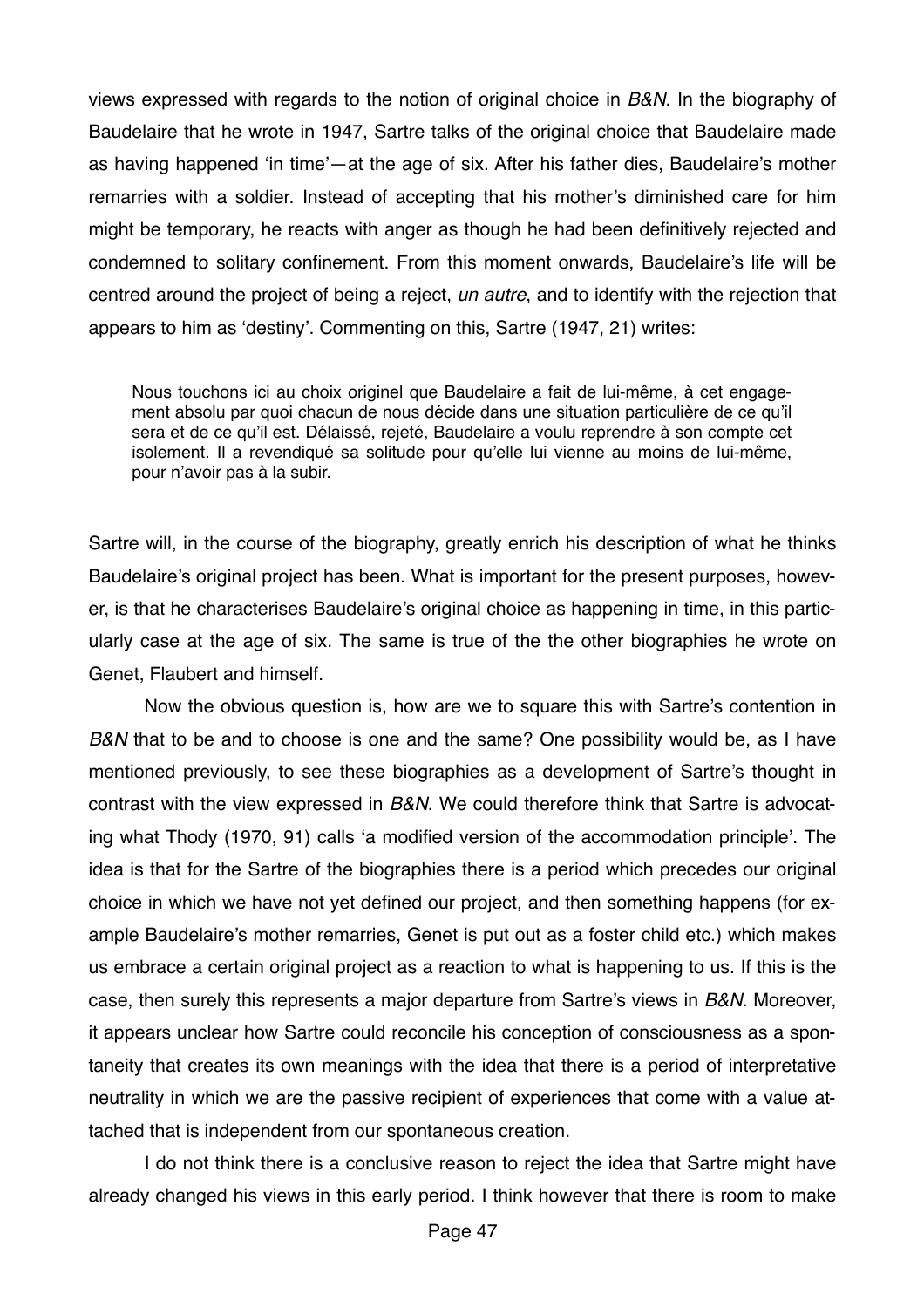views expressed with regards to the notion of original choice in *B&N*. In the biography of Baudelaire that he wrote in 1947, Sartre talks of the original choice that Baudelaire made as having happened 'in time'—at the age of six. After his father dies, Baudelaire's mother remarries with a soldier. Instead of accepting that his mother's diminished care for him might be temporary, he reacts with anger as though he had been definitively rejected and condemned to solitary confinement. From this moment onwards, Baudelaire's life will be centred around the project of being a reject, *un autre*, and to identify with the rejection that appears to him as 'destiny'. Commenting on this, Sartre (1947, 21) writes:

> Nous touchons ici au choix originel que Baudelaire a fait de lui-même, à cet engagement absolu par quoi chacun de nous décide dans une situation particulière de ce qu'il sera et de ce qu'il est. Délaissé, rejeté, Baudelaire a voulu reprendre à son compte cet isolement. Il a revendiqué sa solitude pour qu'elle lui vienne au moins de lui-même, pour n'avoir pas à la subir.

Sartre will, in the course of the biography, greatly enrich his description of what he thinks Baudelaire's original project has been. What is important for the present purposes, however, is that he characterises Baudelaire's original choice as happening in time, in this particularly case at the age of six. The same is true of the the other biographies he wrote on Genet, Flaubert and himself.

Now the obvious question is, how are we to square this with Sartre's contention in *B&N* that to be and to choose is one and the same? One possibility would be, as I have mentioned previously, to see these biographies as a development of Sartre's thought in contrast with the view expressed in *B&N*. We could therefore think that Sartre is advocating what Thody (1970, 91) calls 'a modified version of the accommodation principle'. The idea is that for the Sartre of the biographies there is a period which precedes our original choice in which we have not yet defined our project, and then something happens (for example Baudelaire's mother remarries, Genet is put out as a foster child etc.) which makes us embrace a certain original project as a reaction to what is happening to us. If this is the case, then surely this represents a major departure from Sartre's views in *B&N*. Moreover, it appears unclear how Sartre could reconcile his conception of consciousness as a spontaneity that creates its own meanings with the idea that there is a period of interpretative neutrality in which we are the passive recipient of experiences that come with a value attached that is independent from our spontaneous creation.

I do not think there is a conclusive reason to reject the idea that Sartre might have already changed his views in this early period. I think however that there is room to make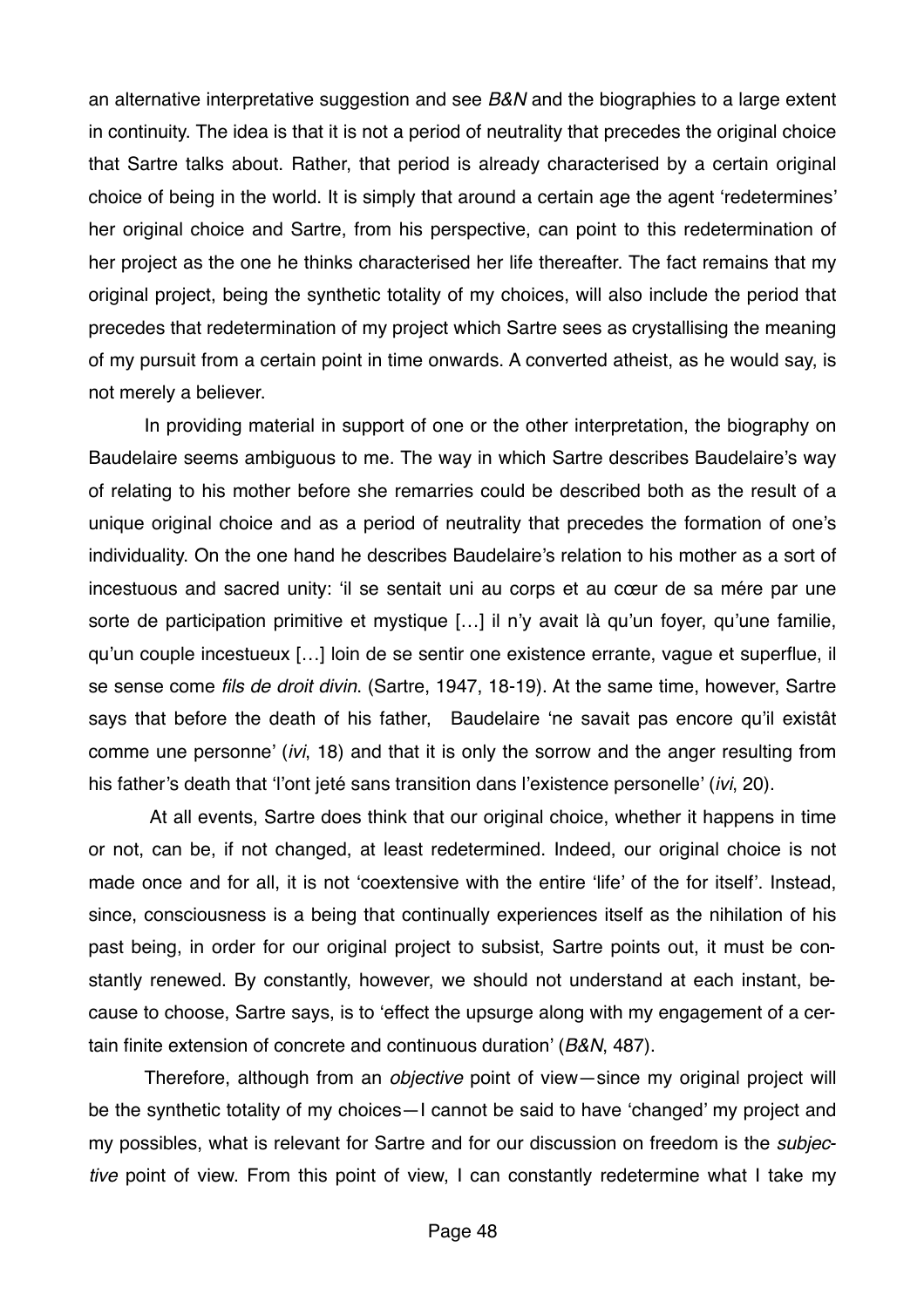an alternative interpretative suggestion and see *B&N* and the biographies to a large extent in continuity. The idea is that it is not a period of neutrality that precedes the original choice that Sartre talks about. Rather, that period is already characterised by a certain original choice of being in the world. It is simply that around a certain age the agent 'redetermines' her original choice and Sartre, from his perspective, can point to this redetermination of her project as the one he thinks characterised her life thereafter. The fact remains that my original project, being the synthetic totality of my choices, will also include the period that precedes that redetermination of my project which Sartre sees as crystallising the meaning of my pursuit from a certain point in time onwards. A converted atheist, as he would say, is not merely a believer.

In providing material in support of one or the other interpretation, the biography on Baudelaire seems ambiguous to me. The way in which Sartre describes Baudelaire's way of relating to his mother before she remarries could be described both as the result of a unique original choice and as a period of neutrality that precedes the formation of one's individuality. On the one hand he describes Baudelaire's relation to his mother as a sort of incestuous and sacred unity: 'il se sentait uni au corps et au cœur de sa mére par une sorte de participation primitive et mystique […] il n'y avait là qu'un foyer, qu'une familie, qu'un couple incestueux […] loin de se sentir one existence errante, vague et superflue, il se sense come *fils de droit divin*. (Sartre, 1947, 18-19). At the same time, however, Sartre says that before the death of his father, Baudelaire 'ne savait pas encore qu'il existât comme une personne' (*ivi*, 18) and that it is only the sorrow and the anger resulting from his father's death that 'l'ont jeté sans transition dans l'existence personelle' (*ivi*, 20).

At all events, Sartre does think that our original choice, whether it happens in time or not, can be, if not changed, at least redetermined. Indeed, our original choice is not made once and for all, it is not 'coextensive with the entire 'life' of the for itself'. Instead, since, consciousness is a being that continually experiences itself as the nihilation of his past being, in order for our original project to subsist, Sartre points out, it must be constantly renewed. By constantly, however, we should not understand at each instant, because to choose, Sartre says, is to 'effect the upsurge along with my engagement of a certain finite extension of concrete and continuous duration' (*B&N*, 487).

Therefore, although from an *objective* point of view—since my original project will be the synthetic totality of my choices—I cannot be said to have 'changed' my project and my possibles, what is relevant for Sartre and for our discussion on freedom is the *subjective* point of view. From this point of view, I can constantly redetermine what I take my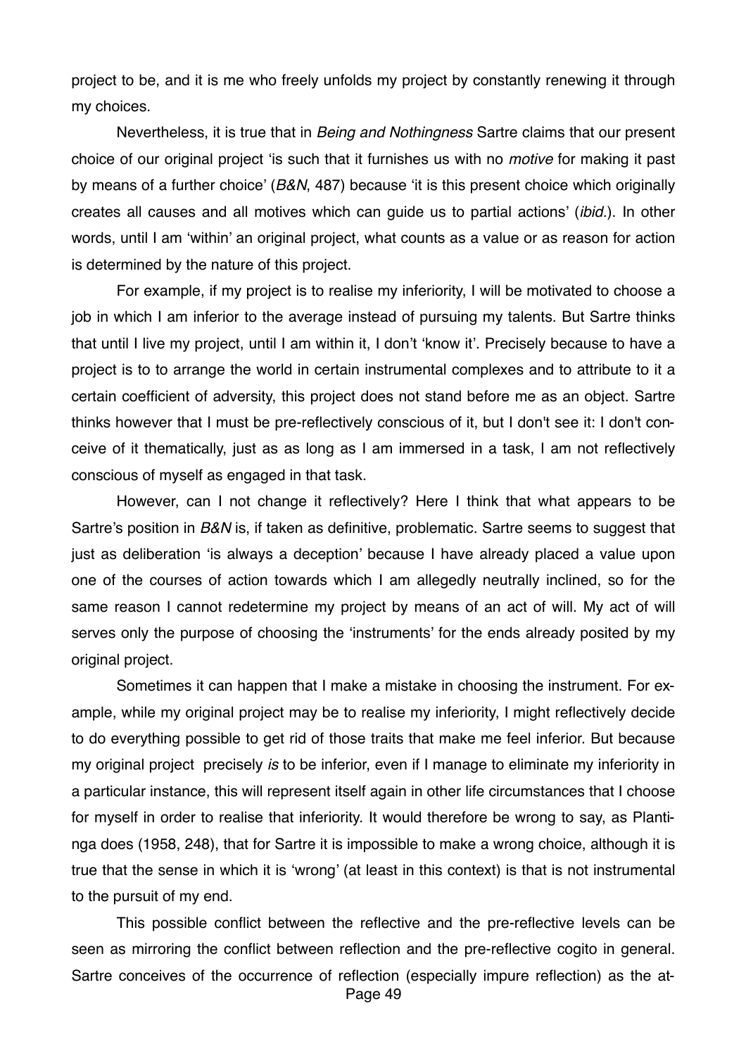project to be, and it is me who freely unfolds my project by constantly renewing it through my choices.

Nevertheless, it is true that in *Being and Nothingness* Sartre claims that our present choice of our original project 'is such that it furnishes us with no *motive* for making it past by means of a further choice' (*B&N*, 487) because 'it is this present choice which originally creates all causes and all motives which can guide us to partial actions' (*ibid.*). In other words, until I am 'within' an original project, what counts as a value or as reason for action is determined by the nature of this project.

For example, if my project is to realise my inferiority, I will be motivated to choose a job in which I am inferior to the average instead of pursuing my talents. But Sartre thinks that until I live my project, until I am within it, I don't 'know it'. Precisely because to have a project is to to arrange the world in certain instrumental complexes and to attribute to it a certain coefficient of adversity, this project does not stand before me as an object. Sartre thinks however that I must be pre-reflectively conscious of it, but I don't see it: I don't conceive of it thematically, just as as long as I am immersed in a task, I am not reflectively conscious of myself as engaged in that task.

However, can I not change it reflectively? Here I think that what appears to be Sartre's position in *B&N* is, if taken as definitive, problematic. Sartre seems to suggest that just as deliberation 'is always a deception' because I have already placed a value upon one of the courses of action towards which I am allegedly neutrally inclined, so for the same reason I cannot redetermine my project by means of an act of will. My act of will serves only the purpose of choosing the 'instruments' for the ends already posited by my original project.

Sometimes it can happen that I make a mistake in choosing the instrument. For example, while my original project may be to realise my inferiority, I might reflectively decide to do everything possible to get rid of those traits that make me feel inferior. But because my original project precisely *is* to be inferior, even if I manage to eliminate my inferiority in a particular instance, this will represent itself again in other life circumstances that I choose for myself in order to realise that inferiority. It would therefore be wrong to say, as Plantinga does (1958, 248), that for Sartre it is impossible to make a wrong choice, although it is true that the sense in which it is 'wrong' (at least in this context) is that is not instrumental to the pursuit of my end.

This possible conflict between the reflective and the pre-reflective levels can be seen as mirroring the conflict between reflection and the pre-reflective cogito in general. Sartre conceives of the occurrence of reflection (especially impure reflection) as the at-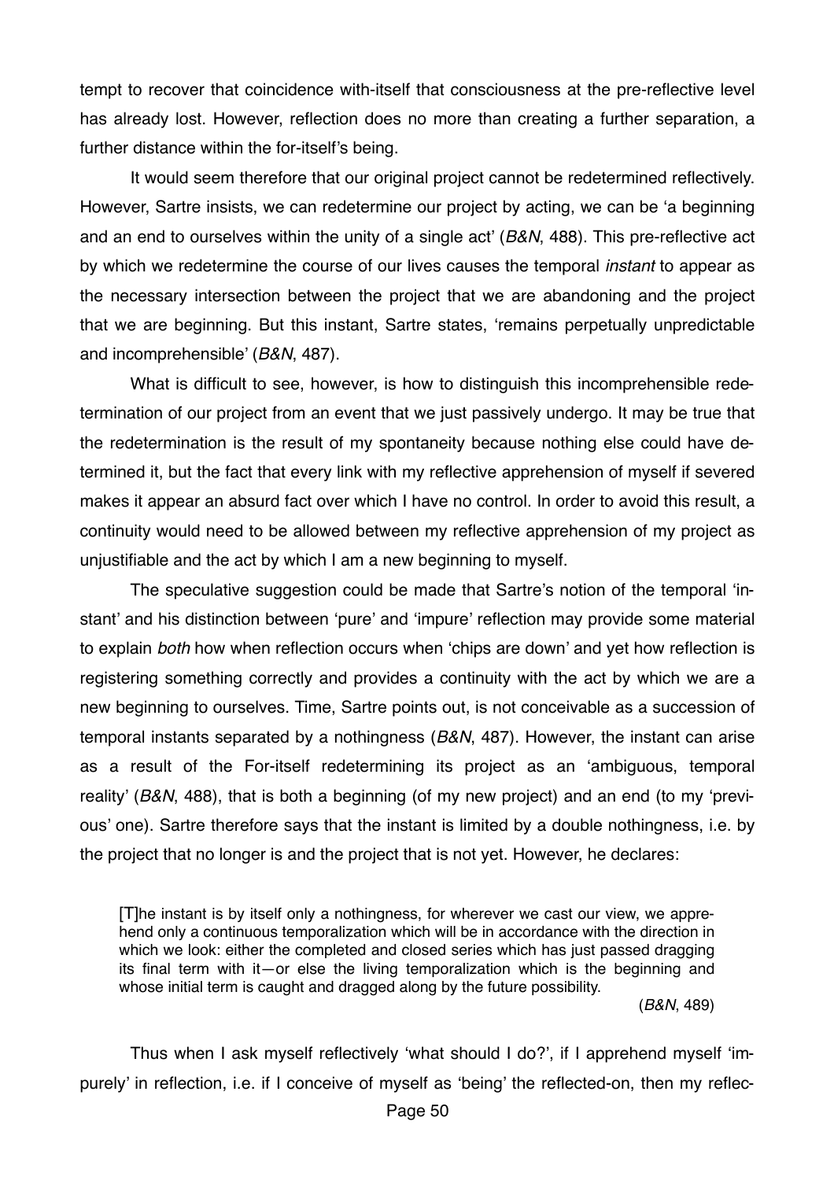tempt to recover that coincidence with-itself that consciousness at the pre-reflective level has already lost. However, reflection does no more than creating a further separation, a further distance within the for-itself's being.

It would seem therefore that our original project cannot be redetermined reflectively. However, Sartre insists, we can redetermine our project by acting, we can be 'a beginning and an end to ourselves within the unity of a single act' (*B&N*, 488). This pre-reflective act by which we redetermine the course of our lives causes the temporal *instant* to appear as the necessary intersection between the project that we are abandoning and the project that we are beginning. But this instant, Sartre states, 'remains perpetually unpredictable and incomprehensible' (*B&N*, 487).

What is difficult to see, however, is how to distinguish this incomprehensible redetermination of our project from an event that we just passively undergo. It may be true that the redetermination is the result of my spontaneity because nothing else could have determined it, but the fact that every link with my reflective apprehension of myself if severed makes it appear an absurd fact over which I have no control. In order to avoid this result, a continuity would need to be allowed between my reflective apprehension of my project as unjustifiable and the act by which I am a new beginning to myself.

The speculative suggestion could be made that Sartre's notion of the temporal 'instant' and his distinction between 'pure' and 'impure' reflection may provide some material to explain *both* how when reflection occurs when 'chips are down' and yet how reflection is registering something correctly and provides a continuity with the act by which we are a new beginning to ourselves. Time, Sartre points out, is not conceivable as a succession of temporal instants separated by a nothingness (*B&N*, 487). However, the instant can arise as a result of the For-itself redetermining its project as an 'ambiguous, temporal reality' (*B&N*, 488), that is both a beginning (of my new project) and an end (to my 'previous' one). Sartre therefore says that the instant is limited by a double nothingness, i.e. by the project that no longer is and the project that is not yet. However, he declares:

> [T]he instant is by itself only a nothingness, for wherever we cast our view, we apprehend only a continuous temporalization which will be in accordance with the direction in which we look: either the completed and closed series which has just passed dragging its final term with it—or else the living temporalization which is the beginning and whose initial term is caught and dragged along by the future possibility.
>
> (*B&N*, 489)

Thus when I ask myself reflectively 'what should I do?', if I apprehend myself 'impurely' in reflection, i.e. if I conceive of myself as 'being' the reflected-on, then my reflec-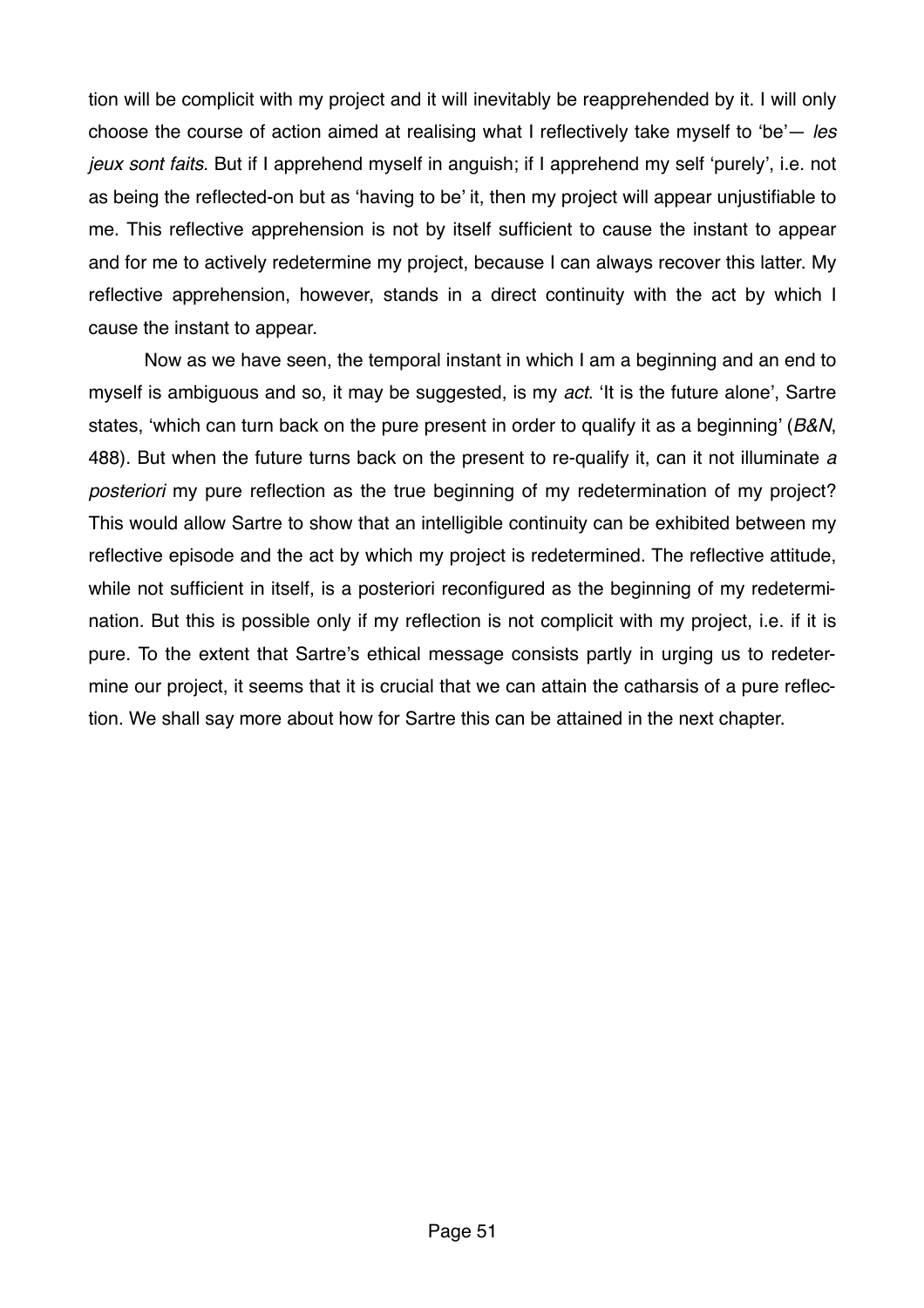tion will be complicit with my project and it will inevitably be reapprehended by it. I will only choose the course of action aimed at realising what I reflectively take myself to 'be'— *les jeux sont faits*. But if I apprehend myself in anguish; if I apprehend my self 'purely', i.e. not as being the reflected-on but as 'having to be' it, then my project will appear unjustifiable to me. This reflective apprehension is not by itself sufficient to cause the instant to appear and for me to actively redetermine my project, because I can always recover this latter. My reflective apprehension, however, stands in a direct continuity with the act by which I cause the instant to appear.

Now as we have seen, the temporal instant in which I am a beginning and an end to myself is ambiguous and so, it may be suggested, is my *act*. 'It is the future alone', Sartre states, 'which can turn back on the pure present in order to qualify it as a beginning' (*B&N*, 488). But when the future turns back on the present to re-qualify it, can it not illuminate *a posteriori* my pure reflection as the true beginning of my redetermination of my project? This would allow Sartre to show that an intelligible continuity can be exhibited between my reflective episode and the act by which my project is redetermined. The reflective attitude, while not sufficient in itself, is a posteriori reconfigured as the beginning of my redetermination. But this is possible only if my reflection is not complicit with my project, i.e. if it is pure. To the extent that Sartre's ethical message consists partly in urging us to redetermine our project, it seems that it is crucial that we can attain the catharsis of a pure reflection. We shall say more about how for Sartre this can be attained in the next chapter.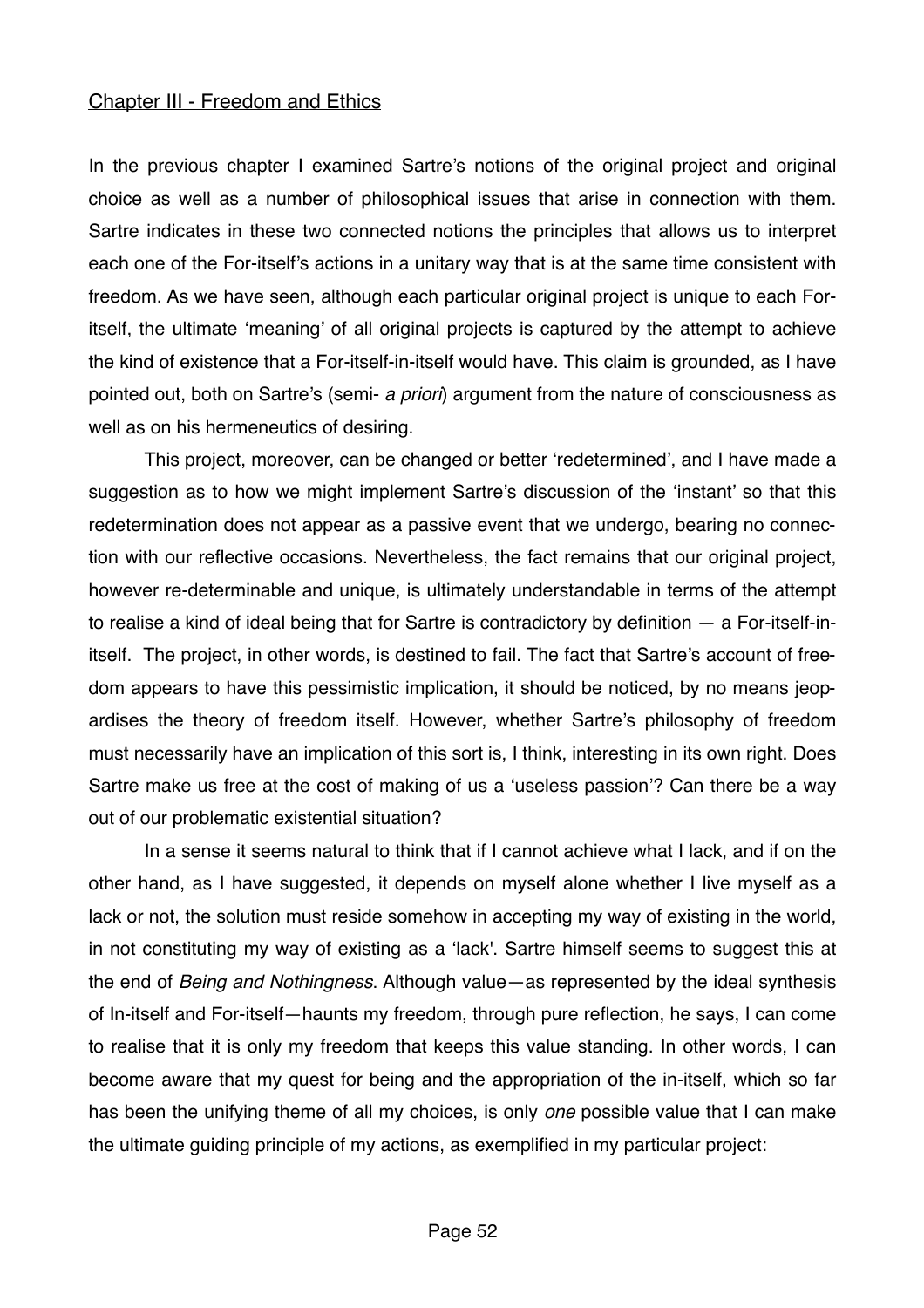## Chapter III - Freedom and Ethics

In the previous chapter I examined Sartre's notions of the original project and original choice as well as a number of philosophical issues that arise in connection with them. Sartre indicates in these two connected notions the principles that allows us to interpret each one of the For-itself's actions in a unitary way that is at the same time consistent with freedom. As we have seen, although each particular original project is unique to each For-itself, the ultimate 'meaning' of all original projects is captured by the attempt to achieve the kind of existence that a For-itself-in-itself would have. This claim is grounded, as I have pointed out, both on Sartre's (semi- *a priori*) argument from the nature of consciousness as well as on his hermeneutics of desiring.

This project, moreover, can be changed or better 'redetermined', and I have made a suggestion as to how we might implement Sartre's discussion of the 'instant' so that this redetermination does not appear as a passive event that we undergo, bearing no connection with our reflective occasions. Nevertheless, the fact remains that our original project, however re-determinable and unique, is ultimately understandable in terms of the attempt to realise a kind of ideal being that for Sartre is contradictory by definition — a For-itself-in-itself. The project, in other words, is destined to fail. The fact that Sartre's account of freedom appears to have this pessimistic implication, it should be noticed, by no means jeopardises the theory of freedom itself. However, whether Sartre's philosophy of freedom must necessarily have an implication of this sort is, I think, interesting in its own right. Does Sartre make us free at the cost of making of us a 'useless passion'? Can there be a way out of our problematic existential situation?

In a sense it seems natural to think that if I cannot achieve what I lack, and if on the other hand, as I have suggested, it depends on myself alone whether I live myself as a lack or not, the solution must reside somehow in accepting my way of existing in the world, in not constituting my way of existing as a 'lack'. Sartre himself seems to suggest this at the end of *Being and Nothingness*. Although value—as represented by the ideal synthesis of In-itself and For-itself—haunts my freedom, through pure reflection, he says, I can come to realise that it is only my freedom that keeps this value standing. In other words, I can become aware that my quest for being and the appropriation of the in-itself, which so far has been the unifying theme of all my choices, is only *one* possible value that I can make the ultimate guiding principle of my actions, as exemplified in my particular project: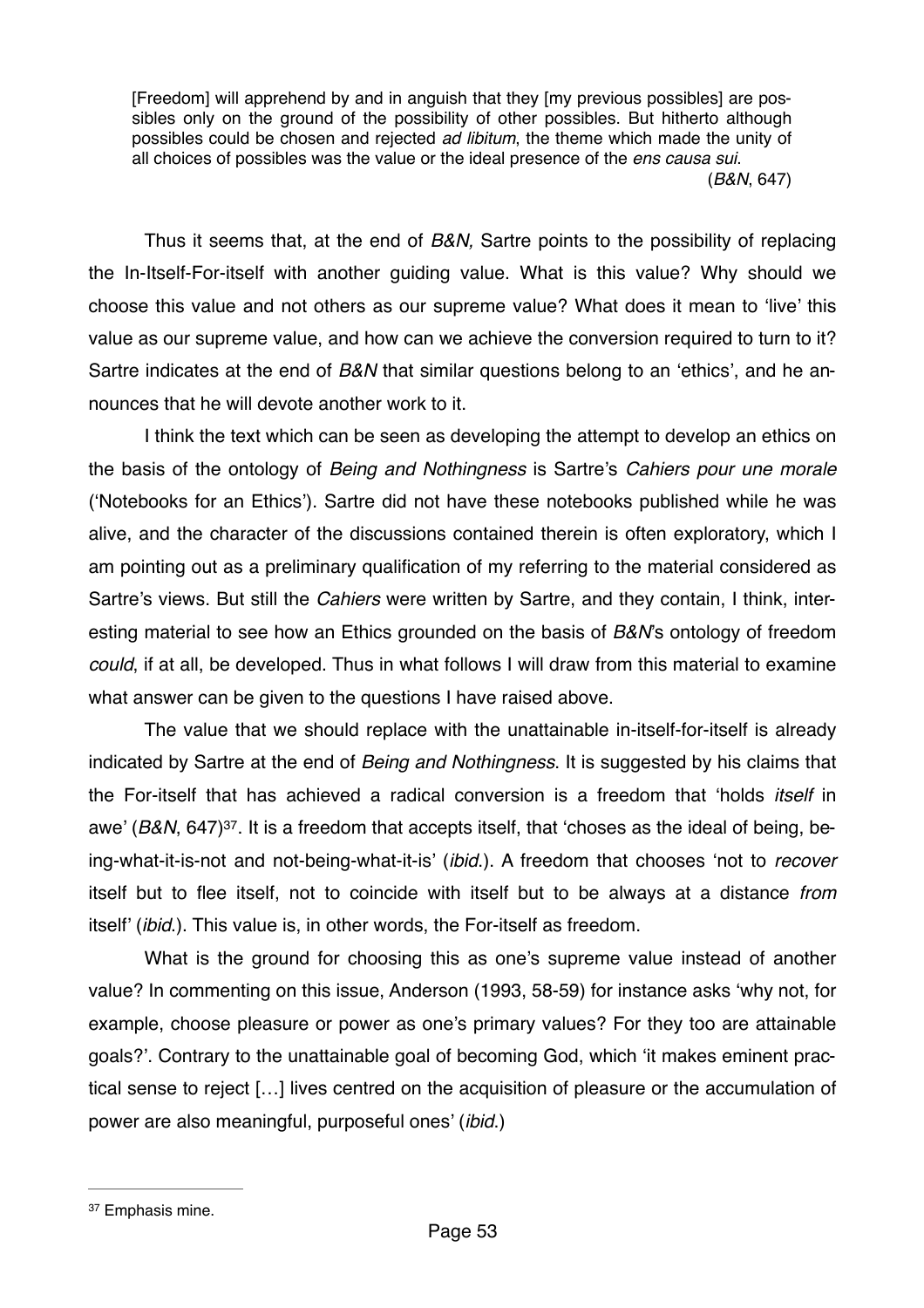> [Freedom] will apprehend by and in anguish that they [my previous possibles] are possibles only on the ground of the possibility of other possibles. But hitherto although possibles could be chosen and rejected *ad libitum*, the theme which made the unity of all choices of possibles was the value or the ideal presence of the *ens causa sui*.
> (*B&N*, 647)

Thus it seems that, at the end of *B&N,* Sartre points to the possibility of replacing the In-Itself-For-itself with another guiding value. What is this value? Why should we choose this value and not others as our supreme value? What does it mean to 'live' this value as our supreme value, and how can we achieve the conversion required to turn to it? Sartre indicates at the end of *B&N* that similar questions belong to an 'ethics', and he announces that he will devote another work to it.

I think the text which can be seen as developing the attempt to develop an ethics on the basis of the ontology of *Being and Nothingness* is Sartre's *Cahiers pour une morale* ('Notebooks for an Ethics'). Sartre did not have these notebooks published while he was alive, and the character of the discussions contained therein is often exploratory, which I am pointing out as a preliminary qualification of my referring to the material considered as Sartre's views. But still the *Cahiers* were written by Sartre, and they contain, I think, interesting material to see how an Ethics grounded on the basis of *B&N*'s ontology of freedom *could*, if at all, be developed. Thus in what follows I will draw from this material to examine what answer can be given to the questions I have raised above.

The value that we should replace with the unattainable in-itself-for-itself is already indicated by Sartre at the end of *Being and Nothingness*. It is suggested by his claims that the For-itself that has achieved a radical conversion is a freedom that 'holds *itself* in awe' (*B&N*, 647)[37]. It is a freedom that accepts itself, that 'choses as the ideal of being, being-what-it-is-not and not-being-what-it-is' (*ibid.*). A freedom that chooses 'not to *recover* itself but to flee itself, not to coincide with itself but to be always at a distance *from* itself' (*ibid.*). This value is, in other words, the For-itself as freedom.

What is the ground for choosing this as one's supreme value instead of another value? In commenting on this issue, Anderson (1993, 58-59) for instance asks 'why not, for example, choose pleasure or power as one's primary values? For they too are attainable goals?'. Contrary to the unattainable goal of becoming God, which 'it makes eminent practical sense to reject […] lives centred on the acquisition of pleasure or the accumulation of power are also meaningful, purposeful ones' (*ibid.*)

---

[37] Emphasis mine.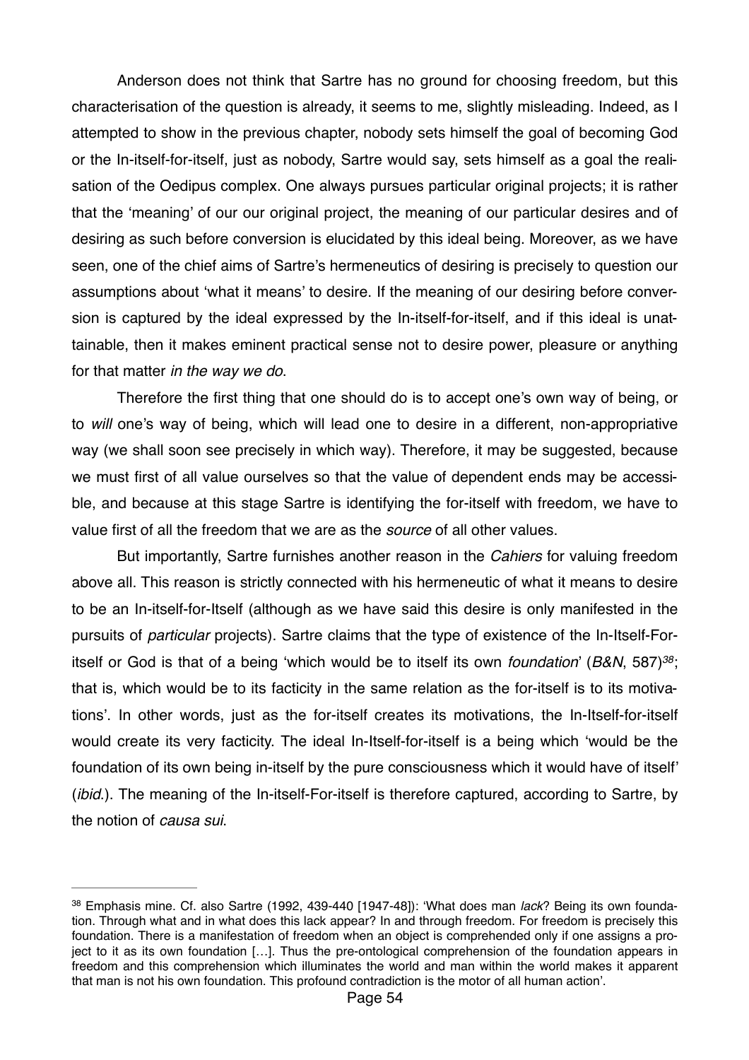Anderson does not think that Sartre has no ground for choosing freedom, but this characterisation of the question is already, it seems to me, slightly misleading. Indeed, as I attempted to show in the previous chapter, nobody sets himself the goal of becoming God or the In-itself-for-itself, just as nobody, Sartre would say, sets himself as a goal the realisation of the Oedipus complex. One always pursues particular original projects; it is rather that the 'meaning' of our our original project, the meaning of our particular desires and of desiring as such before conversion is elucidated by this ideal being. Moreover, as we have seen, one of the chief aims of Sartre's hermeneutics of desiring is precisely to question our assumptions about 'what it means' to desire. If the meaning of our desiring before conversion is captured by the ideal expressed by the In-itself-for-itself, and if this ideal is unattainable, then it makes eminent practical sense not to desire power, pleasure or anything for that matter *in the way we do*.

Therefore the first thing that one should do is to accept one's own way of being, or to *will* one's way of being, which will lead one to desire in a different, non-appropriative way (we shall soon see precisely in which way). Therefore, it may be suggested, because we must first of all value ourselves so that the value of dependent ends may be accessible, and because at this stage Sartre is identifying the for-itself with freedom, we have to value first of all the freedom that we are as the *source* of all other values.

But importantly, Sartre furnishes another reason in the *Cahiers* for valuing freedom above all. This reason is strictly connected with his hermeneutic of what it means to desire to be an In-itself-for-Itself (although as we have said this desire is only manifested in the pursuits of *particular* projects). Sartre claims that the type of existence of the In-Itself-For-itself or God is that of a being 'which would be to itself its own *foundation*' (*B&N*, 587)[38]; that is, which would be to its facticity in the same relation as the for-itself is to its motivations'. In other words, just as the for-itself creates its motivations, the In-Itself-for-itself would create its very facticity. The ideal In-Itself-for-itself is a being which 'would be the foundation of its own being in-itself by the pure consciousness which it would have of itself' (*ibid.*). The meaning of the In-itself-For-itself is therefore captured, according to Sartre, by the notion of *causa sui*.

---

[38] Emphasis mine. Cf. also Sartre (1992, 439-440 [1947-48]): 'What does man *lack*? Being its own foundation. Through what and in what does this lack appear? In and through freedom. For freedom is precisely this foundation. There is a manifestation of freedom when an object is comprehended only if one assigns a project to it as its own foundation […]. Thus the pre-ontological comprehension of the foundation appears in freedom and this comprehension which illuminates the world and man within the world makes it apparent that man is not his own foundation. This profound contradiction is the motor of all human action'.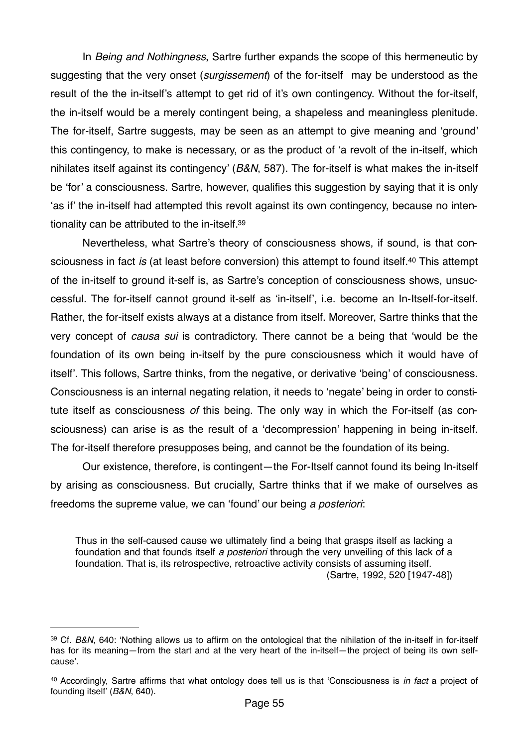In *Being and Nothingness*, Sartre further expands the scope of this hermeneutic by suggesting that the very onset (*surgissement*) of the for-itself may be understood as the result of the the in-itself's attempt to get rid of it's own contingency. Without the for-itself, the in-itself would be a merely contingent being, a shapeless and meaningless plenitude. The for-itself, Sartre suggests, may be seen as an attempt to give meaning and 'ground' this contingency, to make is necessary, or as the product of 'a revolt of the in-itself, which nihilates itself against its contingency' (*B&N*, 587). The for-itself is what makes the in-itself be 'for' a consciousness. Sartre, however, qualifies this suggestion by saying that it is only 'as if' the in-itself had attempted this revolt against its own contingency, because no intentionality can be attributed to the in-itself.[39]

Nevertheless, what Sartre's theory of consciousness shows, if sound, is that consciousness in fact *is* (at least before conversion) this attempt to found itself.[40] This attempt of the in-itself to ground it-self is, as Sartre's conception of consciousness shows, unsuccessful. The for-itself cannot ground it-self as 'in-itself', i.e. become an In-Itself-for-itself. Rather, the for-itself exists always at a distance from itself. Moreover, Sartre thinks that the very concept of *causa sui* is contradictory. There cannot be a being that 'would be the foundation of its own being in-itself by the pure consciousness which it would have of itself'. This follows, Sartre thinks, from the negative, or derivative 'being' of consciousness. Consciousness is an internal negating relation, it needs to 'negate' being in order to constitute itself as consciousness *of* this being. The only way in which the For-itself (as consciousness) can arise is as the result of a 'decompression' happening in being in-itself. The for-itself therefore presupposes being, and cannot be the foundation of its being.

Our existence, therefore, is contingent—the For-Itself cannot found its being In-itself by arising as consciousness. But crucially, Sartre thinks that if we make of ourselves as freedoms the supreme value, we can 'found' our being *a posteriori*:

> Thus in the self-caused cause we ultimately find a being that grasps itself as lacking a foundation and that founds itself *a posteriori* through the very unveiling of this lack of a foundation. That is, its retrospective, retroactive activity consists of assuming itself.
> (Sartre, 1992, 520 [1947-48])

---

[39] Cf. *B&N*, 640: 'Nothing allows us to affirm on the ontological that the nihilation of the in-itself in for-itself has for its meaning—from the start and at the very heart of the in-itself—the project of being its own self-cause'.

[40] Accordingly, Sartre affirms that what ontology does tell us is that 'Consciousness is *in fact* a project of founding itself' (*B&N*, 640).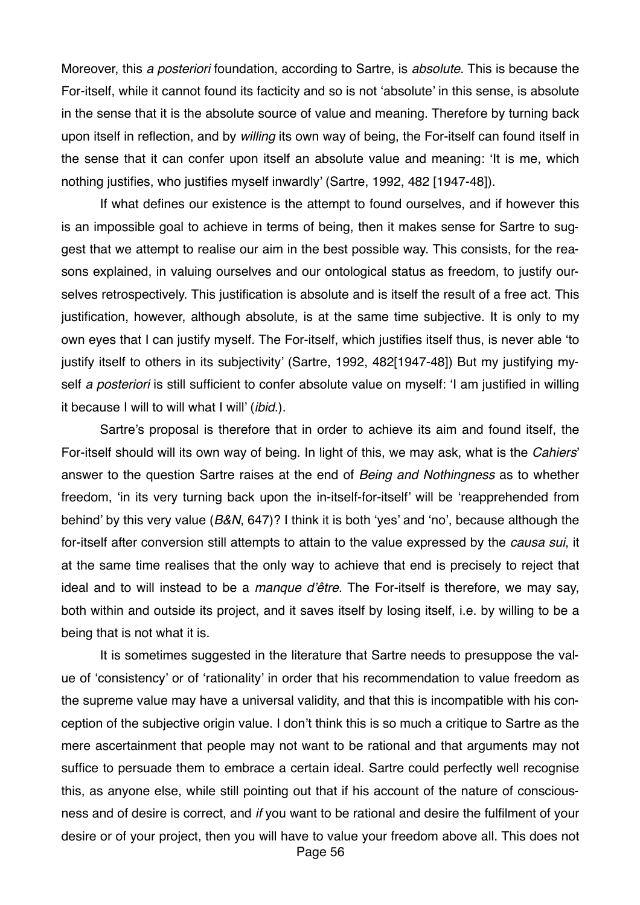Moreover, this *a posteriori* foundation, according to Sartre, is *absolute*. This is because the For-itself, while it cannot found its facticity and so is not 'absolute' in this sense, is absolute in the sense that it is the absolute source of value and meaning. Therefore by turning back upon itself in reflection, and by *willing* its own way of being, the For-itself can found itself in the sense that it can confer upon itself an absolute value and meaning: 'It is me, which nothing justifies, who justifies myself inwardly' (Sartre, 1992, 482 [1947-48]).

If what defines our existence is the attempt to found ourselves, and if however this is an impossible goal to achieve in terms of being, then it makes sense for Sartre to suggest that we attempt to realise our aim in the best possible way. This consists, for the reasons explained, in valuing ourselves and our ontological status as freedom, to justify ourselves retrospectively. This justification is absolute and is itself the result of a free act. This justification, however, although absolute, is at the same time subjective. It is only to my own eyes that I can justify myself. The For-itself, which justifies itself thus, is never able 'to justify itself to others in its subjectivity' (Sartre, 1992, 482[1947-48]) But my justifying myself *a posteriori* is still sufficient to confer absolute value on myself: 'I am justified in willing it because I will to will what I will' (*ibid*.).

Sartre's proposal is therefore that in order to achieve its aim and found itself, the For-itself should will its own way of being. In light of this, we may ask, what is the *Cahiers*' answer to the question Sartre raises at the end of *Being and Nothingness* as to whether freedom, 'in its very turning back upon the in-itself-for-itself' will be 'reapprehended from behind' by this very value (*B&N*, 647)? I think it is both 'yes' and 'no', because although the for-itself after conversion still attempts to attain to the value expressed by the *causa sui*, it at the same time realises that the only way to achieve that end is precisely to reject that ideal and to will instead to be a *manque d'être*. The For-itself is therefore, we may say, both within and outside its project, and it saves itself by losing itself, i.e. by willing to be a being that is not what it is.

It is sometimes suggested in the literature that Sartre needs to presuppose the value of 'consistency' or of 'rationality' in order that his recommendation to value freedom as the supreme value may have a universal validity, and that this is incompatible with his conception of the subjective origin value. I don't think this is so much a critique to Sartre as the mere ascertainment that people may not want to be rational and that arguments may not suffice to persuade them to embrace a certain ideal. Sartre could perfectly well recognise this, as anyone else, while still pointing out that if his account of the nature of consciousness and of desire is correct, and *if* you want to be rational and desire the fulfilment of your desire or of your project, then you will have to value your freedom above all. This does not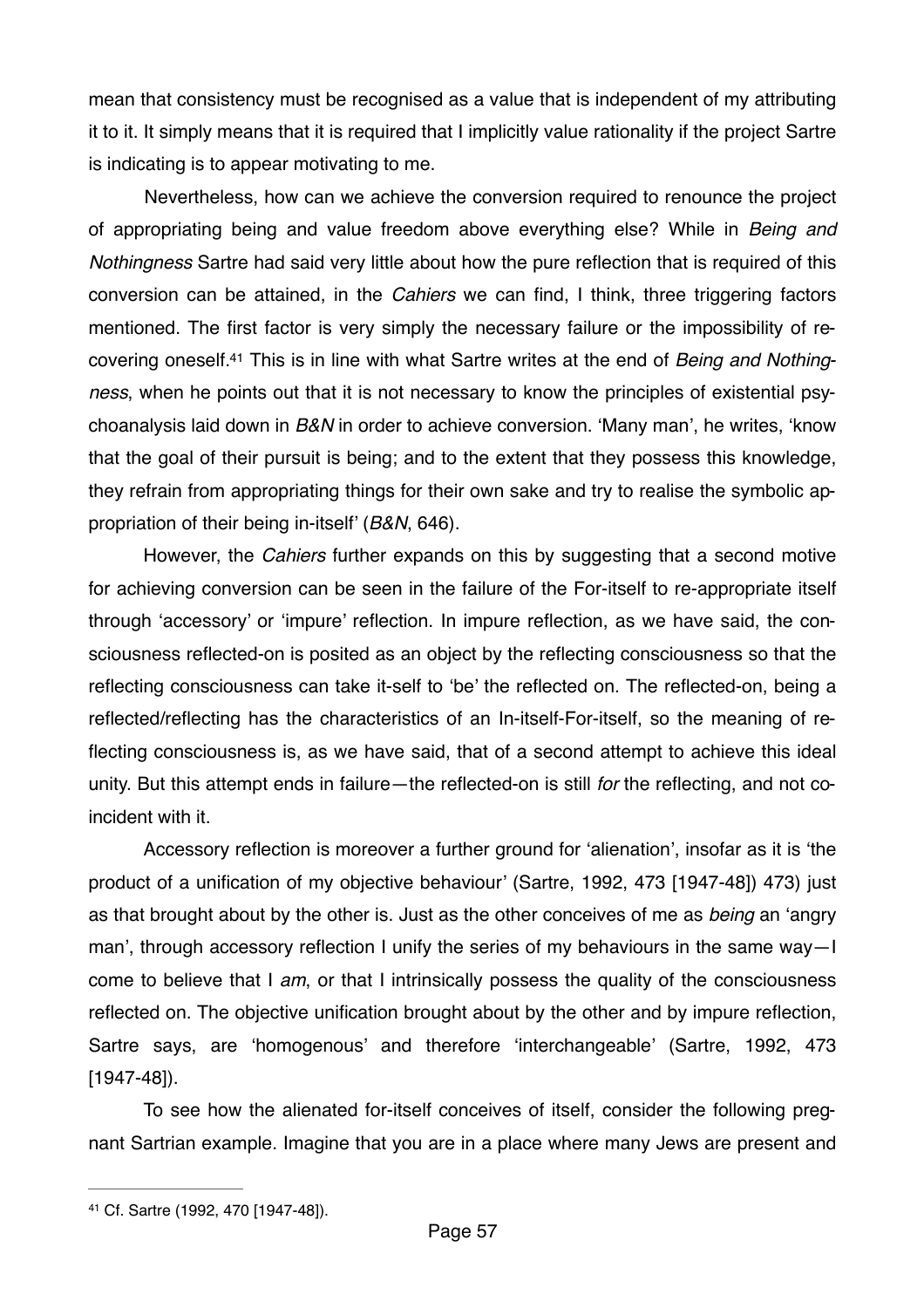mean that consistency must be recognised as a value that is independent of my attributing it to it. It simply means that it is required that I implicitly value rationality if the project Sartre is indicating is to appear motivating to me.

Nevertheless, how can we achieve the conversion required to renounce the project of appropriating being and value freedom above everything else? While in *Being and Nothingness* Sartre had said very little about how the pure reflection that is required of this conversion can be attained, in the *Cahiers* we can find, I think, three triggering factors mentioned. The first factor is very simply the necessary failure or the impossibility of recovering oneself.[41] This is in line with what Sartre writes at the end of *Being and Nothingness*, when he points out that it is not necessary to know the principles of existential psychoanalysis laid down in *B&N* in order to achieve conversion. 'Many man', he writes, 'know that the goal of their pursuit is being; and to the extent that they possess this knowledge, they refrain from appropriating things for their own sake and try to realise the symbolic appropriation of their being in-itself' (*B&N*, 646).

However, the *Cahiers* further expands on this by suggesting that a second motive for achieving conversion can be seen in the failure of the For-itself to re-appropriate itself through 'accessory' or 'impure' reflection. In impure reflection, as we have said, the consciousness reflected-on is posited as an object by the reflecting consciousness so that the reflecting consciousness can take it-self to 'be' the reflected on. The reflected-on, being a reflected/reflecting has the characteristics of an In-itself-For-itself, so the meaning of reflecting consciousness is, as we have said, that of a second attempt to achieve this ideal unity. But this attempt ends in failure—the reflected-on is still *for* the reflecting, and not coincident with it.

Accessory reflection is moreover a further ground for 'alienation', insofar as it is 'the product of a unification of my objective behaviour' (Sartre, 1992, 473 [1947-48]) 473) just as that brought about by the other is. Just as the other conceives of me as *being* an 'angry man', through accessory reflection I unify the series of my behaviours in the same way—I come to believe that I *am*, or that I intrinsically possess the quality of the consciousness reflected on. The objective unification brought about by the other and by impure reflection, Sartre says, are 'homogenous' and therefore 'interchangeable' (Sartre, 1992, 473 [1947-48]).

To see how the alienated for-itself conceives of itself, consider the following pregnant Sartrian example. Imagine that you are in a place where many Jews are present and

---

[41] Cf. Sartre (1992, 470 [1947-48]).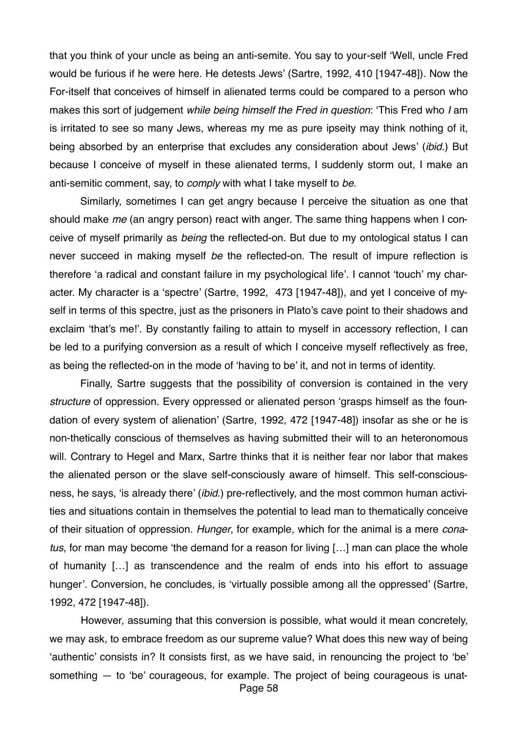that you think of your uncle as being an anti-semite. You say to your-self 'Well, uncle Fred would be furious if he were here. He detests Jews' (Sartre, 1992, 410 [1947-48]). Now the For-itself that conceives of himself in alienated terms could be compared to a person who makes this sort of judgement *while being himself the Fred in question*: 'This Fred who *I* am is irritated to see so many Jews, whereas my me as pure ipseity may think nothing of it, being absorbed by an enterprise that excludes any consideration about Jews' (*ibid.*) But because I conceive of myself in these alienated terms, I suddenly storm out, I make an anti-semitic comment, say, to *comply* with what I take myself to *be*.

Similarly, sometimes I can get angry because I perceive the situation as one that should make *me* (an angry person) react with anger. The same thing happens when I conceive of myself primarily as *being* the reflected-on. But due to my ontological status I can never succeed in making myself *be* the reflected-on. The result of impure reflection is therefore 'a radical and constant failure in my psychological life'. I cannot 'touch' my character. My character is a 'spectre' (Sartre, 1992, 473 [1947-48]), and yet I conceive of myself in terms of this spectre, just as the prisoners in Plato's cave point to their shadows and exclaim 'that's me!'. By constantly failing to attain to myself in accessory reflection, I can be led to a purifying conversion as a result of which I conceive myself reflectively as free, as being the reflected-on in the mode of 'having to be' it, and not in terms of identity.

Finally, Sartre suggests that the possibility of conversion is contained in the very *structure* of oppression. Every oppressed or alienated person 'grasps himself as the foundation of every system of alienation' (Sartre, 1992, 472 [1947-48]) insofar as she or he is non-thetically conscious of themselves as having submitted their will to an heteronomous will. Contrary to Hegel and Marx, Sartre thinks that it is neither fear nor labor that makes the alienated person or the slave self-consciously aware of himself. This self-consciousness, he says, 'is already there' (*ibid.*) pre-reflectively, and the most common human activities and situations contain in themselves the potential to lead man to thematically conceive of their situation of oppression. *Hunger*, for example, which for the animal is a mere *conatus*, for man may become 'the demand for a reason for living […] man can place the whole of humanity […] as transcendence and the realm of ends into his effort to assuage hunger'. Conversion, he concludes, is 'virtually possible among all the oppressed' (Sartre, 1992, 472 [1947-48]).

However, assuming that this conversion is possible, what would it mean concretely, we may ask, to embrace freedom as our supreme value? What does this new way of being 'authentic' consists in? It consists first, as we have said, in renouncing the project to 'be' something — to 'be' courageous, for example. The project of being courageous is unat-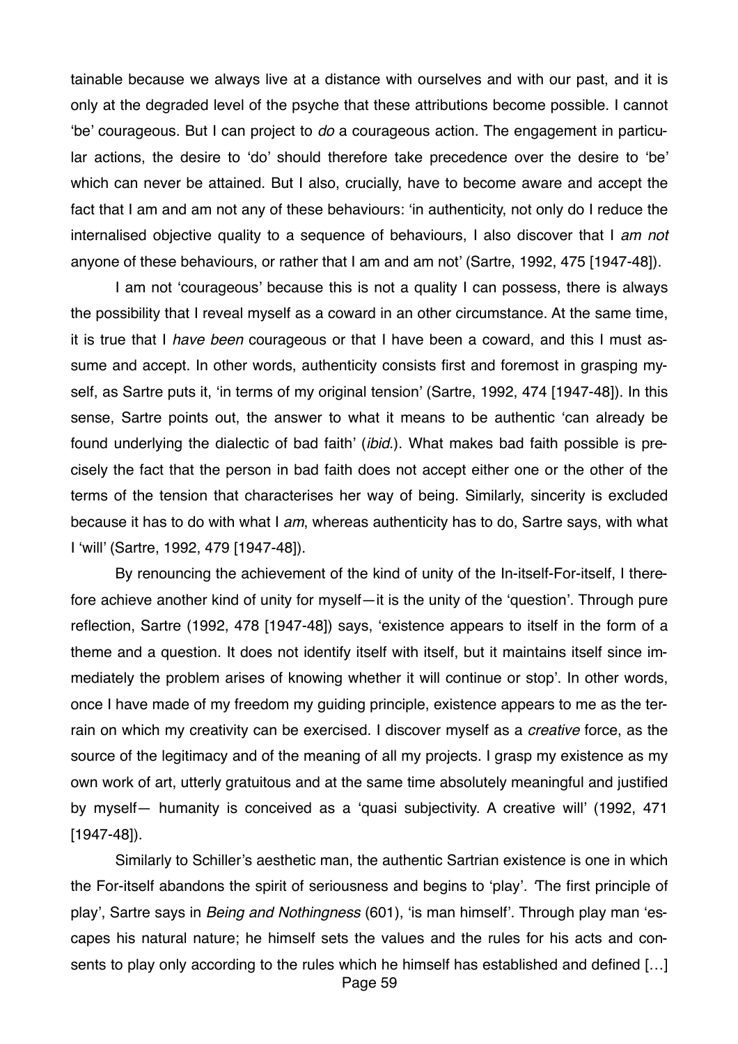tainable because we always live at a distance with ourselves and with our past, and it is only at the degraded level of the psyche that these attributions become possible. I cannot 'be' courageous. But I can project to *do* a courageous action. The engagement in particular actions, the desire to 'do' should therefore take precedence over the desire to 'be' which can never be attained. But I also, crucially, have to become aware and accept the fact that I am and am not any of these behaviours: 'in authenticity, not only do I reduce the internalised objective quality to a sequence of behaviours, I also discover that I *am not* anyone of these behaviours, or rather that I am and am not' (Sartre, 1992, 475 [1947-48]).

I am not 'courageous' because this is not a quality I can possess, there is always the possibility that I reveal myself as a coward in an other circumstance. At the same time, it is true that I *have been* courageous or that I have been a coward, and this I must assume and accept. In other words, authenticity consists first and foremost in grasping myself, as Sartre puts it, 'in terms of my original tension' (Sartre, 1992, 474 [1947-48]). In this sense, Sartre points out, the answer to what it means to be authentic 'can already be found underlying the dialectic of bad faith' (*ibid.*). What makes bad faith possible is precisely the fact that the person in bad faith does not accept either one or the other of the terms of the tension that characterises her way of being. Similarly, sincerity is excluded because it has to do with what I *am*, whereas authenticity has to do, Sartre says, with what I 'will' (Sartre, 1992, 479 [1947-48]).

By renouncing the achievement of the kind of unity of the In-itself-For-itself, I therefore achieve another kind of unity for myself—it is the unity of the 'question'. Through pure reflection, Sartre (1992, 478 [1947-48]) says, 'existence appears to itself in the form of a theme and a question. It does not identify itself with itself, but it maintains itself since immediately the problem arises of knowing whether it will continue or stop'. In other words, once I have made of my freedom my guiding principle, existence appears to me as the terrain on which my creativity can be exercised. I discover myself as a *creative* force, as the source of the legitimacy and of the meaning of all my projects. I grasp my existence as my own work of art, utterly gratuitous and at the same time absolutely meaningful and justified by myself— humanity is conceived as a 'quasi subjectivity. A creative will' (1992, 471 [1947-48]).

Similarly to Schiller's aesthetic man, the authentic Sartrian existence is one in which the For-itself abandons the spirit of seriousness and begins to 'play'. 'The first principle of play', Sartre says in *Being and Nothingness* (601), 'is man himself'. Through play man 'escapes his natural nature; he himself sets the values and the rules for his acts and consents to play only according to the rules which he himself has established and defined […]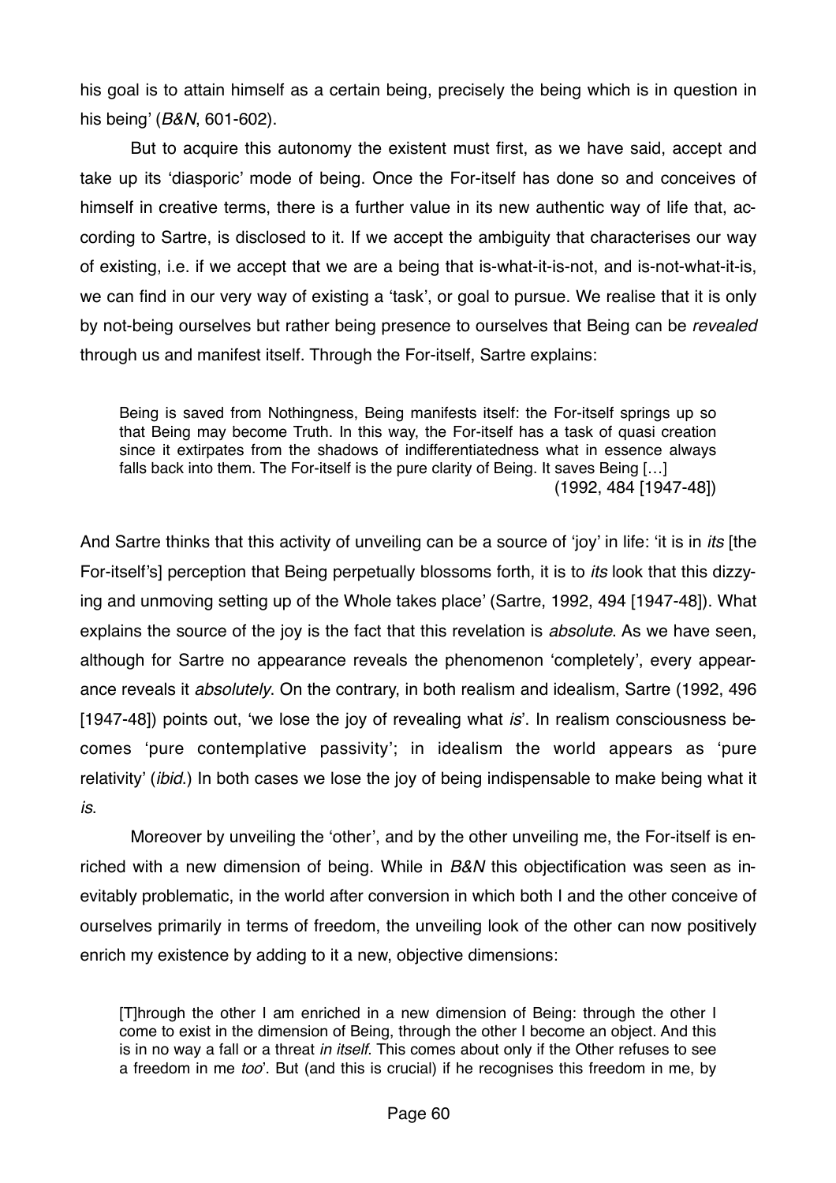his goal is to attain himself as a certain being, precisely the being which is in question in his being' (*B&N*, 601-602).

But to acquire this autonomy the existent must first, as we have said, accept and take up its 'diasporic' mode of being. Once the For-itself has done so and conceives of himself in creative terms, there is a further value in its new authentic way of life that, according to Sartre, is disclosed to it. If we accept the ambiguity that characterises our way of existing, i.e. if we accept that we are a being that is-what-it-is-not, and is-not-what-it-is, we can find in our very way of existing a 'task', or goal to pursue. We realise that it is only by not-being ourselves but rather being presence to ourselves that Being can be *revealed* through us and manifest itself. Through the For-itself, Sartre explains:

> Being is saved from Nothingness, Being manifests itself: the For-itself springs up so that Being may become Truth. In this way, the For-itself has a task of quasi creation since it extirpates from the shadows of indifferentiatedness what in essence always falls back into them. The For-itself is the pure clarity of Being. It saves Being […]
> (1992, 484 [1947-48])

And Sartre thinks that this activity of unveiling can be a source of 'joy' in life: 'it is in *its* [the For-itself's] perception that Being perpetually blossoms forth, it is to *its* look that this dizzying and unmoving setting up of the Whole takes place' (Sartre, 1992, 494 [1947-48]). What explains the source of the joy is the fact that this revelation is *absolute*. As we have seen, although for Sartre no appearance reveals the phenomenon 'completely', every appearance reveals it *absolutely*. On the contrary, in both realism and idealism, Sartre (1992, 496 [1947-48]) points out, 'we lose the joy of revealing what *is*'. In realism consciousness becomes 'pure contemplative passivity'; in idealism the world appears as 'pure relativity' (*ibid*.) In both cases we lose the joy of being indispensable to make being what it *is*.

Moreover by unveiling the 'other', and by the other unveiling me, the For-itself is enriched with a new dimension of being. While in *B&N* this objectification was seen as inevitably problematic, in the world after conversion in which both I and the other conceive of ourselves primarily in terms of freedom, the unveiling look of the other can now positively enrich my existence by adding to it a new, objective dimensions:

> [T]hrough the other I am enriched in a new dimension of Being: through the other I come to exist in the dimension of Being, through the other I become an object. And this is in no way a fall or a threat *in itself*. This comes about only if the Other refuses to see a freedom in me *too*'. But (and this is crucial) if he recognises this freedom in me, by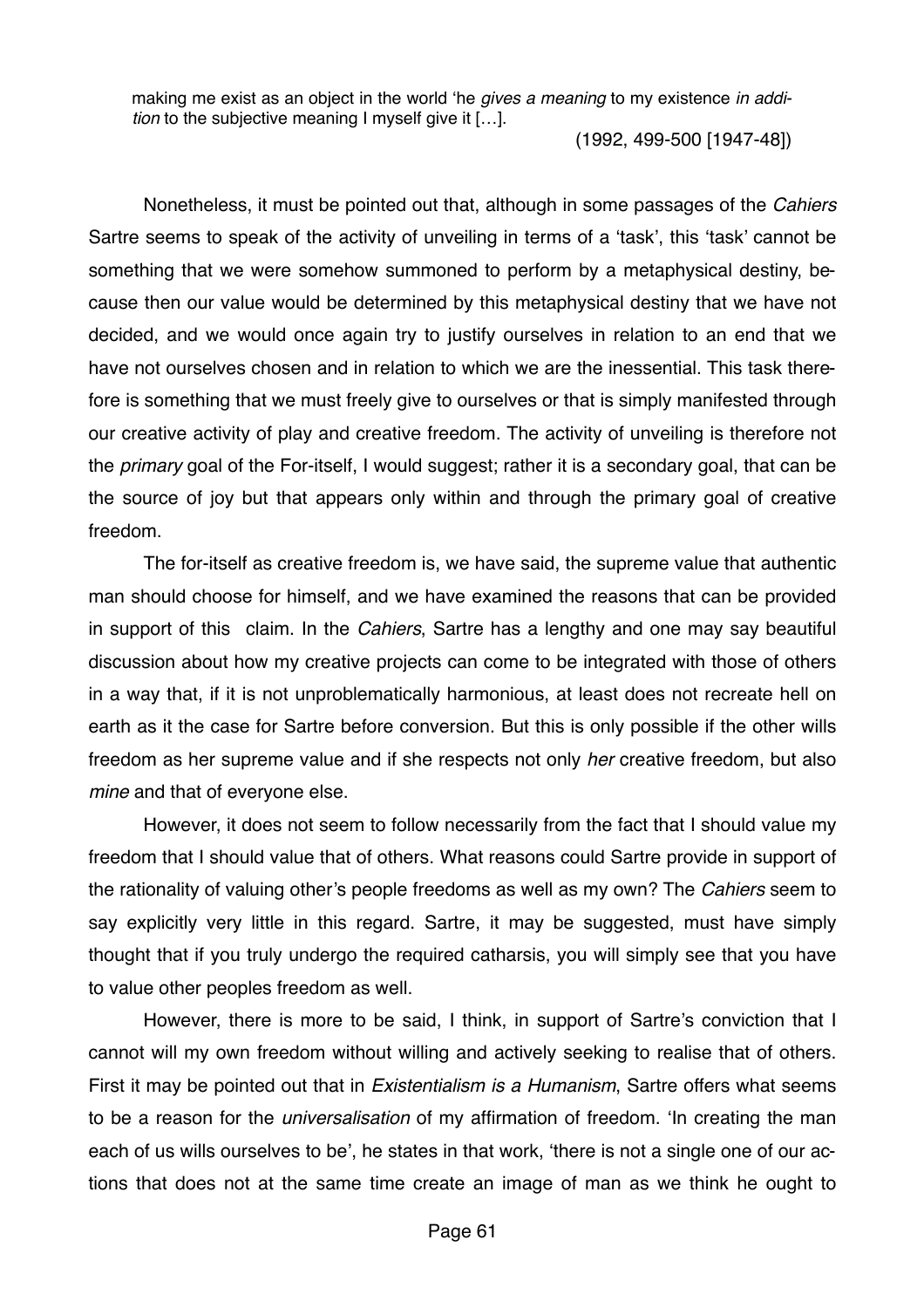making me exist as an object in the world 'he *gives a meaning* to my existence *in addition* to the subjective meaning I myself give it […].

(1992, 499-500 [1947-48])

Nonetheless, it must be pointed out that, although in some passages of the *Cahiers* Sartre seems to speak of the activity of unveiling in terms of a 'task', this 'task' cannot be something that we were somehow summoned to perform by a metaphysical destiny, because then our value would be determined by this metaphysical destiny that we have not decided, and we would once again try to justify ourselves in relation to an end that we have not ourselves chosen and in relation to which we are the inessential. This task therefore is something that we must freely give to ourselves or that is simply manifested through our creative activity of play and creative freedom. The activity of unveiling is therefore not the *primary* goal of the For-itself, I would suggest; rather it is a secondary goal, that can be the source of joy but that appears only within and through the primary goal of creative freedom.

The for-itself as creative freedom is, we have said, the supreme value that authentic man should choose for himself, and we have examined the reasons that can be provided in support of this claim. In the *Cahiers*, Sartre has a lengthy and one may say beautiful discussion about how my creative projects can come to be integrated with those of others in a way that, if it is not unproblematically harmonious, at least does not recreate hell on earth as it the case for Sartre before conversion. But this is only possible if the other wills freedom as her supreme value and if she respects not only *her* creative freedom, but also *mine* and that of everyone else.

However, it does not seem to follow necessarily from the fact that I should value my freedom that I should value that of others. What reasons could Sartre provide in support of the rationality of valuing other's people freedoms as well as my own? The *Cahiers* seem to say explicitly very little in this regard. Sartre, it may be suggested, must have simply thought that if you truly undergo the required catharsis, you will simply see that you have to value other peoples freedom as well.

However, there is more to be said, I think, in support of Sartre's conviction that I cannot will my own freedom without willing and actively seeking to realise that of others. First it may be pointed out that in *Existentialism is a Humanism*, Sartre offers what seems to be a reason for the *universalisation* of my affirmation of freedom. 'In creating the man each of us wills ourselves to be', he states in that work, 'there is not a single one of our actions that does not at the same time create an image of man as we think he ought to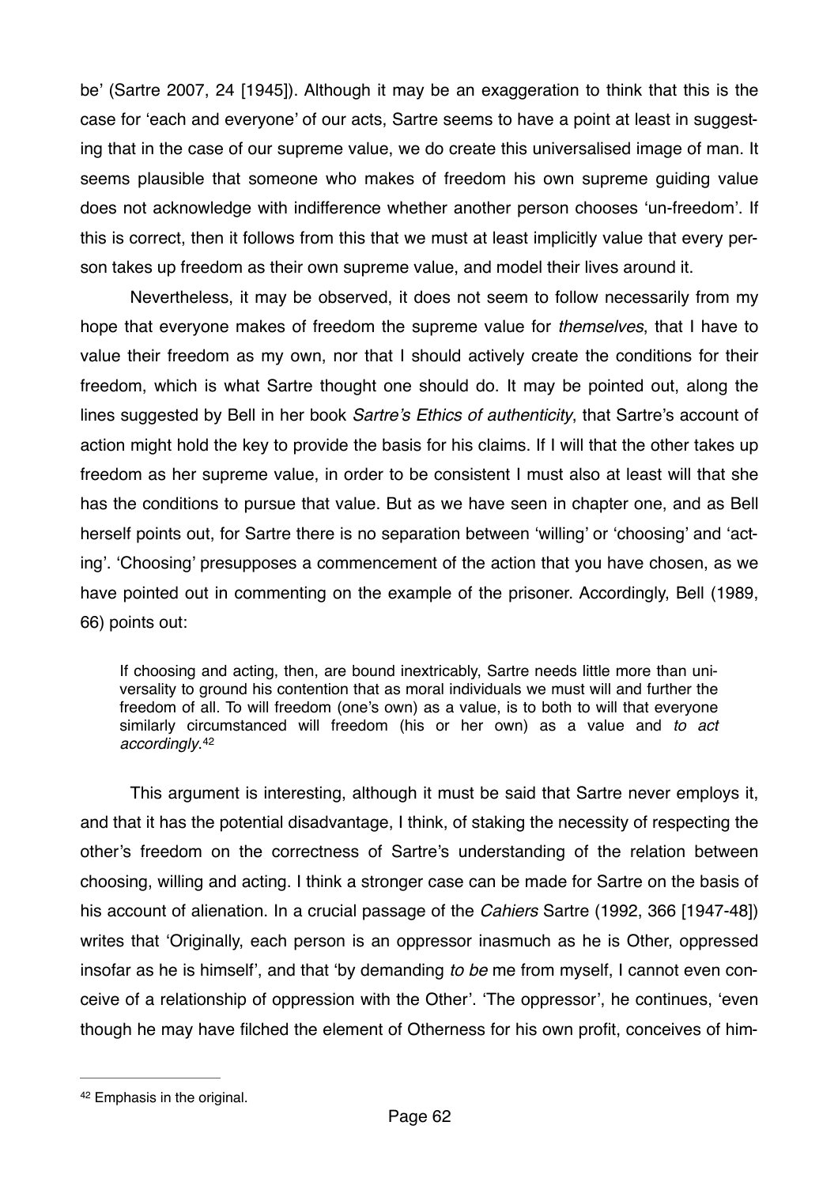be' (Sartre 2007, 24 [1945]). Although it may be an exaggeration to think that this is the case for 'each and everyone' of our acts, Sartre seems to have a point at least in suggesting that in the case of our supreme value, we do create this universalised image of man. It seems plausible that someone who makes of freedom his own supreme guiding value does not acknowledge with indifference whether another person chooses 'un-freedom'. If this is correct, then it follows from this that we must at least implicitly value that every person takes up freedom as their own supreme value, and model their lives around it.

Nevertheless, it may be observed, it does not seem to follow necessarily from my hope that everyone makes of freedom the supreme value for *themselves*, that I have to value their freedom as my own, nor that I should actively create the conditions for their freedom, which is what Sartre thought one should do. It may be pointed out, along the lines suggested by Bell in her book *Sartre's Ethics of authenticity*, that Sartre's account of action might hold the key to provide the basis for his claims. If I will that the other takes up freedom as her supreme value, in order to be consistent I must also at least will that she has the conditions to pursue that value. But as we have seen in chapter one, and as Bell herself points out, for Sartre there is no separation between 'willing' or 'choosing' and 'acting'. 'Choosing' presupposes a commencement of the action that you have chosen, as we have pointed out in commenting on the example of the prisoner. Accordingly, Bell (1989, 66) points out:

> If choosing and acting, then, are bound inextricably, Sartre needs little more than universality to ground his contention that as moral individuals we must will and further the freedom of all. To will freedom (one's own) as a value, is to both to will that everyone similarly circumstanced will freedom (his or her own) as a value and *to act accordingly*.[42]

This argument is interesting, although it must be said that Sartre never employs it, and that it has the potential disadvantage, I think, of staking the necessity of respecting the other's freedom on the correctness of Sartre's understanding of the relation between choosing, willing and acting. I think a stronger case can be made for Sartre on the basis of his account of alienation. In a crucial passage of the *Cahiers* Sartre (1992, 366 [1947-48]) writes that 'Originally, each person is an oppressor inasmuch as he is Other, oppressed insofar as he is himself', and that 'by demanding *to be* me from myself, I cannot even conceive of a relationship of oppression with the Other'. 'The oppressor', he continues, 'even though he may have filched the element of Otherness for his own profit, conceives of him-

---

[42] Emphasis in the original.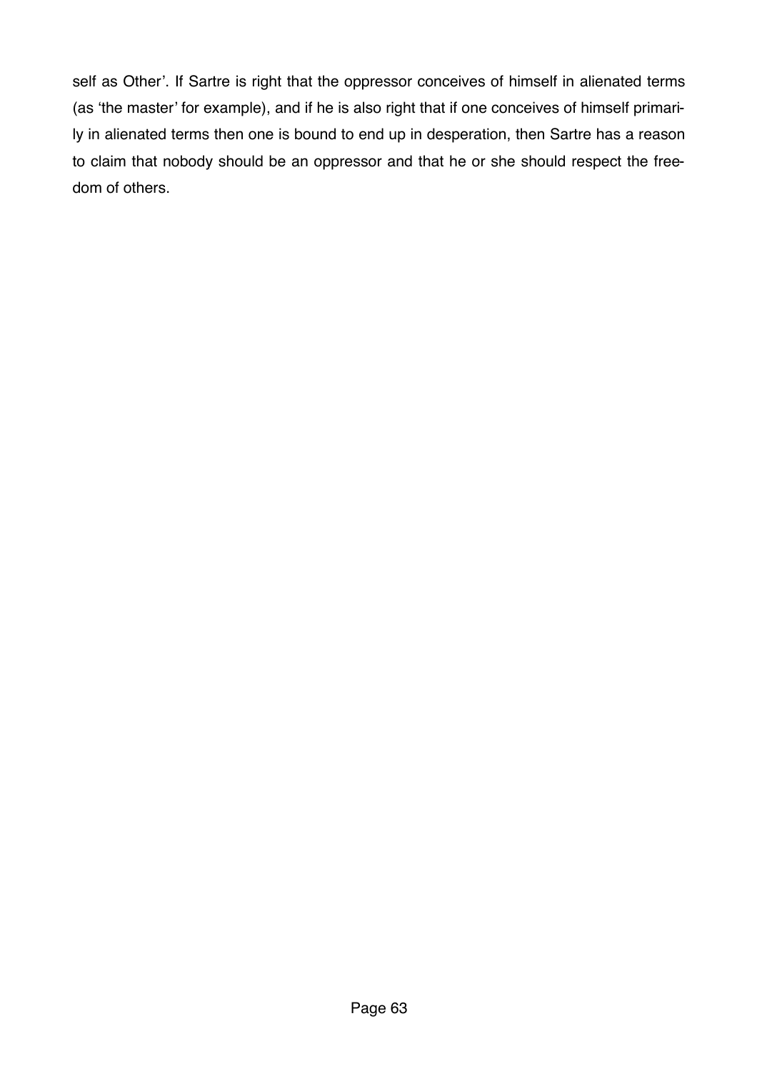self as Other'. If Sartre is right that the oppressor conceives of himself in alienated terms (as 'the master' for example), and if he is also right that if one conceives of himself primarily in alienated terms then one is bound to end up in desperation, then Sartre has a reason to claim that nobody should be an oppressor and that he or she should respect the freedom of others.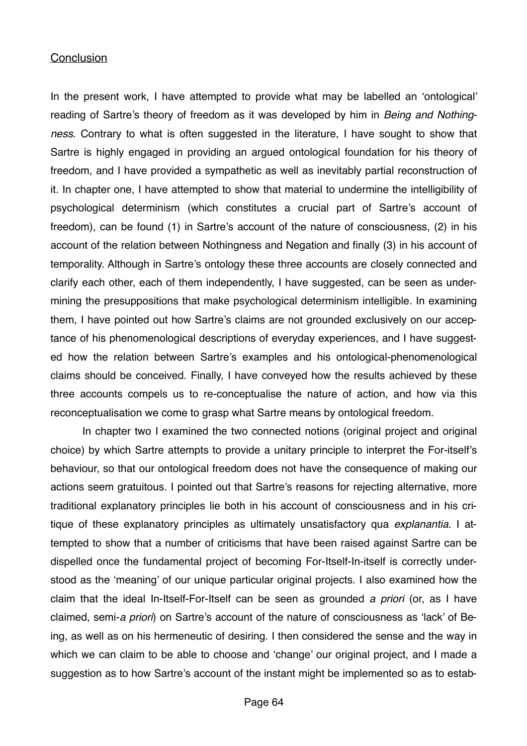## Conclusion

In the present work, I have attempted to provide what may be labelled an 'ontological' reading of Sartre's theory of freedom as it was developed by him in *Being and Nothingness*. Contrary to what is often suggested in the literature, I have sought to show that Sartre is highly engaged in providing an argued ontological foundation for his theory of freedom, and I have provided a sympathetic as well as inevitably partial reconstruction of it. In chapter one, I have attempted to show that material to undermine the intelligibility of psychological determinism (which constitutes a crucial part of Sartre's account of freedom), can be found (1) in Sartre's account of the nature of consciousness, (2) in his account of the relation between Nothingness and Negation and finally (3) in his account of temporality. Although in Sartre's ontology these three accounts are closely connected and clarify each other, each of them independently, I have suggested, can be seen as undermining the presuppositions that make psychological determinism intelligible. In examining them, I have pointed out how Sartre's claims are not grounded exclusively on our acceptance of his phenomenological descriptions of everyday experiences, and I have suggested how the relation between Sartre's examples and his ontological-phenomenological claims should be conceived. Finally, I have conveyed how the results achieved by these three accounts compels us to re-conceptualise the nature of action, and how via this reconceptualisation we come to grasp what Sartre means by ontological freedom.

In chapter two I examined the two connected notions (original project and original choice) by which Sartre attempts to provide a unitary principle to interpret the For-itself's behaviour, so that our ontological freedom does not have the consequence of making our actions seem gratuitous. I pointed out that Sartre's reasons for rejecting alternative, more traditional explanatory principles lie both in his account of consciousness and in his critique of these explanatory principles as ultimately unsatisfactory qua *explanantia*. I attempted to show that a number of criticisms that have been raised against Sartre can be dispelled once the fundamental project of becoming For-Itself-In-itself is correctly understood as the 'meaning' of our unique particular original projects. I also examined how the claim that the ideal In-Itself-For-Itself can be seen as grounded *a priori* (or, as I have claimed, semi-*a priori*) on Sartre's account of the nature of consciousness as 'lack' of Being, as well as on his hermeneutic of desiring. I then considered the sense and the way in which we can claim to be able to choose and 'change' our original project, and I made a suggestion as to how Sartre's account of the instant might be implemented so as to estab-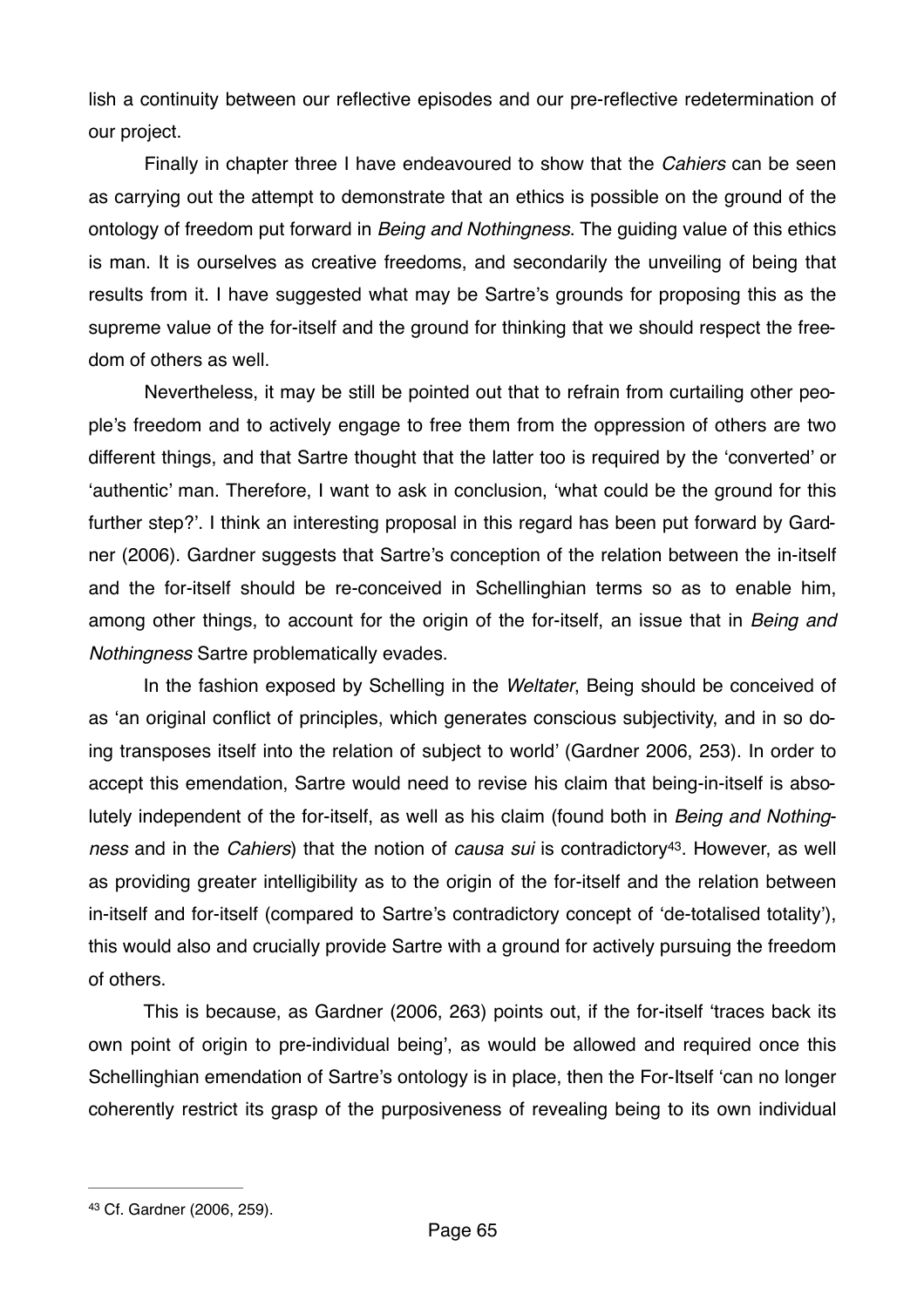lish a continuity between our reflective episodes and our pre-reflective redetermination of our project.

Finally in chapter three I have endeavoured to show that the *Cahiers* can be seen as carrying out the attempt to demonstrate that an ethics is possible on the ground of the ontology of freedom put forward in *Being and Nothingness*. The guiding value of this ethics is man. It is ourselves as creative freedoms, and secondarily the unveiling of being that results from it. I have suggested what may be Sartre's grounds for proposing this as the supreme value of the for-itself and the ground for thinking that we should respect the freedom of others as well.

Nevertheless, it may be still be pointed out that to refrain from curtailing other people's freedom and to actively engage to free them from the oppression of others are two different things, and that Sartre thought that the latter too is required by the 'converted' or 'authentic' man. Therefore, I want to ask in conclusion, 'what could be the ground for this further step?'. I think an interesting proposal in this regard has been put forward by Gardner (2006). Gardner suggests that Sartre's conception of the relation between the in-itself and the for-itself should be re-conceived in Schellinghian terms so as to enable him, among other things, to account for the origin of the for-itself, an issue that in *Being and Nothingness* Sartre problematically evades.

In the fashion exposed by Schelling in the *Weltater*, Being should be conceived of as 'an original conflict of principles, which generates conscious subjectivity, and in so doing transposes itself into the relation of subject to world' (Gardner 2006, 253). In order to accept this emendation, Sartre would need to revise his claim that being-in-itself is absolutely independent of the for-itself, as well as his claim (found both in *Being and Nothingness* and in the *Cahiers*) that the notion of *causa sui* is contradictory[43]. However, as well as providing greater intelligibility as to the origin of the for-itself and the relation between in-itself and for-itself (compared to Sartre's contradictory concept of 'de-totalised totality'), this would also and crucially provide Sartre with a ground for actively pursuing the freedom of others.

This is because, as Gardner (2006, 263) points out, if the for-itself 'traces back its own point of origin to pre-individual being', as would be allowed and required once this Schellinghian emendation of Sartre's ontology is in place, then the For-Itself 'can no longer coherently restrict its grasp of the purposiveness of revealing being to its own individual

---

[43] Cf. Gardner (2006, 259).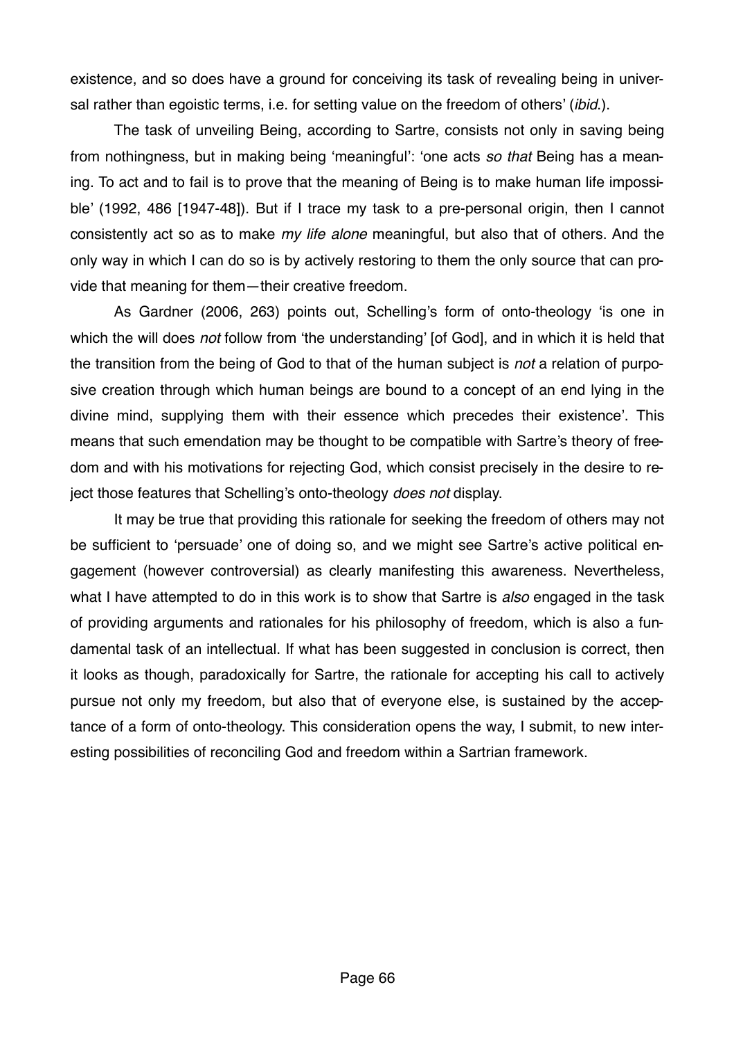existence, and so does have a ground for conceiving its task of revealing being in universal rather than egoistic terms, i.e. for setting value on the freedom of others' (*ibid.*).

The task of unveiling Being, according to Sartre, consists not only in saving being from nothingness, but in making being 'meaningful': 'one acts *so that* Being has a meaning. To act and to fail is to prove that the meaning of Being is to make human life impossible' (1992, 486 [1947-48]). But if I trace my task to a pre-personal origin, then I cannot consistently act so as to make *my life alone* meaningful, but also that of others. And the only way in which I can do so is by actively restoring to them the only source that can provide that meaning for them—their creative freedom.

As Gardner (2006, 263) points out, Schelling's form of onto-theology 'is one in which the will does *not* follow from 'the understanding' [of God], and in which it is held that the transition from the being of God to that of the human subject is *not* a relation of purposive creation through which human beings are bound to a concept of an end lying in the divine mind, supplying them with their essence which precedes their existence'. This means that such emendation may be thought to be compatible with Sartre's theory of freedom and with his motivations for rejecting God, which consist precisely in the desire to reject those features that Schelling's onto-theology *does not* display.

It may be true that providing this rationale for seeking the freedom of others may not be sufficient to 'persuade' one of doing so, and we might see Sartre's active political engagement (however controversial) as clearly manifesting this awareness. Nevertheless, what I have attempted to do in this work is to show that Sartre is *also* engaged in the task of providing arguments and rationales for his philosophy of freedom, which is also a fundamental task of an intellectual. If what has been suggested in conclusion is correct, then it looks as though, paradoxically for Sartre, the rationale for accepting his call to actively pursue not only my freedom, but also that of everyone else, is sustained by the acceptance of a form of onto-theology. This consideration opens the way, I submit, to new interesting possibilities of reconciling God and freedom within a Sartrian framework.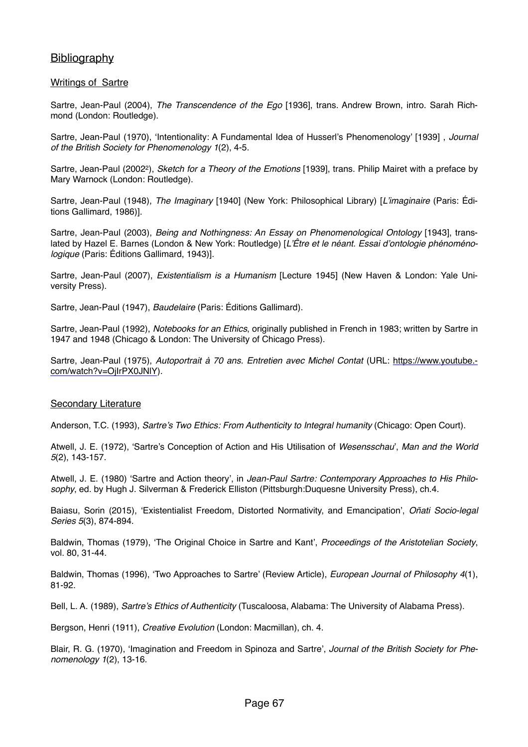## Bibliography

### Writings of Sartre

Sartre, Jean-Paul (2004), *The Transcendence of the Ego* [1936], trans. Andrew Brown, intro. Sarah Richmond (London: Routledge).

Sartre, Jean-Paul (1970), 'Intentionality: A Fundamental Idea of Husserl's Phenomenology' [1939] , *Journal of the British Society for Phenomenology 1*(2), 4-5.

Sartre, Jean-Paul (2002[2]), *Sketch for a Theory of the Emotions* [1939], trans. Philip Mairet with a preface by Mary Warnock (London: Routledge).

Sartre, Jean-Paul (1948), *The Imaginary* [1940] (New York: Philosophical Library) [*L'imaginaire* (Paris: Éditions Gallimard, 1986)].

Sartre, Jean-Paul (2003), *Being and Nothingness: An Essay on Phenomenological Ontology* [1943], translated by Hazel E. Barnes (London & New York: Routledge) [*L'Être et le néant. Essai d'ontologie phénoménologique* (Paris: Éditions Gallimard, 1943)].

Sartre, Jean-Paul (2007), *Existentialism is a Humanism* [Lecture 1945] (New Haven & London: Yale University Press).

Sartre, Jean-Paul (1947), *Baudelaire* (Paris: Éditions Gallimard).

Sartre, Jean-Paul (1992), *Notebooks for an Ethics*, originally published in French in 1983; written by Sartre in 1947 and 1948 (Chicago & London: The University of Chicago Press).

Sartre, Jean-Paul (1975), *Autoportrait à 70 ans. Entretien avec Michel Contat* (URL: https://www.youtube.com/watch?v=OjIrPX0JNlY).

### Secondary Literature

Anderson, T.C. (1993), *Sartre's Two Ethics: From Authenticity to Integral humanity* (Chicago: Open Court).

Atwell, J. E. (1972), 'Sartre's Conception of Action and His Utilisation of *Wesensschau*', *Man and the World 5*(2), 143-157.

Atwell, J. E. (1980) 'Sartre and Action theory', in *Jean-Paul Sartre: Contemporary Approaches to His Philosophy*, ed. by Hugh J. Silverman & Frederick Elliston (Pittsburgh:Duquesne University Press), ch.4.

Baiasu, Sorin (2015), 'Existentialist Freedom, Distorted Normativity, and Emancipation', *Oñati Socio-legal Series 5*(3), 874-894.

Baldwin, Thomas (1979), 'The Original Choice in Sartre and Kant', *Proceedings of the Aristotelian Society*, vol. 80, 31-44.

Baldwin, Thomas (1996), 'Two Approaches to Sartre' (Review Article), *European Journal of Philosophy 4*(1), 81-92.

Bell, L. A. (1989), *Sartre's Ethics of Authenticity* (Tuscaloosa, Alabama: The University of Alabama Press).

Bergson, Henri (1911), *Creative Evolution* (London: Macmillan), ch. 4.

Blair, R. G. (1970), 'Imagination and Freedom in Spinoza and Sartre', *Journal of the British Society for Phenomenology 1*(2), 13-16.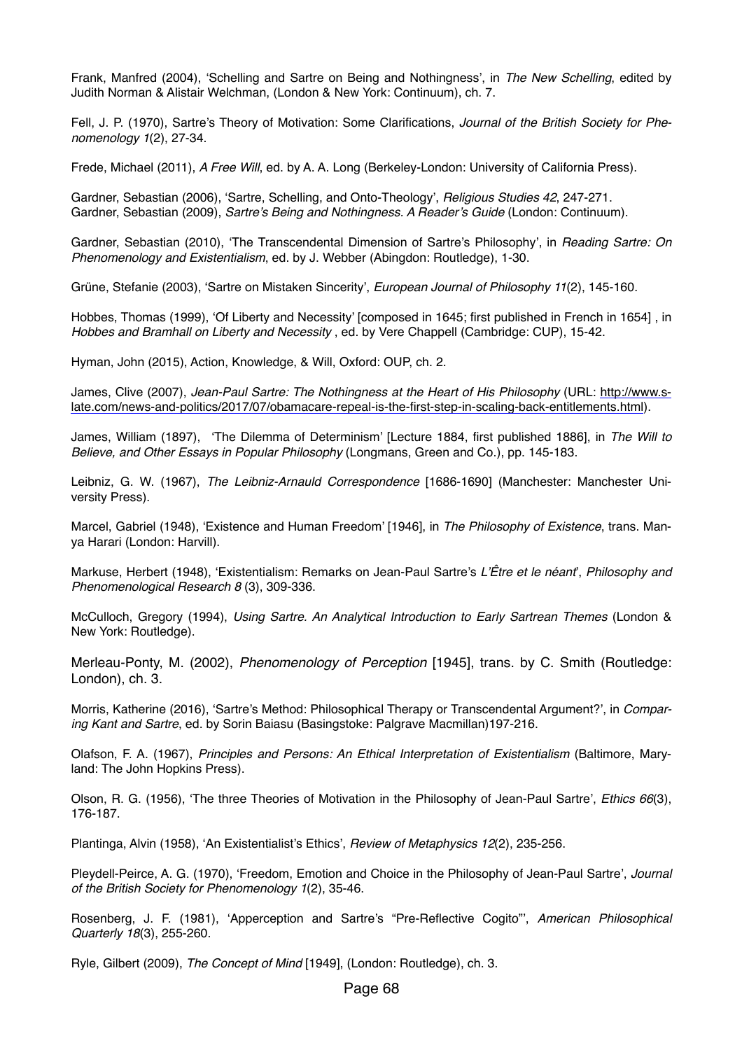Frank, Manfred (2004), 'Schelling and Sartre on Being and Nothingness', in *The New Schelling*, edited by Judith Norman & Alistair Welchman, (London & New York: Continuum), ch. 7.

Fell, J. P. (1970), Sartre's Theory of Motivation: Some Clarifications, *Journal of the British Society for Phenomenology 1*(2), 27-34.

Frede, Michael (2011), *A Free Will*, ed. by A. A. Long (Berkeley-London: University of California Press).

Gardner, Sebastian (2006), 'Sartre, Schelling, and Onto-Theology', *Religious Studies 42*, 247-271.
Gardner, Sebastian (2009), *Sartre's Being and Nothingness. A Reader's Guide* (London: Continuum).

Gardner, Sebastian (2010), 'The Transcendental Dimension of Sartre's Philosophy', in *Reading Sartre: On Phenomenology and Existentialism*, ed. by J. Webber (Abingdon: Routledge), 1-30.

Grüne, Stefanie (2003), 'Sartre on Mistaken Sincerity', *European Journal of Philosophy 11*(2), 145-160.

Hobbes, Thomas (1999), 'Of Liberty and Necessity' [composed in 1645; first published in French in 1654] , in *Hobbes and Bramhall on Liberty and Necessity* , ed. by Vere Chappell (Cambridge: CUP), 15-42.

Hyman, John (2015), Action, Knowledge, & Will, Oxford: OUP, ch. 2.

James, Clive (2007), *Jean-Paul Sartre: The Nothingness at the Heart of His Philosophy* (URL: http://www.slate.com/news-and-politics/2017/07/obamacare-repeal-is-the-first-step-in-scaling-back-entitlements.html).

James, William (1897), 'The Dilemma of Determinism' [Lecture 1884, first published 1886], in *The Will to Believe, and Other Essays in Popular Philosophy* (Longmans, Green and Co.), pp. 145-183.

Leibniz, G. W. (1967), *The Leibniz-Arnauld Correspondence* [1686-1690] (Manchester: Manchester University Press).

Marcel, Gabriel (1948), 'Existence and Human Freedom' [1946], in *The Philosophy of Existence*, trans. Manya Harari (London: Harvill).

Markuse, Herbert (1948), 'Existentialism: Remarks on Jean-Paul Sartre's *L'Être et le néant*', *Philosophy and Phenomenological Research 8* (3), 309-336.

McCulloch, Gregory (1994), *Using Sartre. An Analytical Introduction to Early Sartrean Themes* (London & New York: Routledge).

Merleau-Ponty, M. (2002), *Phenomenology of Perception* [1945], trans. by C. Smith (Routledge: London), ch. 3.

Morris, Katherine (2016), 'Sartre's Method: Philosophical Therapy or Transcendental Argument?', in *Comparing Kant and Sartre*, ed. by Sorin Baiasu (Basingstoke: Palgrave Macmillan)197-216.

Olafson, F. A. (1967), *Principles and Persons: An Ethical Interpretation of Existentialism* (Baltimore, Maryland: The John Hopkins Press).

Olson, R. G. (1956), 'The three Theories of Motivation in the Philosophy of Jean-Paul Sartre', *Ethics 66*(3), 176-187.

Plantinga, Alvin (1958), 'An Existentialist's Ethics', *Review of Metaphysics 12*(2), 235-256.

Pleydell-Peirce, A. G. (1970), 'Freedom, Emotion and Choice in the Philosophy of Jean-Paul Sartre', *Journal of the British Society for Phenomenology 1*(2), 35-46.

Rosenberg, J. F. (1981), 'Apperception and Sartre's "Pre-Reflective Cogito"', *American Philosophical Quarterly 18*(3), 255-260.

Ryle, Gilbert (2009), *The Concept of Mind* [1949], (London: Routledge), ch. 3.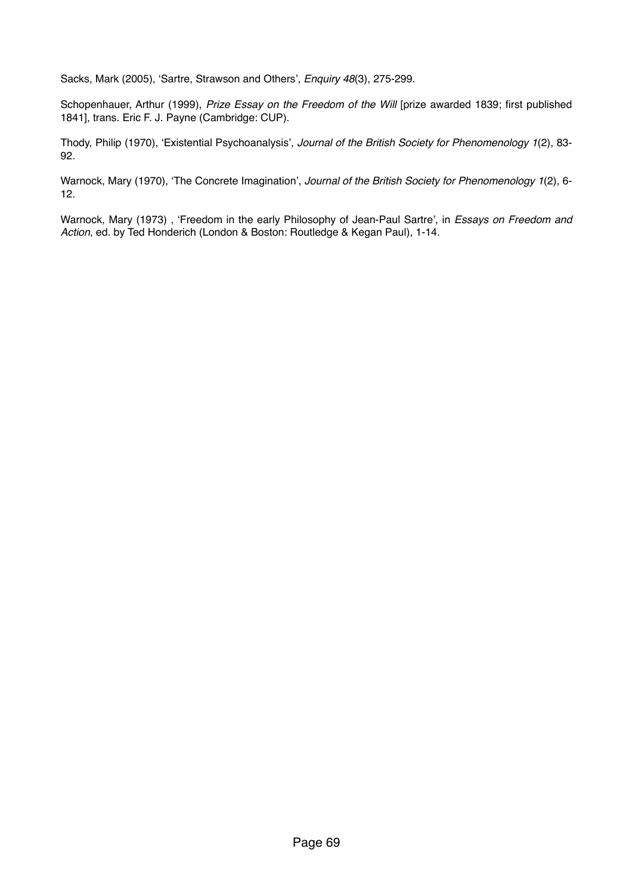Sacks, Mark (2005), 'Sartre, Strawson and Others', *Enquiry 48*(3), 275-299.

Schopenhauer, Arthur (1999), *Prize Essay on the Freedom of the Will* [prize awarded 1839; first published 1841], trans. Eric F. J. Payne (Cambridge: CUP).

Thody, Philip (1970), 'Existential Psychoanalysis', *Journal of the British Society for Phenomenology 1*(2), 83-92.

Warnock, Mary (1970), 'The Concrete Imagination', *Journal of the British Society for Phenomenology 1*(2), 6-12.

Warnock, Mary (1973) , 'Freedom in the early Philosophy of Jean-Paul Sartre', in *Essays on Freedom and Action*, ed. by Ted Honderich (London & Boston: Routledge & Kegan Paul), 1-14.